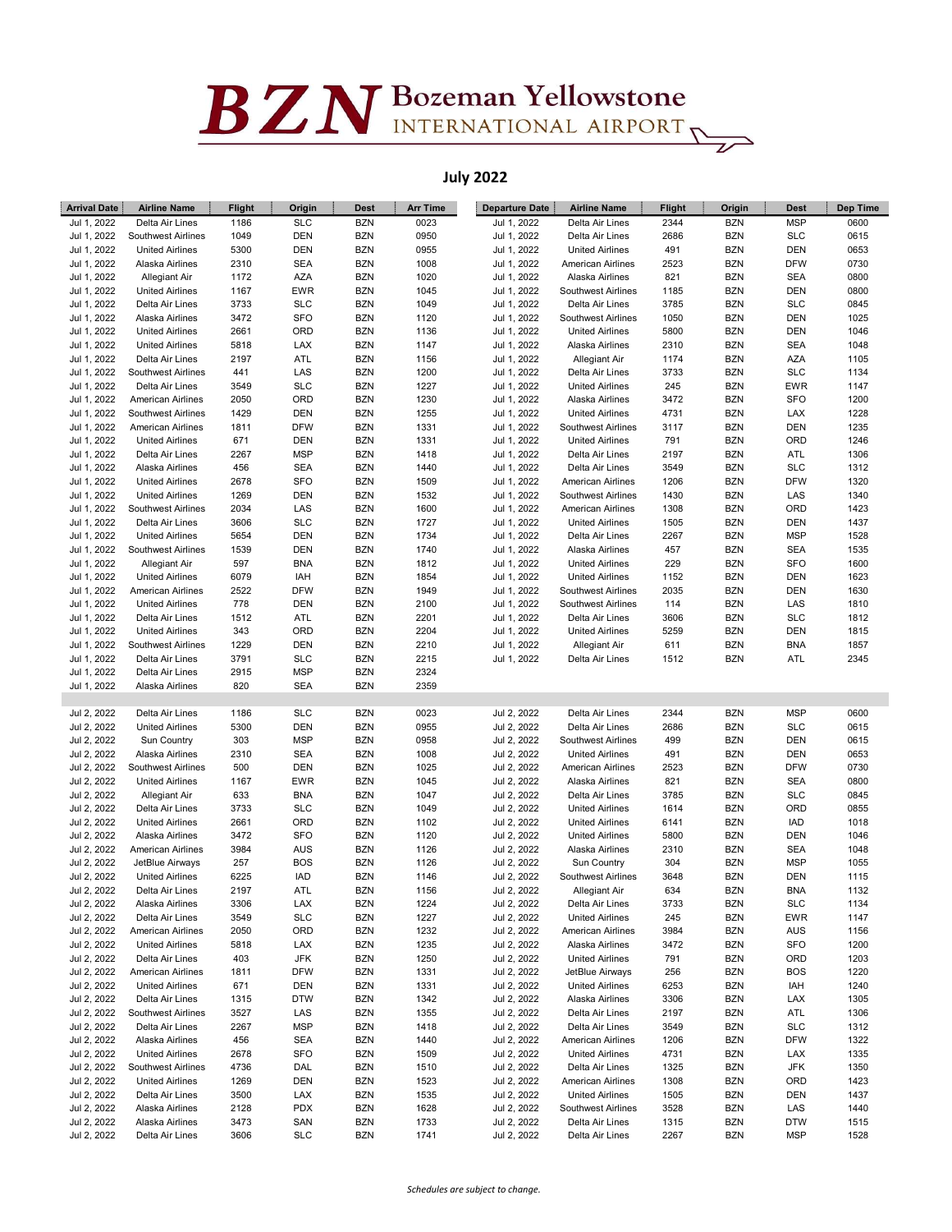# BZN Bozeman Yellowstone International Airport

## July 2022

| Arrival Date | Airline Name | Flight | Origin | Dest | Arr Time | Departure Date | Airline Name | Flight | Origin | Dest | Dep Time |
|---|---|---|---|---|---|---|---|---|---|---|---|
| Jul 1, 2022 | Delta Air Lines | 1186 | SLC | BZN | 0023 | Jul 1, 2022 | Delta Air Lines | 2344 | BZN | MSP | 0600 |
| Jul 1, 2022 | Southwest Airlines | 1049 | DEN | BZN | 0950 | Jul 1, 2022 | Delta Air Lines | 2686 | BZN | SLC | 0615 |
| Jul 1, 2022 | United Airlines | 5300 | DEN | BZN | 0955 | Jul 1, 2022 | United Airlines | 491 | BZN | DEN | 0653 |
| Jul 1, 2022 | Alaska Airlines | 2310 | SEA | BZN | 1008 | Jul 1, 2022 | American Airlines | 2523 | BZN | DFW | 0730 |
| Jul 1, 2022 | Allegiant Air | 1172 | AZA | BZN | 1020 | Jul 1, 2022 | Alaska Airlines | 821 | BZN | SEA | 0800 |
| Jul 1, 2022 | United Airlines | 1167 | EWR | BZN | 1045 | Jul 1, 2022 | Southwest Airlines | 1185 | BZN | DEN | 0800 |
| Jul 1, 2022 | Delta Air Lines | 3733 | SLC | BZN | 1049 | Jul 1, 2022 | Delta Air Lines | 3785 | BZN | SLC | 0845 |
| Jul 1, 2022 | Alaska Airlines | 3472 | SFO | BZN | 1120 | Jul 1, 2022 | Southwest Airlines | 1050 | BZN | DEN | 1025 |
| Jul 1, 2022 | United Airlines | 2661 | ORD | BZN | 1136 | Jul 1, 2022 | United Airlines | 5800 | BZN | DEN | 1046 |
| Jul 1, 2022 | United Airlines | 5818 | LAX | BZN | 1147 | Jul 1, 2022 | Alaska Airlines | 2310 | BZN | SEA | 1048 |
| Jul 1, 2022 | Delta Air Lines | 2197 | ATL | BZN | 1156 | Jul 1, 2022 | Allegiant Air | 1174 | BZN | AZA | 1105 |
| Jul 1, 2022 | Southwest Airlines | 441 | LAS | BZN | 1200 | Jul 1, 2022 | Delta Air Lines | 3733 | BZN | SLC | 1134 |
| Jul 1, 2022 | Delta Air Lines | 3549 | SLC | BZN | 1227 | Jul 1, 2022 | United Airlines | 245 | BZN | EWR | 1147 |
| Jul 1, 2022 | American Airlines | 2050 | ORD | BZN | 1230 | Jul 1, 2022 | Alaska Airlines | 3472 | BZN | SFO | 1200 |
| Jul 1, 2022 | Southwest Airlines | 1429 | DEN | BZN | 1255 | Jul 1, 2022 | United Airlines | 4731 | BZN | LAX | 1228 |
| Jul 1, 2022 | American Airlines | 1811 | DFW | BZN | 1331 | Jul 1, 2022 | Southwest Airlines | 3117 | BZN | DEN | 1235 |
| Jul 1, 2022 | United Airlines | 671 | DEN | BZN | 1331 | Jul 1, 2022 | United Airlines | 791 | BZN | ORD | 1246 |
| Jul 1, 2022 | Delta Air Lines | 2267 | MSP | BZN | 1418 | Jul 1, 2022 | Delta Air Lines | 2197 | BZN | ATL | 1306 |
| Jul 1, 2022 | Alaska Airlines | 456 | SEA | BZN | 1440 | Jul 1, 2022 | Delta Air Lines | 3549 | BZN | SLC | 1312 |
| Jul 1, 2022 | United Airlines | 2678 | SFO | BZN | 1509 | Jul 1, 2022 | American Airlines | 1206 | BZN | DFW | 1320 |
| Jul 1, 2022 | United Airlines | 1269 | DEN | BZN | 1532 | Jul 1, 2022 | Southwest Airlines | 1430 | BZN | LAS | 1340 |
| Jul 1, 2022 | Southwest Airlines | 2034 | LAS | BZN | 1600 | Jul 1, 2022 | American Airlines | 1308 | BZN | ORD | 1423 |
| Jul 1, 2022 | Delta Air Lines | 3606 | SLC | BZN | 1727 | Jul 1, 2022 | United Airlines | 1505 | BZN | DEN | 1437 |
| Jul 1, 2022 | United Airlines | 5654 | DEN | BZN | 1734 | Jul 1, 2022 | Delta Air Lines | 2267 | BZN | MSP | 1528 |
| Jul 1, 2022 | Southwest Airlines | 1539 | DEN | BZN | 1740 | Jul 1, 2022 | Alaska Airlines | 457 | BZN | SEA | 1535 |
| Jul 1, 2022 | Allegiant Air | 597 | BNA | BZN | 1812 | Jul 1, 2022 | United Airlines | 229 | BZN | SFO | 1600 |
| Jul 1, 2022 | United Airlines | 6079 | IAH | BZN | 1854 | Jul 1, 2022 | United Airlines | 1152 | BZN | DEN | 1623 |
| Jul 1, 2022 | American Airlines | 2522 | DFW | BZN | 1949 | Jul 1, 2022 | Southwest Airlines | 2035 | BZN | DEN | 1630 |
| Jul 1, 2022 | United Airlines | 778 | DEN | BZN | 2100 | Jul 1, 2022 | Southwest Airlines | 114 | BZN | LAS | 1810 |
| Jul 1, 2022 | Delta Air Lines | 1512 | ATL | BZN | 2201 | Jul 1, 2022 | Delta Air Lines | 3606 | BZN | SLC | 1812 |
| Jul 1, 2022 | United Airlines | 343 | ORD | BZN | 2204 | Jul 1, 2022 | United Airlines | 5259 | BZN | DEN | 1815 |
| Jul 1, 2022 | Southwest Airlines | 1229 | DEN | BZN | 2210 | Jul 1, 2022 | Allegiant Air | 611 | BZN | BNA | 1857 |
| Jul 1, 2022 | Delta Air Lines | 3791 | SLC | BZN | 2215 | Jul 1, 2022 | Delta Air Lines | 1512 | BZN | ATL | 2345 |
| Jul 1, 2022 | Delta Air Lines | 2915 | MSP | BZN | 2324 | | | | | | |
| Jul 1, 2022 | Alaska Airlines | 820 | SEA | BZN | 2359 | | | | | | |
| | | | | | | | | | | | |
| Jul 2, 2022 | Delta Air Lines | 1186 | SLC | BZN | 0023 | Jul 2, 2022 | Delta Air Lines | 2344 | BZN | MSP | 0600 |
| Jul 2, 2022 | United Airlines | 5300 | DEN | BZN | 0955 | Jul 2, 2022 | Delta Air Lines | 2686 | BZN | SLC | 0615 |
| Jul 2, 2022 | Sun Country | 303 | MSP | BZN | 0958 | Jul 2, 2022 | Southwest Airlines | 499 | BZN | DEN | 0615 |
| Jul 2, 2022 | Alaska Airlines | 2310 | SEA | BZN | 1008 | Jul 2, 2022 | United Airlines | 491 | BZN | DEN | 0653 |
| Jul 2, 2022 | Southwest Airlines | 500 | DEN | BZN | 1025 | Jul 2, 2022 | American Airlines | 2523 | BZN | DFW | 0730 |
| Jul 2, 2022 | United Airlines | 1167 | EWR | BZN | 1045 | Jul 2, 2022 | Alaska Airlines | 821 | BZN | SEA | 0800 |
| Jul 2, 2022 | Allegiant Air | 633 | BNA | BZN | 1047 | Jul 2, 2022 | Delta Air Lines | 3785 | BZN | SLC | 0845 |
| Jul 2, 2022 | Delta Air Lines | 3733 | SLC | BZN | 1049 | Jul 2, 2022 | United Airlines | 1614 | BZN | ORD | 0855 |
| Jul 2, 2022 | United Airlines | 2661 | ORD | BZN | 1102 | Jul 2, 2022 | United Airlines | 6141 | BZN | IAD | 1018 |
| Jul 2, 2022 | Alaska Airlines | 3472 | SFO | BZN | 1120 | Jul 2, 2022 | United Airlines | 5800 | BZN | DEN | 1046 |
| Jul 2, 2022 | American Airlines | 3984 | AUS | BZN | 1126 | Jul 2, 2022 | Alaska Airlines | 2310 | BZN | SEA | 1048 |
| Jul 2, 2022 | JetBlue Airways | 257 | BOS | BZN | 1126 | Jul 2, 2022 | Sun Country | 304 | BZN | MSP | 1055 |
| Jul 2, 2022 | United Airlines | 6225 | IAD | BZN | 1146 | Jul 2, 2022 | Southwest Airlines | 3648 | BZN | DEN | 1115 |
| Jul 2, 2022 | Delta Air Lines | 2197 | ATL | BZN | 1156 | Jul 2, 2022 | Allegiant Air | 634 | BZN | BNA | 1132 |
| Jul 2, 2022 | Alaska Airlines | 3306 | LAX | BZN | 1224 | Jul 2, 2022 | Delta Air Lines | 3733 | BZN | SLC | 1134 |
| Jul 2, 2022 | Delta Air Lines | 3549 | SLC | BZN | 1227 | Jul 2, 2022 | United Airlines | 245 | BZN | EWR | 1147 |
| Jul 2, 2022 | American Airlines | 2050 | ORD | BZN | 1232 | Jul 2, 2022 | American Airlines | 3984 | BZN | AUS | 1156 |
| Jul 2, 2022 | United Airlines | 5818 | LAX | BZN | 1235 | Jul 2, 2022 | Alaska Airlines | 3472 | BZN | SFO | 1200 |
| Jul 2, 2022 | Delta Air Lines | 403 | JFK | BZN | 1250 | Jul 2, 2022 | United Airlines | 791 | BZN | ORD | 1203 |
| Jul 2, 2022 | American Airlines | 1811 | DFW | BZN | 1331 | Jul 2, 2022 | JetBlue Airways | 256 | BZN | BOS | 1220 |
| Jul 2, 2022 | United Airlines | 671 | DEN | BZN | 1331 | Jul 2, 2022 | United Airlines | 6253 | BZN | IAH | 1240 |
| Jul 2, 2022 | Delta Air Lines | 1315 | DTW | BZN | 1342 | Jul 2, 2022 | Alaska Airlines | 3306 | BZN | LAX | 1305 |
| Jul 2, 2022 | Southwest Airlines | 3527 | LAS | BZN | 1355 | Jul 2, 2022 | Delta Air Lines | 2197 | BZN | ATL | 1306 |
| Jul 2, 2022 | Delta Air Lines | 2267 | MSP | BZN | 1418 | Jul 2, 2022 | Delta Air Lines | 3549 | BZN | SLC | 1312 |
| Jul 2, 2022 | Alaska Airlines | 456 | SEA | BZN | 1440 | Jul 2, 2022 | American Airlines | 1206 | BZN | DFW | 1322 |
| Jul 2, 2022 | United Airlines | 2678 | SFO | BZN | 1509 | Jul 2, 2022 | United Airlines | 4731 | BZN | LAX | 1335 |
| Jul 2, 2022 | Southwest Airlines | 4736 | DAL | BZN | 1510 | Jul 2, 2022 | Delta Air Lines | 1325 | BZN | JFK | 1350 |
| Jul 2, 2022 | United Airlines | 1269 | DEN | BZN | 1523 | Jul 2, 2022 | American Airlines | 1308 | BZN | ORD | 1423 |
| Jul 2, 2022 | Delta Air Lines | 3500 | LAX | BZN | 1535 | Jul 2, 2022 | United Airlines | 1505 | BZN | DEN | 1437 |
| Jul 2, 2022 | Alaska Airlines | 2128 | PDX | BZN | 1628 | Jul 2, 2022 | Southwest Airlines | 3528 | BZN | LAS | 1440 |
| Jul 2, 2022 | Alaska Airlines | 3473 | SAN | BZN | 1733 | Jul 2, 2022 | Delta Air Lines | 1315 | BZN | DTW | 1515 |
| Jul 2, 2022 | Delta Air Lines | 3606 | SLC | BZN | 1741 | Jul 2, 2022 | Delta Air Lines | 2267 | BZN | MSP | 1528 |

*Schedules are subject to change.*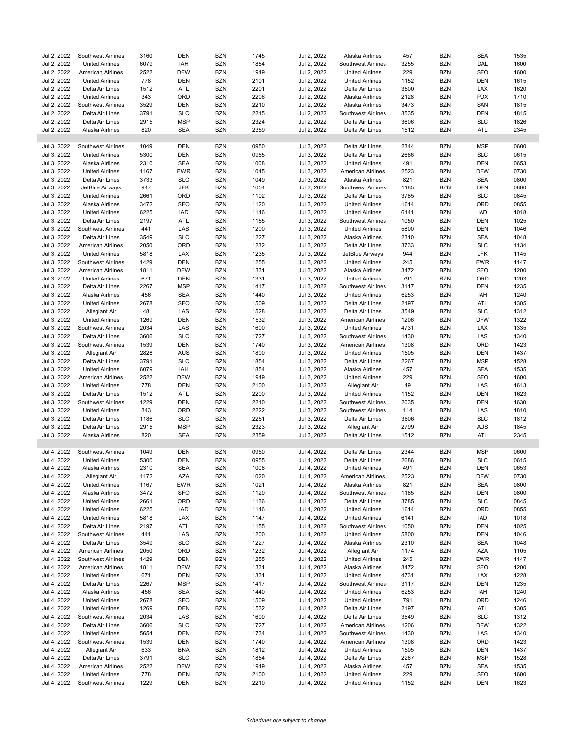| | | | | | | | | | | | |
|---|---|---|---|---|---|---|---|---|---|---|---|
| Jul 2, 2022 | Southwest Airlines | 3160 | DEN | BZN | 1745 | Jul 2, 2022 | Alaska Airlines | 457 | BZN | SEA | 1535 |
| Jul 2, 2022 | United Airlines | 6079 | IAH | BZN | 1854 | Jul 2, 2022 | Southwest Airlines | 3255 | BZN | DAL | 1600 |
| Jul 2, 2022 | American Airlines | 2522 | DFW | BZN | 1949 | Jul 2, 2022 | United Airlines | 229 | BZN | SFO | 1600 |
| Jul 2, 2022 | United Airlines | 778 | DEN | BZN | 2101 | Jul 2, 2022 | United Airlines | 1152 | BZN | DEN | 1615 |
| Jul 2, 2022 | Delta Air Lines | 1512 | ATL | BZN | 2201 | Jul 2, 2022 | Delta Air Lines | 3500 | BZN | LAX | 1620 |
| Jul 2, 2022 | United Airlines | 343 | ORD | BZN | 2206 | Jul 2, 2022 | Alaska Airlines | 2128 | BZN | PDX | 1710 |
| Jul 2, 2022 | Southwest Airlines | 3529 | DEN | BZN | 2210 | Jul 2, 2022 | Alaska Airlines | 3473 | BZN | SAN | 1815 |
| Jul 2, 2022 | Delta Air Lines | 3791 | SLC | BZN | 2215 | Jul 2, 2022 | Southwest Airlines | 3535 | BZN | DEN | 1815 |
| Jul 2, 2022 | Delta Air Lines | 2915 | MSP | BZN | 2324 | Jul 2, 2022 | Delta Air Lines | 3606 | BZN | SLC | 1826 |
| Jul 2, 2022 | Alaska Airlines | 820 | SEA | BZN | 2359 | Jul 2, 2022 | Delta Air Lines | 1512 | BZN | ATL | 2345 |
| | | | | | | | | | | | |
| Jul 3, 2022 | Southwest Airlines | 1049 | DEN | BZN | 0950 | Jul 3, 2022 | Delta Air Lines | 2344 | BZN | MSP | 0600 |
| Jul 3, 2022 | United Airlines | 5300 | DEN | BZN | 0955 | Jul 3, 2022 | Delta Air Lines | 2686 | BZN | SLC | 0615 |
| Jul 3, 2022 | Alaska Airlines | 2310 | SEA | BZN | 1008 | Jul 3, 2022 | United Airlines | 491 | BZN | DEN | 0653 |
| Jul 3, 2022 | United Airlines | 1167 | EWR | BZN | 1045 | Jul 3, 2022 | American Airlines | 2523 | BZN | DFW | 0730 |
| Jul 3, 2022 | Delta Air Lines | 3733 | SLC | BZN | 1049 | Jul 3, 2022 | Alaska Airlines | 821 | BZN | SEA | 0800 |
| Jul 3, 2022 | JetBlue Airways | 947 | JFK | BZN | 1054 | Jul 3, 2022 | Southwest Airlines | 1185 | BZN | DEN | 0800 |
| Jul 3, 2022 | United Airlines | 2661 | ORD | BZN | 1102 | Jul 3, 2022 | Delta Air Lines | 3785 | BZN | SLC | 0845 |
| Jul 3, 2022 | Alaska Airlines | 3472 | SFO | BZN | 1120 | Jul 3, 2022 | United Airlines | 1614 | BZN | ORD | 0855 |
| Jul 3, 2022 | United Airlines | 6225 | IAD | BZN | 1146 | Jul 3, 2022 | United Airlines | 6141 | BZN | IAD | 1018 |
| Jul 3, 2022 | Delta Air Lines | 2197 | ATL | BZN | 1155 | Jul 3, 2022 | Southwest Airlines | 1050 | BZN | DEN | 1025 |
| Jul 3, 2022 | Southwest Airlines | 441 | LAS | BZN | 1200 | Jul 3, 2022 | United Airlines | 5800 | BZN | DEN | 1046 |
| Jul 3, 2022 | Delta Air Lines | 3549 | SLC | BZN | 1227 | Jul 3, 2022 | Alaska Airlines | 2310 | BZN | SEA | 1048 |
| Jul 3, 2022 | American Airlines | 2050 | ORD | BZN | 1232 | Jul 3, 2022 | Delta Air Lines | 3733 | BZN | SLC | 1134 |
| Jul 3, 2022 | United Airlines | 5818 | LAX | BZN | 1235 | Jul 3, 2022 | JetBlue Airways | 944 | BZN | JFK | 1145 |
| Jul 3, 2022 | Southwest Airlines | 1429 | DEN | BZN | 1255 | Jul 3, 2022 | United Airlines | 245 | BZN | EWR | 1147 |
| Jul 3, 2022 | American Airlines | 1811 | DFW | BZN | 1331 | Jul 3, 2022 | Alaska Airlines | 3472 | BZN | SFO | 1200 |
| Jul 3, 2022 | United Airlines | 671 | DEN | BZN | 1331 | Jul 3, 2022 | United Airlines | 791 | BZN | ORD | 1203 |
| Jul 3, 2022 | Delta Air Lines | 2267 | MSP | BZN | 1417 | Jul 3, 2022 | Southwest Airlines | 3117 | BZN | DEN | 1235 |
| Jul 3, 2022 | Alaska Airlines | 456 | SEA | BZN | 1440 | Jul 3, 2022 | United Airlines | 6253 | BZN | IAH | 1240 |
| Jul 3, 2022 | United Airlines | 2678 | SFO | BZN | 1509 | Jul 3, 2022 | Delta Air Lines | 2197 | BZN | ATL | 1305 |
| Jul 3, 2022 | Allegiant Air | 48 | LAS | BZN | 1528 | Jul 3, 2022 | Delta Air Lines | 3549 | BZN | SLC | 1312 |
| Jul 3, 2022 | United Airlines | 1269 | DEN | BZN | 1532 | Jul 3, 2022 | American Airlines | 1206 | BZN | DFW | 1322 |
| Jul 3, 2022 | Southwest Airlines | 2034 | LAS | BZN | 1600 | Jul 3, 2022 | United Airlines | 4731 | BZN | LAX | 1335 |
| Jul 3, 2022 | Delta Air Lines | 3606 | SLC | BZN | 1727 | Jul 3, 2022 | Southwest Airlines | 1430 | BZN | LAS | 1340 |
| Jul 3, 2022 | Southwest Airlines | 1539 | DEN | BZN | 1740 | Jul 3, 2022 | American Airlines | 1308 | BZN | ORD | 1423 |
| Jul 3, 2022 | Allegiant Air | 2828 | AUS | BZN | 1800 | Jul 3, 2022 | United Airlines | 1505 | BZN | DEN | 1437 |
| Jul 3, 2022 | Delta Air Lines | 3791 | SLC | BZN | 1854 | Jul 3, 2022 | Delta Air Lines | 2267 | BZN | MSP | 1528 |
| Jul 3, 2022 | United Airlines | 6079 | IAH | BZN | 1854 | Jul 3, 2022 | Alaska Airlines | 457 | BZN | SEA | 1535 |
| Jul 3, 2022 | American Airlines | 2522 | DFW | BZN | 1949 | Jul 3, 2022 | United Airlines | 229 | BZN | SFO | 1600 |
| Jul 3, 2022 | United Airlines | 778 | DEN | BZN | 2100 | Jul 3, 2022 | Allegiant Air | 49 | BZN | LAS | 1613 |
| Jul 3, 2022 | Delta Air Lines | 1512 | ATL | BZN | 2200 | Jul 3, 2022 | United Airlines | 1152 | BZN | DEN | 1623 |
| Jul 3, 2022 | Southwest Airlines | 1229 | DEN | BZN | 2210 | Jul 3, 2022 | Southwest Airlines | 2035 | BZN | DEN | 1630 |
| Jul 3, 2022 | United Airlines | 343 | ORD | BZN | 2222 | Jul 3, 2022 | Southwest Airlines | 114 | BZN | LAS | 1810 |
| Jul 3, 2022 | Delta Air Lines | 1186 | SLC | BZN | 2251 | Jul 3, 2022 | Delta Air Lines | 3606 | BZN | SLC | 1812 |
| Jul 3, 2022 | Delta Air Lines | 2915 | MSP | BZN | 2323 | Jul 3, 2022 | Allegiant Air | 2799 | BZN | AUS | 1845 |
| Jul 3, 2022 | Alaska Airlines | 820 | SEA | BZN | 2359 | Jul 3, 2022 | Delta Air Lines | 1512 | BZN | ATL | 2345 |
| | | | | | | | | | | | |
| Jul 4, 2022 | Southwest Airlines | 1049 | DEN | BZN | 0950 | Jul 4, 2022 | Delta Air Lines | 2344 | BZN | MSP | 0600 |
| Jul 4, 2022 | United Airlines | 5300 | DEN | BZN | 0955 | Jul 4, 2022 | Delta Air Lines | 2686 | BZN | SLC | 0615 |
| Jul 4, 2022 | Alaska Airlines | 2310 | SEA | BZN | 1008 | Jul 4, 2022 | United Airlines | 491 | BZN | DEN | 0653 |
| Jul 4, 2022 | Allegiant Air | 1172 | AZA | BZN | 1020 | Jul 4, 2022 | American Airlines | 2523 | BZN | DFW | 0730 |
| Jul 4, 2022 | United Airlines | 1167 | EWR | BZN | 1021 | Jul 4, 2022 | Alaska Airlines | 821 | BZN | SEA | 0800 |
| Jul 4, 2022 | Alaska Airlines | 3472 | SFO | BZN | 1120 | Jul 4, 2022 | Southwest Airlines | 1185 | BZN | DEN | 0800 |
| Jul 4, 2022 | United Airlines | 2661 | ORD | BZN | 1136 | Jul 4, 2022 | Delta Air Lines | 3785 | BZN | SLC | 0845 |
| Jul 4, 2022 | United Airlines | 6225 | IAD | BZN | 1146 | Jul 4, 2022 | United Airlines | 1614 | BZN | ORD | 0855 |
| Jul 4, 2022 | United Airlines | 5818 | LAX | BZN | 1147 | Jul 4, 2022 | United Airlines | 6141 | BZN | IAD | 1018 |
| Jul 4, 2022 | Delta Air Lines | 2197 | ATL | BZN | 1155 | Jul 4, 2022 | Southwest Airlines | 1050 | BZN | DEN | 1025 |
| Jul 4, 2022 | Southwest Airlines | 441 | LAS | BZN | 1200 | Jul 4, 2022 | United Airlines | 5800 | BZN | DEN | 1046 |
| Jul 4, 2022 | Delta Air Lines | 3549 | SLC | BZN | 1227 | Jul 4, 2022 | Alaska Airlines | 2310 | BZN | SEA | 1048 |
| Jul 4, 2022 | American Airlines | 2050 | ORD | BZN | 1232 | Jul 4, 2022 | Allegiant Air | 1174 | BZN | AZA | 1105 |
| Jul 4, 2022 | Southwest Airlines | 1429 | DEN | BZN | 1255 | Jul 4, 2022 | United Airlines | 245 | BZN | EWR | 1147 |
| Jul 4, 2022 | American Airlines | 1811 | DFW | BZN | 1331 | Jul 4, 2022 | Alaska Airlines | 3472 | BZN | SFO | 1200 |
| Jul 4, 2022 | United Airlines | 671 | DEN | BZN | 1331 | Jul 4, 2022 | United Airlines | 4731 | BZN | LAX | 1228 |
| Jul 4, 2022 | Delta Air Lines | 2267 | MSP | BZN | 1417 | Jul 4, 2022 | Southwest Airlines | 3117 | BZN | DEN | 1235 |
| Jul 4, 2022 | Alaska Airlines | 456 | SEA | BZN | 1440 | Jul 4, 2022 | United Airlines | 6253 | BZN | IAH | 1240 |
| Jul 4, 2022 | United Airlines | 2678 | SFO | BZN | 1509 | Jul 4, 2022 | United Airlines | 791 | BZN | ORD | 1246 |
| Jul 4, 2022 | United Airlines | 1269 | DEN | BZN | 1532 | Jul 4, 2022 | Delta Air Lines | 2197 | BZN | ATL | 1305 |
| Jul 4, 2022 | Southwest Airlines | 2034 | LAS | BZN | 1600 | Jul 4, 2022 | Delta Air Lines | 3549 | BZN | SLC | 1312 |
| Jul 4, 2022 | Delta Air Lines | 3606 | SLC | BZN | 1727 | Jul 4, 2022 | American Airlines | 1206 | BZN | DFW | 1322 |
| Jul 4, 2022 | United Airlines | 5654 | DEN | BZN | 1734 | Jul 4, 2022 | Southwest Airlines | 1430 | BZN | LAS | 1340 |
| Jul 4, 2022 | Southwest Airlines | 1539 | DEN | BZN | 1740 | Jul 4, 2022 | American Airlines | 1308 | BZN | ORD | 1423 |
| Jul 4, 2022 | Allegiant Air | 633 | BNA | BZN | 1812 | Jul 4, 2022 | United Airlines | 1505 | BZN | DEN | 1437 |
| Jul 4, 2022 | Delta Air Lines | 3791 | SLC | BZN | 1854 | Jul 4, 2022 | Delta Air Lines | 2267 | BZN | MSP | 1528 |
| Jul 4, 2022 | American Airlines | 2522 | DFW | BZN | 1949 | Jul 4, 2022 | Alaska Airlines | 457 | BZN | SEA | 1535 |
| Jul 4, 2022 | United Airlines | 778 | DEN | BZN | 2100 | Jul 4, 2022 | United Airlines | 229 | BZN | SFO | 1600 |
| Jul 4, 2022 | Southwest Airlines | 1229 | DEN | BZN | 2210 | Jul 4, 2022 | United Airlines | 1152 | BZN | DEN | 1623 |

*Schedules are subject to change.*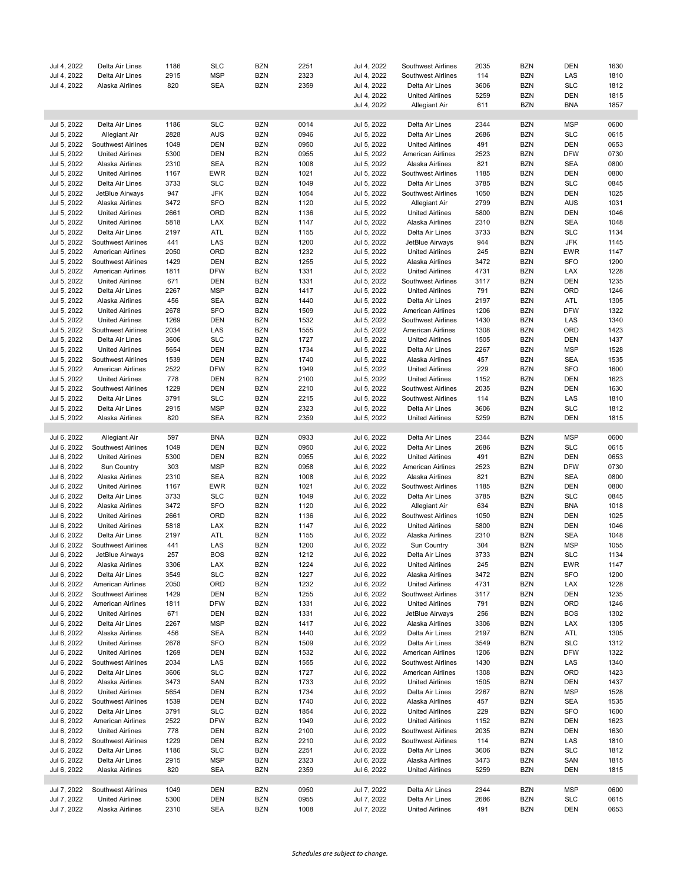| | | | | | | | | | | | |
|---|---|---|---|---|---|---|---|---|---|---|---|
| Jul 4, 2022 | Delta Air Lines | 1186 | SLC | BZN | 2251 | Jul 4, 2022 | Southwest Airlines | 2035 | BZN | DEN | 1630 |
| Jul 4, 2022 | Delta Air Lines | 2915 | MSP | BZN | 2323 | Jul 4, 2022 | Southwest Airlines | 114 | BZN | LAS | 1810 |
| Jul 4, 2022 | Alaska Airlines | 820 | SEA | BZN | 2359 | Jul 4, 2022 | Delta Air Lines | 3606 | BZN | SLC | 1812 |
| | | | | | | Jul 4, 2022 | United Airlines | 5259 | BZN | DEN | 1815 |
| | | | | | | Jul 4, 2022 | Allegiant Air | 611 | BZN | BNA | 1857 |
| | | | | | | | | | | | |
| Jul 5, 2022 | Delta Air Lines | 1186 | SLC | BZN | 0014 | Jul 5, 2022 | Delta Air Lines | 2344 | BZN | MSP | 0600 |
| Jul 5, 2022 | Allegiant Air | 2828 | AUS | BZN | 0946 | Jul 5, 2022 | Delta Air Lines | 2686 | BZN | SLC | 0615 |
| Jul 5, 2022 | Southwest Airlines | 1049 | DEN | BZN | 0950 | Jul 5, 2022 | United Airlines | 491 | BZN | DEN | 0653 |
| Jul 5, 2022 | United Airlines | 5300 | DEN | BZN | 0955 | Jul 5, 2022 | American Airlines | 2523 | BZN | DFW | 0730 |
| Jul 5, 2022 | Alaska Airlines | 2310 | SEA | BZN | 1008 | Jul 5, 2022 | Alaska Airlines | 821 | BZN | SEA | 0800 |
| Jul 5, 2022 | United Airlines | 1167 | EWR | BZN | 1021 | Jul 5, 2022 | Southwest Airlines | 1185 | BZN | DEN | 0800 |
| Jul 5, 2022 | Delta Air Lines | 3733 | SLC | BZN | 1049 | Jul 5, 2022 | Delta Air Lines | 3785 | BZN | SLC | 0845 |
| Jul 5, 2022 | JetBlue Airways | 947 | JFK | BZN | 1054 | Jul 5, 2022 | Southwest Airlines | 1050 | BZN | DEN | 1025 |
| Jul 5, 2022 | Alaska Airlines | 3472 | SFO | BZN | 1120 | Jul 5, 2022 | Allegiant Air | 2799 | BZN | AUS | 1031 |
| Jul 5, 2022 | United Airlines | 2661 | ORD | BZN | 1136 | Jul 5, 2022 | United Airlines | 5800 | BZN | DEN | 1046 |
| Jul 5, 2022 | United Airlines | 5818 | LAX | BZN | 1147 | Jul 5, 2022 | Alaska Airlines | 2310 | BZN | SEA | 1048 |
| Jul 5, 2022 | Delta Air Lines | 2197 | ATL | BZN | 1155 | Jul 5, 2022 | Delta Air Lines | 3733 | BZN | SLC | 1134 |
| Jul 5, 2022 | Southwest Airlines | 441 | LAS | BZN | 1200 | Jul 5, 2022 | JetBlue Airways | 944 | BZN | JFK | 1145 |
| Jul 5, 2022 | American Airlines | 2050 | ORD | BZN | 1232 | Jul 5, 2022 | United Airlines | 245 | BZN | EWR | 1147 |
| Jul 5, 2022 | Southwest Airlines | 1429 | DEN | BZN | 1255 | Jul 5, 2022 | Alaska Airlines | 3472 | BZN | SFO | 1200 |
| Jul 5, 2022 | American Airlines | 1811 | DFW | BZN | 1331 | Jul 5, 2022 | United Airlines | 4731 | BZN | LAX | 1228 |
| Jul 5, 2022 | United Airlines | 671 | DEN | BZN | 1331 | Jul 5, 2022 | Southwest Airlines | 3117 | BZN | DEN | 1235 |
| Jul 5, 2022 | Delta Air Lines | 2267 | MSP | BZN | 1417 | Jul 5, 2022 | United Airlines | 791 | BZN | ORD | 1246 |
| Jul 5, 2022 | Alaska Airlines | 456 | SEA | BZN | 1440 | Jul 5, 2022 | Delta Air Lines | 2197 | BZN | ATL | 1305 |
| Jul 5, 2022 | United Airlines | 2678 | SFO | BZN | 1509 | Jul 5, 2022 | American Airlines | 1206 | BZN | DFW | 1322 |
| Jul 5, 2022 | United Airlines | 1269 | DEN | BZN | 1532 | Jul 5, 2022 | Southwest Airlines | 1430 | BZN | LAS | 1340 |
| Jul 5, 2022 | Southwest Airlines | 2034 | LAS | BZN | 1555 | Jul 5, 2022 | American Airlines | 1308 | BZN | ORD | 1423 |
| Jul 5, 2022 | Delta Air Lines | 3606 | SLC | BZN | 1727 | Jul 5, 2022 | United Airlines | 1505 | BZN | DEN | 1437 |
| Jul 5, 2022 | United Airlines | 5654 | DEN | BZN | 1734 | Jul 5, 2022 | Delta Air Lines | 2267 | BZN | MSP | 1528 |
| Jul 5, 2022 | Southwest Airlines | 1539 | DEN | BZN | 1740 | Jul 5, 2022 | Alaska Airlines | 457 | BZN | SEA | 1535 |
| Jul 5, 2022 | American Airlines | 2522 | DFW | BZN | 1949 | Jul 5, 2022 | United Airlines | 229 | BZN | SFO | 1600 |
| Jul 5, 2022 | United Airlines | 778 | DEN | BZN | 2100 | Jul 5, 2022 | United Airlines | 1152 | BZN | DEN | 1623 |
| Jul 5, 2022 | Southwest Airlines | 1229 | DEN | BZN | 2210 | Jul 5, 2022 | Southwest Airlines | 2035 | BZN | DEN | 1630 |
| Jul 5, 2022 | Delta Air Lines | 3791 | SLC | BZN | 2215 | Jul 5, 2022 | Southwest Airlines | 114 | BZN | LAS | 1810 |
| Jul 5, 2022 | Delta Air Lines | 2915 | MSP | BZN | 2323 | Jul 5, 2022 | Delta Air Lines | 3606 | BZN | SLC | 1812 |
| Jul 5, 2022 | Alaska Airlines | 820 | SEA | BZN | 2359 | Jul 5, 2022 | United Airlines | 5259 | BZN | DEN | 1815 |
| | | | | | | | | | | | |
| Jul 6, 2022 | Allegiant Air | 597 | BNA | BZN | 0933 | Jul 6, 2022 | Delta Air Lines | 2344 | BZN | MSP | 0600 |
| Jul 6, 2022 | Southwest Airlines | 1049 | DEN | BZN | 0950 | Jul 6, 2022 | Delta Air Lines | 2686 | BZN | SLC | 0615 |
| Jul 6, 2022 | United Airlines | 5300 | DEN | BZN | 0955 | Jul 6, 2022 | United Airlines | 491 | BZN | DEN | 0653 |
| Jul 6, 2022 | Sun Country | 303 | MSP | BZN | 0958 | Jul 6, 2022 | American Airlines | 2523 | BZN | DFW | 0730 |
| Jul 6, 2022 | Alaska Airlines | 2310 | SEA | BZN | 1008 | Jul 6, 2022 | Alaska Airlines | 821 | BZN | SEA | 0800 |
| Jul 6, 2022 | United Airlines | 1167 | EWR | BZN | 1021 | Jul 6, 2022 | Southwest Airlines | 1185 | BZN | DEN | 0800 |
| Jul 6, 2022 | Delta Air Lines | 3733 | SLC | BZN | 1049 | Jul 6, 2022 | Delta Air Lines | 3785 | BZN | SLC | 0845 |
| Jul 6, 2022 | Alaska Airlines | 3472 | SFO | BZN | 1120 | Jul 6, 2022 | Allegiant Air | 634 | BZN | BNA | 1018 |
| Jul 6, 2022 | United Airlines | 2661 | ORD | BZN | 1136 | Jul 6, 2022 | Southwest Airlines | 1050 | BZN | DEN | 1025 |
| Jul 6, 2022 | United Airlines | 5818 | LAX | BZN | 1147 | Jul 6, 2022 | United Airlines | 5800 | BZN | DEN | 1046 |
| Jul 6, 2022 | Delta Air Lines | 2197 | ATL | BZN | 1155 | Jul 6, 2022 | Alaska Airlines | 2310 | BZN | SEA | 1048 |
| Jul 6, 2022 | Southwest Airlines | 441 | LAS | BZN | 1200 | Jul 6, 2022 | Sun Country | 304 | BZN | MSP | 1055 |
| Jul 6, 2022 | JetBlue Airways | 257 | BOS | BZN | 1212 | Jul 6, 2022 | Delta Air Lines | 3733 | BZN | SLC | 1134 |
| Jul 6, 2022 | Alaska Airlines | 3306 | LAX | BZN | 1224 | Jul 6, 2022 | United Airlines | 245 | BZN | EWR | 1147 |
| Jul 6, 2022 | Delta Air Lines | 3549 | SLC | BZN | 1227 | Jul 6, 2022 | Alaska Airlines | 3472 | BZN | SFO | 1200 |
| Jul 6, 2022 | American Airlines | 2050 | ORD | BZN | 1232 | Jul 6, 2022 | United Airlines | 4731 | BZN | LAX | 1228 |
| Jul 6, 2022 | Southwest Airlines | 1429 | DEN | BZN | 1255 | Jul 6, 2022 | Southwest Airlines | 3117 | BZN | DEN | 1235 |
| Jul 6, 2022 | American Airlines | 1811 | DFW | BZN | 1331 | Jul 6, 2022 | United Airlines | 791 | BZN | ORD | 1246 |
| Jul 6, 2022 | United Airlines | 671 | DEN | BZN | 1331 | Jul 6, 2022 | JetBlue Airways | 256 | BZN | BOS | 1302 |
| Jul 6, 2022 | Delta Air Lines | 2267 | MSP | BZN | 1417 | Jul 6, 2022 | Alaska Airlines | 3306 | BZN | LAX | 1305 |
| Jul 6, 2022 | Alaska Airlines | 456 | SEA | BZN | 1440 | Jul 6, 2022 | Delta Air Lines | 2197 | BZN | ATL | 1305 |
| Jul 6, 2022 | United Airlines | 2678 | SFO | BZN | 1509 | Jul 6, 2022 | Delta Air Lines | 3549 | BZN | SLC | 1312 |
| Jul 6, 2022 | United Airlines | 1269 | DEN | BZN | 1532 | Jul 6, 2022 | American Airlines | 1206 | BZN | DFW | 1322 |
| Jul 6, 2022 | Southwest Airlines | 2034 | LAS | BZN | 1555 | Jul 6, 2022 | Southwest Airlines | 1430 | BZN | LAS | 1340 |
| Jul 6, 2022 | Delta Air Lines | 3606 | SLC | BZN | 1727 | Jul 6, 2022 | American Airlines | 1308 | BZN | ORD | 1423 |
| Jul 6, 2022 | Alaska Airlines | 3473 | SAN | BZN | 1733 | Jul 6, 2022 | United Airlines | 1505 | BZN | DEN | 1437 |
| Jul 6, 2022 | United Airlines | 5654 | DEN | BZN | 1734 | Jul 6, 2022 | Delta Air Lines | 2267 | BZN | MSP | 1528 |
| Jul 6, 2022 | Southwest Airlines | 1539 | DEN | BZN | 1740 | Jul 6, 2022 | Alaska Airlines | 457 | BZN | SEA | 1535 |
| Jul 6, 2022 | Delta Air Lines | 3791 | SLC | BZN | 1854 | Jul 6, 2022 | United Airlines | 229 | BZN | SFO | 1600 |
| Jul 6, 2022 | American Airlines | 2522 | DFW | BZN | 1949 | Jul 6, 2022 | United Airlines | 1152 | BZN | DEN | 1623 |
| Jul 6, 2022 | United Airlines | 778 | DEN | BZN | 2100 | Jul 6, 2022 | Southwest Airlines | 2035 | BZN | DEN | 1630 |
| Jul 6, 2022 | Southwest Airlines | 1229 | DEN | BZN | 2210 | Jul 6, 2022 | Southwest Airlines | 114 | BZN | LAS | 1810 |
| Jul 6, 2022 | Delta Air Lines | 1186 | SLC | BZN | 2251 | Jul 6, 2022 | Delta Air Lines | 3606 | BZN | SLC | 1812 |
| Jul 6, 2022 | Delta Air Lines | 2915 | MSP | BZN | 2323 | Jul 6, 2022 | Alaska Airlines | 3473 | BZN | SAN | 1815 |
| Jul 6, 2022 | Alaska Airlines | 820 | SEA | BZN | 2359 | Jul 6, 2022 | United Airlines | 5259 | BZN | DEN | 1815 |
| | | | | | | | | | | | |
| Jul 7, 2022 | Southwest Airlines | 1049 | DEN | BZN | 0950 | Jul 7, 2022 | Delta Air Lines | 2344 | BZN | MSP | 0600 |
| Jul 7, 2022 | United Airlines | 5300 | DEN | BZN | 0955 | Jul 7, 2022 | Delta Air Lines | 2686 | BZN | SLC | 0615 |
| Jul 7, 2022 | Alaska Airlines | 2310 | SEA | BZN | 1008 | Jul 7, 2022 | United Airlines | 491 | BZN | DEN | 0653 |

*Schedules are subject to change.*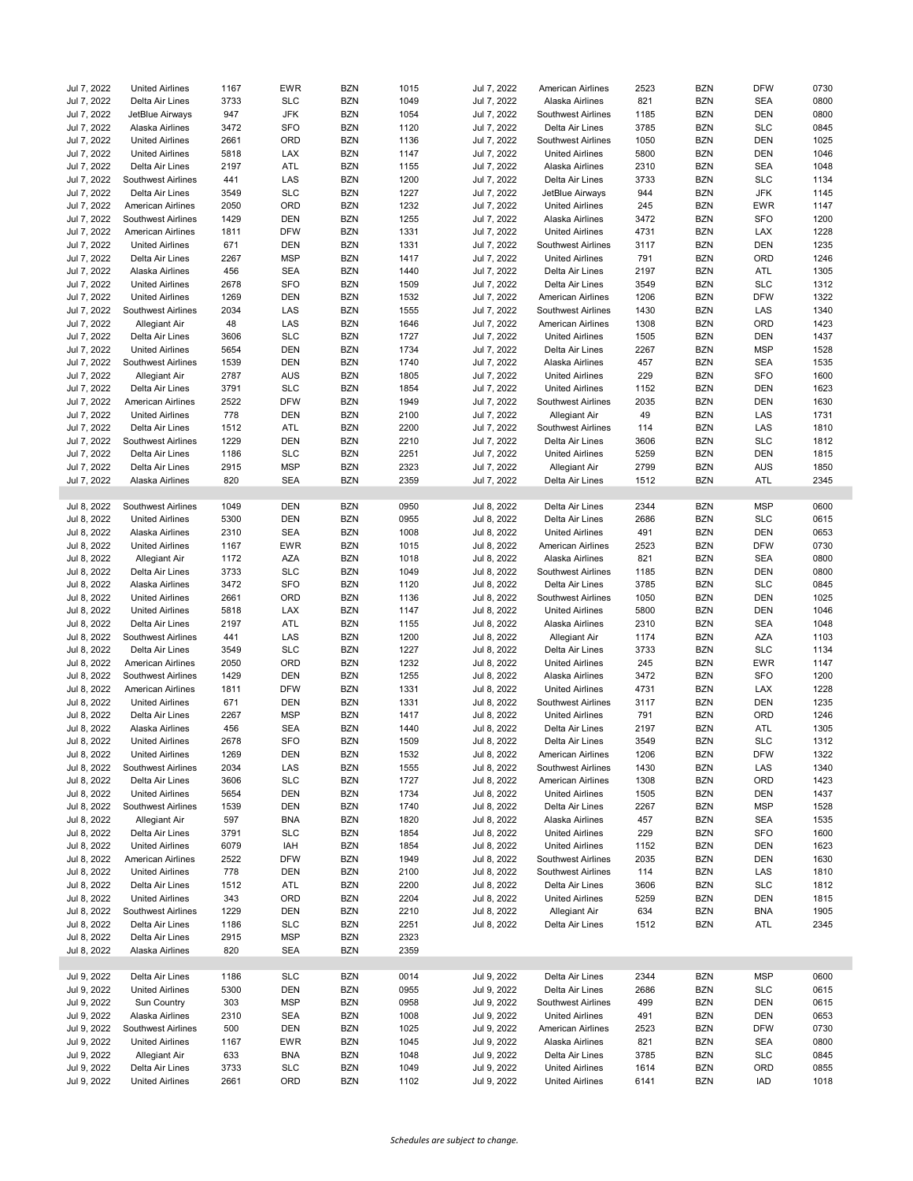| | | | | | | | | | | | |
|---|---|---|---|---|---|---|---|---|---|---|---|
| Jul 7, 2022 | United Airlines | 1167 | EWR | BZN | 1015 | Jul 7, 2022 | American Airlines | 2523 | BZN | DFW | 0730 |
| Jul 7, 2022 | Delta Air Lines | 3733 | SLC | BZN | 1049 | Jul 7, 2022 | Alaska Airlines | 821 | BZN | SEA | 0800 |
| Jul 7, 2022 | JetBlue Airways | 947 | JFK | BZN | 1054 | Jul 7, 2022 | Southwest Airlines | 1185 | BZN | DEN | 0800 |
| Jul 7, 2022 | Alaska Airlines | 3472 | SFO | BZN | 1120 | Jul 7, 2022 | Delta Air Lines | 3785 | BZN | SLC | 0845 |
| Jul 7, 2022 | United Airlines | 2661 | ORD | BZN | 1136 | Jul 7, 2022 | Southwest Airlines | 1050 | BZN | DEN | 1025 |
| Jul 7, 2022 | United Airlines | 5818 | LAX | BZN | 1147 | Jul 7, 2022 | United Airlines | 5800 | BZN | DEN | 1046 |
| Jul 7, 2022 | Delta Air Lines | 2197 | ATL | BZN | 1155 | Jul 7, 2022 | Alaska Airlines | 2310 | BZN | SEA | 1048 |
| Jul 7, 2022 | Southwest Airlines | 441 | LAS | BZN | 1200 | Jul 7, 2022 | Delta Air Lines | 3733 | BZN | SLC | 1134 |
| Jul 7, 2022 | Delta Air Lines | 3549 | SLC | BZN | 1227 | Jul 7, 2022 | JetBlue Airways | 944 | BZN | JFK | 1145 |
| Jul 7, 2022 | American Airlines | 2050 | ORD | BZN | 1232 | Jul 7, 2022 | United Airlines | 245 | BZN | EWR | 1147 |
| Jul 7, 2022 | Southwest Airlines | 1429 | DEN | BZN | 1255 | Jul 7, 2022 | Alaska Airlines | 3472 | BZN | SFO | 1200 |
| Jul 7, 2022 | American Airlines | 1811 | DFW | BZN | 1331 | Jul 7, 2022 | United Airlines | 4731 | BZN | LAX | 1228 |
| Jul 7, 2022 | United Airlines | 671 | DEN | BZN | 1331 | Jul 7, 2022 | Southwest Airlines | 3117 | BZN | DEN | 1235 |
| Jul 7, 2022 | Delta Air Lines | 2267 | MSP | BZN | 1417 | Jul 7, 2022 | United Airlines | 791 | BZN | ORD | 1246 |
| Jul 7, 2022 | Alaska Airlines | 456 | SEA | BZN | 1440 | Jul 7, 2022 | Delta Air Lines | 2197 | BZN | ATL | 1305 |
| Jul 7, 2022 | United Airlines | 2678 | SFO | BZN | 1509 | Jul 7, 2022 | Delta Air Lines | 3549 | BZN | SLC | 1312 |
| Jul 7, 2022 | United Airlines | 1269 | DEN | BZN | 1532 | Jul 7, 2022 | American Airlines | 1206 | BZN | DFW | 1322 |
| Jul 7, 2022 | Southwest Airlines | 2034 | LAS | BZN | 1555 | Jul 7, 2022 | Southwest Airlines | 1430 | BZN | LAS | 1340 |
| Jul 7, 2022 | Allegiant Air | 48 | LAS | BZN | 1646 | Jul 7, 2022 | American Airlines | 1308 | BZN | ORD | 1423 |
| Jul 7, 2022 | Delta Air Lines | 3606 | SLC | BZN | 1727 | Jul 7, 2022 | United Airlines | 1505 | BZN | DEN | 1437 |
| Jul 7, 2022 | United Airlines | 5654 | DEN | BZN | 1734 | Jul 7, 2022 | Delta Air Lines | 2267 | BZN | MSP | 1528 |
| Jul 7, 2022 | Southwest Airlines | 1539 | DEN | BZN | 1740 | Jul 7, 2022 | Alaska Airlines | 457 | BZN | SEA | 1535 |
| Jul 7, 2022 | Allegiant Air | 2787 | AUS | BZN | 1805 | Jul 7, 2022 | United Airlines | 229 | BZN | SFO | 1600 |
| Jul 7, 2022 | Delta Air Lines | 3791 | SLC | BZN | 1854 | Jul 7, 2022 | United Airlines | 1152 | BZN | DEN | 1623 |
| Jul 7, 2022 | American Airlines | 2522 | DFW | BZN | 1949 | Jul 7, 2022 | Southwest Airlines | 2035 | BZN | DEN | 1630 |
| Jul 7, 2022 | United Airlines | 778 | DEN | BZN | 2100 | Jul 7, 2022 | Allegiant Air | 49 | BZN | LAS | 1731 |
| Jul 7, 2022 | Delta Air Lines | 1512 | ATL | BZN | 2200 | Jul 7, 2022 | Southwest Airlines | 114 | BZN | LAS | 1810 |
| Jul 7, 2022 | Southwest Airlines | 1229 | DEN | BZN | 2210 | Jul 7, 2022 | Delta Air Lines | 3606 | BZN | SLC | 1812 |
| Jul 7, 2022 | Delta Air Lines | 1186 | SLC | BZN | 2251 | Jul 7, 2022 | United Airlines | 5259 | BZN | DEN | 1815 |
| Jul 7, 2022 | Delta Air Lines | 2915 | MSP | BZN | 2323 | Jul 7, 2022 | Allegiant Air | 2799 | BZN | AUS | 1850 |
| Jul 7, 2022 | Alaska Airlines | 820 | SEA | BZN | 2359 | Jul 7, 2022 | Delta Air Lines | 1512 | BZN | ATL | 2345 |
| | | | | | | | | | | | |
| Jul 8, 2022 | Southwest Airlines | 1049 | DEN | BZN | 0950 | Jul 8, 2022 | Delta Air Lines | 2344 | BZN | MSP | 0600 |
| Jul 8, 2022 | United Airlines | 5300 | DEN | BZN | 0955 | Jul 8, 2022 | Delta Air Lines | 2686 | BZN | SLC | 0615 |
| Jul 8, 2022 | Alaska Airlines | 2310 | SEA | BZN | 1008 | Jul 8, 2022 | United Airlines | 491 | BZN | DEN | 0653 |
| Jul 8, 2022 | United Airlines | 1167 | EWR | BZN | 1015 | Jul 8, 2022 | American Airlines | 2523 | BZN | DFW | 0730 |
| Jul 8, 2022 | Allegiant Air | 1172 | AZA | BZN | 1018 | Jul 8, 2022 | Alaska Airlines | 821 | BZN | SEA | 0800 |
| Jul 8, 2022 | Delta Air Lines | 3733 | SLC | BZN | 1049 | Jul 8, 2022 | Southwest Airlines | 1185 | BZN | DEN | 0800 |
| Jul 8, 2022 | Alaska Airlines | 3472 | SFO | BZN | 1120 | Jul 8, 2022 | Delta Air Lines | 3785 | BZN | SLC | 0845 |
| Jul 8, 2022 | United Airlines | 2661 | ORD | BZN | 1136 | Jul 8, 2022 | Southwest Airlines | 1050 | BZN | DEN | 1025 |
| Jul 8, 2022 | United Airlines | 5818 | LAX | BZN | 1147 | Jul 8, 2022 | United Airlines | 5800 | BZN | DEN | 1046 |
| Jul 8, 2022 | Delta Air Lines | 2197 | ATL | BZN | 1155 | Jul 8, 2022 | Alaska Airlines | 2310 | BZN | SEA | 1048 |
| Jul 8, 2022 | Southwest Airlines | 441 | LAS | BZN | 1200 | Jul 8, 2022 | Allegiant Air | 1174 | BZN | AZA | 1103 |
| Jul 8, 2022 | Delta Air Lines | 3549 | SLC | BZN | 1227 | Jul 8, 2022 | Delta Air Lines | 3733 | BZN | SLC | 1134 |
| Jul 8, 2022 | American Airlines | 2050 | ORD | BZN | 1232 | Jul 8, 2022 | United Airlines | 245 | BZN | EWR | 1147 |
| Jul 8, 2022 | Southwest Airlines | 1429 | DEN | BZN | 1255 | Jul 8, 2022 | Alaska Airlines | 3472 | BZN | SFO | 1200 |
| Jul 8, 2022 | American Airlines | 1811 | DFW | BZN | 1331 | Jul 8, 2022 | United Airlines | 4731 | BZN | LAX | 1228 |
| Jul 8, 2022 | United Airlines | 671 | DEN | BZN | 1331 | Jul 8, 2022 | Southwest Airlines | 3117 | BZN | DEN | 1235 |
| Jul 8, 2022 | Delta Air Lines | 2267 | MSP | BZN | 1417 | Jul 8, 2022 | United Airlines | 791 | BZN | ORD | 1246 |
| Jul 8, 2022 | Alaska Airlines | 456 | SEA | BZN | 1440 | Jul 8, 2022 | Delta Air Lines | 2197 | BZN | ATL | 1305 |
| Jul 8, 2022 | United Airlines | 2678 | SFO | BZN | 1509 | Jul 8, 2022 | Delta Air Lines | 3549 | BZN | SLC | 1312 |
| Jul 8, 2022 | United Airlines | 1269 | DEN | BZN | 1532 | Jul 8, 2022 | American Airlines | 1206 | BZN | DFW | 1322 |
| Jul 8, 2022 | Southwest Airlines | 2034 | LAS | BZN | 1555 | Jul 8, 2022 | Southwest Airlines | 1430 | BZN | LAS | 1340 |
| Jul 8, 2022 | Delta Air Lines | 3606 | SLC | BZN | 1727 | Jul 8, 2022 | American Airlines | 1308 | BZN | ORD | 1423 |
| Jul 8, 2022 | United Airlines | 5654 | DEN | BZN | 1734 | Jul 8, 2022 | United Airlines | 1505 | BZN | DEN | 1437 |
| Jul 8, 2022 | Southwest Airlines | 1539 | DEN | BZN | 1740 | Jul 8, 2022 | Delta Air Lines | 2267 | BZN | MSP | 1528 |
| Jul 8, 2022 | Allegiant Air | 597 | BNA | BZN | 1820 | Jul 8, 2022 | Alaska Airlines | 457 | BZN | SEA | 1535 |
| Jul 8, 2022 | Delta Air Lines | 3791 | SLC | BZN | 1854 | Jul 8, 2022 | United Airlines | 229 | BZN | SFO | 1600 |
| Jul 8, 2022 | United Airlines | 6079 | IAH | BZN | 1854 | Jul 8, 2022 | United Airlines | 1152 | BZN | DEN | 1623 |
| Jul 8, 2022 | American Airlines | 2522 | DFW | BZN | 1949 | Jul 8, 2022 | Southwest Airlines | 2035 | BZN | DEN | 1630 |
| Jul 8, 2022 | United Airlines | 778 | DEN | BZN | 2100 | Jul 8, 2022 | Southwest Airlines | 114 | BZN | LAS | 1810 |
| Jul 8, 2022 | Delta Air Lines | 1512 | ATL | BZN | 2200 | Jul 8, 2022 | Delta Air Lines | 3606 | BZN | SLC | 1812 |
| Jul 8, 2022 | United Airlines | 343 | ORD | BZN | 2204 | Jul 8, 2022 | United Airlines | 5259 | BZN | DEN | 1815 |
| Jul 8, 2022 | Southwest Airlines | 1229 | DEN | BZN | 2210 | Jul 8, 2022 | Allegiant Air | 634 | BZN | BNA | 1905 |
| Jul 8, 2022 | Delta Air Lines | 1186 | SLC | BZN | 2251 | Jul 8, 2022 | Delta Air Lines | 1512 | BZN | ATL | 2345 |
| Jul 8, 2022 | Delta Air Lines | 2915 | MSP | BZN | 2323 | | | | | | |
| Jul 8, 2022 | Alaska Airlines | 820 | SEA | BZN | 2359 | | | | | | |
| | | | | | | | | | | | |
| Jul 9, 2022 | Delta Air Lines | 1186 | SLC | BZN | 0014 | Jul 9, 2022 | Delta Air Lines | 2344 | BZN | MSP | 0600 |
| Jul 9, 2022 | United Airlines | 5300 | DEN | BZN | 0955 | Jul 9, 2022 | Delta Air Lines | 2686 | BZN | SLC | 0615 |
| Jul 9, 2022 | Sun Country | 303 | MSP | BZN | 0958 | Jul 9, 2022 | Southwest Airlines | 499 | BZN | DEN | 0615 |
| Jul 9, 2022 | Alaska Airlines | 2310 | SEA | BZN | 1008 | Jul 9, 2022 | United Airlines | 491 | BZN | DEN | 0653 |
| Jul 9, 2022 | Southwest Airlines | 500 | DEN | BZN | 1025 | Jul 9, 2022 | American Airlines | 2523 | BZN | DFW | 0730 |
| Jul 9, 2022 | United Airlines | 1167 | EWR | BZN | 1045 | Jul 9, 2022 | Alaska Airlines | 821 | BZN | SEA | 0800 |
| Jul 9, 2022 | Allegiant Air | 633 | BNA | BZN | 1048 | Jul 9, 2022 | Delta Air Lines | 3785 | BZN | SLC | 0845 |
| Jul 9, 2022 | Delta Air Lines | 3733 | SLC | BZN | 1049 | Jul 9, 2022 | United Airlines | 1614 | BZN | ORD | 0855 |
| Jul 9, 2022 | United Airlines | 2661 | ORD | BZN | 1102 | Jul 9, 2022 | United Airlines | 6141 | BZN | IAD | 1018 |

*Schedules are subject to change.*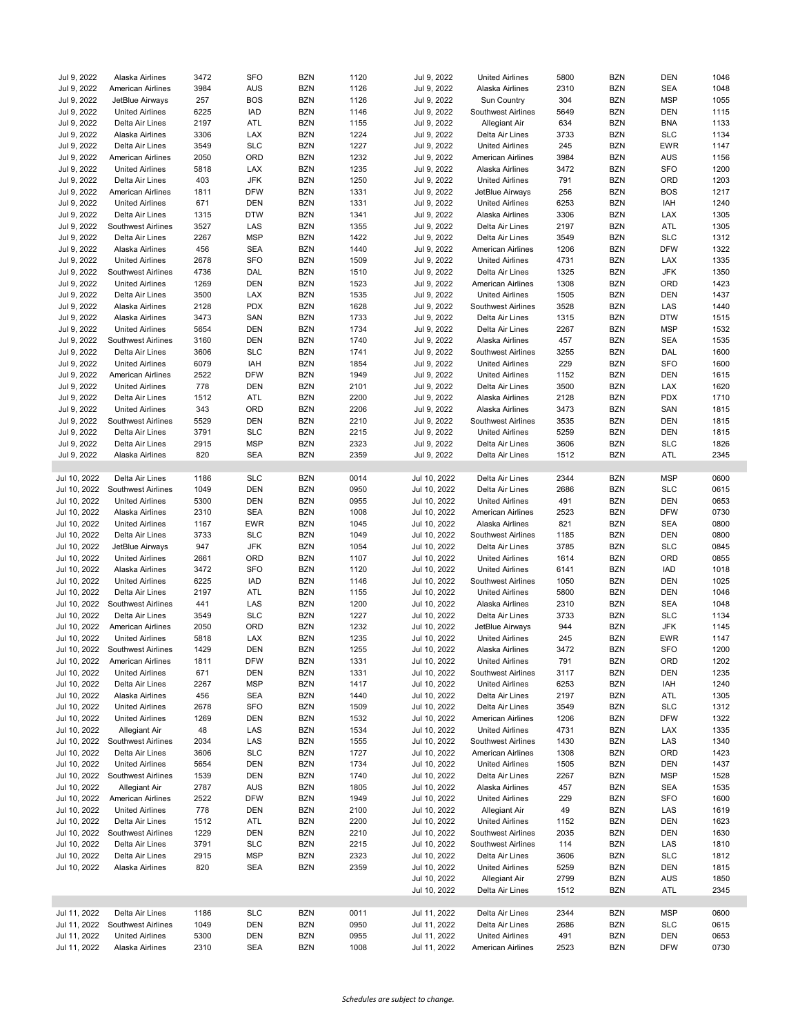| Date | Airline | Flight | From | To | Arrival | Date | Airline | Flight | From | To | Departure |
|---|---|---|---|---|---|---|---|---|---|---|---|
| Jul 9, 2022 | Alaska Airlines | 3472 | SFO | BZN | 1120 | Jul 9, 2022 | United Airlines | 5800 | BZN | DEN | 1046 |
| Jul 9, 2022 | American Airlines | 3984 | AUS | BZN | 1126 | Jul 9, 2022 | Alaska Airlines | 2310 | BZN | SEA | 1048 |
| Jul 9, 2022 | JetBlue Airways | 257 | BOS | BZN | 1126 | Jul 9, 2022 | Sun Country | 304 | BZN | MSP | 1055 |
| Jul 9, 2022 | United Airlines | 6225 | IAD | BZN | 1146 | Jul 9, 2022 | Southwest Airlines | 5649 | BZN | DEN | 1115 |
| Jul 9, 2022 | Delta Air Lines | 2197 | ATL | BZN | 1155 | Jul 9, 2022 | Allegiant Air | 634 | BZN | BNA | 1133 |
| Jul 9, 2022 | Alaska Airlines | 3306 | LAX | BZN | 1224 | Jul 9, 2022 | Delta Air Lines | 3733 | BZN | SLC | 1134 |
| Jul 9, 2022 | Delta Air Lines | 3549 | SLC | BZN | 1227 | Jul 9, 2022 | United Airlines | 245 | BZN | EWR | 1147 |
| Jul 9, 2022 | American Airlines | 2050 | ORD | BZN | 1232 | Jul 9, 2022 | American Airlines | 3984 | BZN | AUS | 1156 |
| Jul 9, 2022 | United Airlines | 5818 | LAX | BZN | 1235 | Jul 9, 2022 | Alaska Airlines | 3472 | BZN | SFO | 1200 |
| Jul 9, 2022 | Delta Air Lines | 403 | JFK | BZN | 1250 | Jul 9, 2022 | United Airlines | 791 | BZN | ORD | 1203 |
| Jul 9, 2022 | American Airlines | 1811 | DFW | BZN | 1331 | Jul 9, 2022 | JetBlue Airways | 256 | BZN | BOS | 1217 |
| Jul 9, 2022 | United Airlines | 671 | DEN | BZN | 1331 | Jul 9, 2022 | United Airlines | 6253 | BZN | IAH | 1240 |
| Jul 9, 2022 | Delta Air Lines | 1315 | DTW | BZN | 1341 | Jul 9, 2022 | Alaska Airlines | 3306 | BZN | LAX | 1305 |
| Jul 9, 2022 | Southwest Airlines | 3527 | LAS | BZN | 1355 | Jul 9, 2022 | Delta Air Lines | 2197 | BZN | ATL | 1305 |
| Jul 9, 2022 | Delta Air Lines | 2267 | MSP | BZN | 1422 | Jul 9, 2022 | Delta Air Lines | 3549 | BZN | SLC | 1312 |
| Jul 9, 2022 | Alaska Airlines | 456 | SEA | BZN | 1440 | Jul 9, 2022 | American Airlines | 1206 | BZN | DFW | 1322 |
| Jul 9, 2022 | United Airlines | 2678 | SFO | BZN | 1509 | Jul 9, 2022 | United Airlines | 4731 | BZN | LAX | 1335 |
| Jul 9, 2022 | Southwest Airlines | 4736 | DAL | BZN | 1510 | Jul 9, 2022 | Delta Air Lines | 1325 | BZN | JFK | 1350 |
| Jul 9, 2022 | United Airlines | 1269 | DEN | BZN | 1523 | Jul 9, 2022 | American Airlines | 1308 | BZN | ORD | 1423 |
| Jul 9, 2022 | Delta Air Lines | 3500 | LAX | BZN | 1535 | Jul 9, 2022 | United Airlines | 1505 | BZN | DEN | 1437 |
| Jul 9, 2022 | Alaska Airlines | 2128 | PDX | BZN | 1628 | Jul 9, 2022 | Southwest Airlines | 3528 | BZN | LAS | 1440 |
| Jul 9, 2022 | Alaska Airlines | 3473 | SAN | BZN | 1733 | Jul 9, 2022 | Delta Air Lines | 1315 | BZN | DTW | 1515 |
| Jul 9, 2022 | United Airlines | 5654 | DEN | BZN | 1734 | Jul 9, 2022 | Delta Air Lines | 2267 | BZN | MSP | 1532 |
| Jul 9, 2022 | Southwest Airlines | 3160 | DEN | BZN | 1740 | Jul 9, 2022 | Alaska Airlines | 457 | BZN | SEA | 1535 |
| Jul 9, 2022 | Delta Air Lines | 3606 | SLC | BZN | 1741 | Jul 9, 2022 | Southwest Airlines | 3255 | BZN | DAL | 1600 |
| Jul 9, 2022 | United Airlines | 6079 | IAH | BZN | 1854 | Jul 9, 2022 | United Airlines | 229 | BZN | SFO | 1600 |
| Jul 9, 2022 | American Airlines | 2522 | DFW | BZN | 1949 | Jul 9, 2022 | United Airlines | 1152 | BZN | DEN | 1615 |
| Jul 9, 2022 | United Airlines | 778 | DEN | BZN | 2101 | Jul 9, 2022 | Delta Air Lines | 3500 | BZN | LAX | 1620 |
| Jul 9, 2022 | Delta Air Lines | 1512 | ATL | BZN | 2200 | Jul 9, 2022 | Alaska Airlines | 2128 | BZN | PDX | 1710 |
| Jul 9, 2022 | United Airlines | 343 | ORD | BZN | 2206 | Jul 9, 2022 | Alaska Airlines | 3473 | BZN | SAN | 1815 |
| Jul 9, 2022 | Southwest Airlines | 5529 | DEN | BZN | 2210 | Jul 9, 2022 | Southwest Airlines | 3535 | BZN | DEN | 1815 |
| Jul 9, 2022 | Delta Air Lines | 3791 | SLC | BZN | 2215 | Jul 9, 2022 | United Airlines | 5259 | BZN | DEN | 1815 |
| Jul 9, 2022 | Delta Air Lines | 2915 | MSP | BZN | 2323 | Jul 9, 2022 | Delta Air Lines | 3606 | BZN | SLC | 1826 |
| Jul 9, 2022 | Alaska Airlines | 820 | SEA | BZN | 2359 | Jul 9, 2022 | Delta Air Lines | 1512 | BZN | ATL | 2345 |
| | | | | | | | | | | | |
| Jul 10, 2022 | Delta Air Lines | 1186 | SLC | BZN | 0014 | Jul 10, 2022 | Delta Air Lines | 2344 | BZN | MSP | 0600 |
| Jul 10, 2022 | Southwest Airlines | 1049 | DEN | BZN | 0950 | Jul 10, 2022 | Delta Air Lines | 2686 | BZN | SLC | 0615 |
| Jul 10, 2022 | United Airlines | 5300 | DEN | BZN | 0955 | Jul 10, 2022 | United Airlines | 491 | BZN | DEN | 0653 |
| Jul 10, 2022 | Alaska Airlines | 2310 | SEA | BZN | 1008 | Jul 10, 2022 | American Airlines | 2523 | BZN | DFW | 0730 |
| Jul 10, 2022 | United Airlines | 1167 | EWR | BZN | 1045 | Jul 10, 2022 | Alaska Airlines | 821 | BZN | SEA | 0800 |
| Jul 10, 2022 | Delta Air Lines | 3733 | SLC | BZN | 1049 | Jul 10, 2022 | Southwest Airlines | 1185 | BZN | DEN | 0800 |
| Jul 10, 2022 | JetBlue Airways | 947 | JFK | BZN | 1054 | Jul 10, 2022 | Delta Air Lines | 3785 | BZN | SLC | 0845 |
| Jul 10, 2022 | United Airlines | 2661 | ORD | BZN | 1107 | Jul 10, 2022 | United Airlines | 1614 | BZN | ORD | 0855 |
| Jul 10, 2022 | Alaska Airlines | 3472 | SFO | BZN | 1120 | Jul 10, 2022 | United Airlines | 6141 | BZN | IAD | 1018 |
| Jul 10, 2022 | United Airlines | 6225 | IAD | BZN | 1146 | Jul 10, 2022 | Southwest Airlines | 1050 | BZN | DEN | 1025 |
| Jul 10, 2022 | Delta Air Lines | 2197 | ATL | BZN | 1155 | Jul 10, 2022 | United Airlines | 5800 | BZN | DEN | 1046 |
| Jul 10, 2022 | Southwest Airlines | 441 | LAS | BZN | 1200 | Jul 10, 2022 | Alaska Airlines | 2310 | BZN | SEA | 1048 |
| Jul 10, 2022 | Delta Air Lines | 3549 | SLC | BZN | 1227 | Jul 10, 2022 | Delta Air Lines | 3733 | BZN | SLC | 1134 |
| Jul 10, 2022 | American Airlines | 2050 | ORD | BZN | 1232 | Jul 10, 2022 | JetBlue Airways | 944 | BZN | JFK | 1145 |
| Jul 10, 2022 | United Airlines | 5818 | LAX | BZN | 1235 | Jul 10, 2022 | United Airlines | 245 | BZN | EWR | 1147 |
| Jul 10, 2022 | Southwest Airlines | 1429 | DEN | BZN | 1255 | Jul 10, 2022 | Alaska Airlines | 3472 | BZN | SFO | 1200 |
| Jul 10, 2022 | American Airlines | 1811 | DFW | BZN | 1331 | Jul 10, 2022 | United Airlines | 791 | BZN | ORD | 1202 |
| Jul 10, 2022 | United Airlines | 671 | DEN | BZN | 1331 | Jul 10, 2022 | Southwest Airlines | 3117 | BZN | DEN | 1235 |
| Jul 10, 2022 | Delta Air Lines | 2267 | MSP | BZN | 1417 | Jul 10, 2022 | United Airlines | 6253 | BZN | IAH | 1240 |
| Jul 10, 2022 | Alaska Airlines | 456 | SEA | BZN | 1440 | Jul 10, 2022 | Delta Air Lines | 2197 | BZN | ATL | 1305 |
| Jul 10, 2022 | United Airlines | 2678 | SFO | BZN | 1509 | Jul 10, 2022 | Delta Air Lines | 3549 | BZN | SLC | 1312 |
| Jul 10, 2022 | United Airlines | 1269 | DEN | BZN | 1532 | Jul 10, 2022 | American Airlines | 1206 | BZN | DFW | 1322 |
| Jul 10, 2022 | Allegiant Air | 48 | LAS | BZN | 1534 | Jul 10, 2022 | United Airlines | 4731 | BZN | LAX | 1335 |
| Jul 10, 2022 | Southwest Airlines | 2034 | LAS | BZN | 1555 | Jul 10, 2022 | Southwest Airlines | 1430 | BZN | LAS | 1340 |
| Jul 10, 2022 | Delta Air Lines | 3606 | SLC | BZN | 1727 | Jul 10, 2022 | American Airlines | 1308 | BZN | ORD | 1423 |
| Jul 10, 2022 | United Airlines | 5654 | DEN | BZN | 1734 | Jul 10, 2022 | United Airlines | 1505 | BZN | DEN | 1437 |
| Jul 10, 2022 | Southwest Airlines | 1539 | DEN | BZN | 1740 | Jul 10, 2022 | Delta Air Lines | 2267 | BZN | MSP | 1528 |
| Jul 10, 2022 | Allegiant Air | 2787 | AUS | BZN | 1805 | Jul 10, 2022 | Alaska Airlines | 457 | BZN | SEA | 1535 |
| Jul 10, 2022 | American Airlines | 2522 | DFW | BZN | 1949 | Jul 10, 2022 | United Airlines | 229 | BZN | SFO | 1600 |
| Jul 10, 2022 | United Airlines | 778 | DEN | BZN | 2100 | Jul 10, 2022 | Allegiant Air | 49 | BZN | LAS | 1619 |
| Jul 10, 2022 | Delta Air Lines | 1512 | ATL | BZN | 2200 | Jul 10, 2022 | United Airlines | 1152 | BZN | DEN | 1623 |
| Jul 10, 2022 | Southwest Airlines | 1229 | DEN | BZN | 2210 | Jul 10, 2022 | Southwest Airlines | 2035 | BZN | DEN | 1630 |
| Jul 10, 2022 | Delta Air Lines | 3791 | SLC | BZN | 2215 | Jul 10, 2022 | Southwest Airlines | 114 | BZN | LAS | 1810 |
| Jul 10, 2022 | Delta Air Lines | 2915 | MSP | BZN | 2323 | Jul 10, 2022 | Delta Air Lines | 3606 | BZN | SLC | 1812 |
| Jul 10, 2022 | Alaska Airlines | 820 | SEA | BZN | 2359 | Jul 10, 2022 | United Airlines | 5259 | BZN | DEN | 1815 |
| | | | | | | Jul 10, 2022 | Allegiant Air | 2799 | BZN | AUS | 1850 |
| | | | | | | Jul 10, 2022 | Delta Air Lines | 1512 | BZN | ATL | 2345 |
| | | | | | | | | | | | |
| Jul 11, 2022 | Delta Air Lines | 1186 | SLC | BZN | 0011 | Jul 11, 2022 | Delta Air Lines | 2344 | BZN | MSP | 0600 |
| Jul 11, 2022 | Southwest Airlines | 1049 | DEN | BZN | 0950 | Jul 11, 2022 | Delta Air Lines | 2686 | BZN | SLC | 0615 |
| Jul 11, 2022 | United Airlines | 5300 | DEN | BZN | 0955 | Jul 11, 2022 | United Airlines | 491 | BZN | DEN | 0653 |
| Jul 11, 2022 | Alaska Airlines | 2310 | SEA | BZN | 1008 | Jul 11, 2022 | American Airlines | 2523 | BZN | DFW | 0730 |

*Schedules are subject to change.*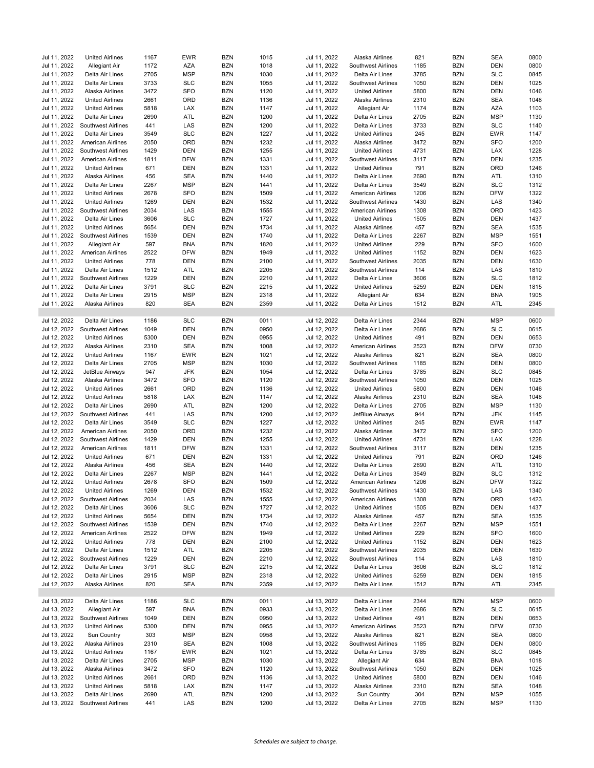| | | | | | | | | | | | |
|---|---|---|---|---|---|---|---|---|---|---|---|
| Jul 11, 2022 | United Airlines | 1167 | EWR | BZN | 1015 | Jul 11, 2022 | Alaska Airlines | 821 | BZN | SEA | 0800 |
| Jul 11, 2022 | Allegiant Air | 1172 | AZA | BZN | 1018 | Jul 11, 2022 | Southwest Airlines | 1185 | BZN | DEN | 0800 |
| Jul 11, 2022 | Delta Air Lines | 2705 | MSP | BZN | 1030 | Jul 11, 2022 | Delta Air Lines | 3785 | BZN | SLC | 0845 |
| Jul 11, 2022 | Delta Air Lines | 3733 | SLC | BZN | 1055 | Jul 11, 2022 | Southwest Airlines | 1050 | BZN | DEN | 1025 |
| Jul 11, 2022 | Alaska Airlines | 3472 | SFO | BZN | 1120 | Jul 11, 2022 | United Airlines | 5800 | BZN | DEN | 1046 |
| Jul 11, 2022 | United Airlines | 2661 | ORD | BZN | 1136 | Jul 11, 2022 | Alaska Airlines | 2310 | BZN | SEA | 1048 |
| Jul 11, 2022 | United Airlines | 5818 | LAX | BZN | 1147 | Jul 11, 2022 | Allegiant Air | 1174 | BZN | AZA | 1103 |
| Jul 11, 2022 | Delta Air Lines | 2690 | ATL | BZN | 1200 | Jul 11, 2022 | Delta Air Lines | 2705 | BZN | MSP | 1130 |
| Jul 11, 2022 | Southwest Airlines | 441 | LAS | BZN | 1200 | Jul 11, 2022 | Delta Air Lines | 3733 | BZN | SLC | 1140 |
| Jul 11, 2022 | Delta Air Lines | 3549 | SLC | BZN | 1227 | Jul 11, 2022 | United Airlines | 245 | BZN | EWR | 1147 |
| Jul 11, 2022 | American Airlines | 2050 | ORD | BZN | 1232 | Jul 11, 2022 | Alaska Airlines | 3472 | BZN | SFO | 1200 |
| Jul 11, 2022 | Southwest Airlines | 1429 | DEN | BZN | 1255 | Jul 11, 2022 | United Airlines | 4731 | BZN | LAX | 1228 |
| Jul 11, 2022 | American Airlines | 1811 | DFW | BZN | 1331 | Jul 11, 2022 | Southwest Airlines | 3117 | BZN | DEN | 1235 |
| Jul 11, 2022 | United Airlines | 671 | DEN | BZN | 1331 | Jul 11, 2022 | United Airlines | 791 | BZN | ORD | 1246 |
| Jul 11, 2022 | Alaska Airlines | 456 | SEA | BZN | 1440 | Jul 11, 2022 | Delta Air Lines | 2690 | BZN | ATL | 1310 |
| Jul 11, 2022 | Delta Air Lines | 2267 | MSP | BZN | 1441 | Jul 11, 2022 | Delta Air Lines | 3549 | BZN | SLC | 1312 |
| Jul 11, 2022 | United Airlines | 2678 | SFO | BZN | 1509 | Jul 11, 2022 | American Airlines | 1206 | BZN | DFW | 1322 |
| Jul 11, 2022 | United Airlines | 1269 | DEN | BZN | 1532 | Jul 11, 2022 | Southwest Airlines | 1430 | BZN | LAS | 1340 |
| Jul 11, 2022 | Southwest Airlines | 2034 | LAS | BZN | 1555 | Jul 11, 2022 | American Airlines | 1308 | BZN | ORD | 1423 |
| Jul 11, 2022 | Delta Air Lines | 3606 | SLC | BZN | 1727 | Jul 11, 2022 | United Airlines | 1505 | BZN | DEN | 1437 |
| Jul 11, 2022 | United Airlines | 5654 | DEN | BZN | 1734 | Jul 11, 2022 | Alaska Airlines | 457 | BZN | SEA | 1535 |
| Jul 11, 2022 | Southwest Airlines | 1539 | DEN | BZN | 1740 | Jul 11, 2022 | Delta Air Lines | 2267 | BZN | MSP | 1551 |
| Jul 11, 2022 | Allegiant Air | 597 | BNA | BZN | 1820 | Jul 11, 2022 | United Airlines | 229 | BZN | SFO | 1600 |
| Jul 11, 2022 | American Airlines | 2522 | DFW | BZN | 1949 | Jul 11, 2022 | United Airlines | 1152 | BZN | DEN | 1623 |
| Jul 11, 2022 | United Airlines | 778 | DEN | BZN | 2100 | Jul 11, 2022 | Southwest Airlines | 2035 | BZN | DEN | 1630 |
| Jul 11, 2022 | Delta Air Lines | 1512 | ATL | BZN | 2205 | Jul 11, 2022 | Southwest Airlines | 114 | BZN | LAS | 1810 |
| Jul 11, 2022 | Southwest Airlines | 1229 | DEN | BZN | 2210 | Jul 11, 2022 | Delta Air Lines | 3606 | BZN | SLC | 1812 |
| Jul 11, 2022 | Delta Air Lines | 3791 | SLC | BZN | 2215 | Jul 11, 2022 | United Airlines | 5259 | BZN | DEN | 1815 |
| Jul 11, 2022 | Delta Air Lines | 2915 | MSP | BZN | 2318 | Jul 11, 2022 | Allegiant Air | 634 | BZN | BNA | 1905 |
| Jul 11, 2022 | Alaska Airlines | 820 | SEA | BZN | 2359 | Jul 11, 2022 | Delta Air Lines | 1512 | BZN | ATL | 2345 |
| | | | | | | | | | | | |
| Jul 12, 2022 | Delta Air Lines | 1186 | SLC | BZN | 0011 | Jul 12, 2022 | Delta Air Lines | 2344 | BZN | MSP | 0600 |
| Jul 12, 2022 | Southwest Airlines | 1049 | DEN | BZN | 0950 | Jul 12, 2022 | Delta Air Lines | 2686 | BZN | SLC | 0615 |
| Jul 12, 2022 | United Airlines | 5300 | DEN | BZN | 0955 | Jul 12, 2022 | United Airlines | 491 | BZN | DEN | 0653 |
| Jul 12, 2022 | Alaska Airlines | 2310 | SEA | BZN | 1008 | Jul 12, 2022 | American Airlines | 2523 | BZN | DFW | 0730 |
| Jul 12, 2022 | United Airlines | 1167 | EWR | BZN | 1021 | Jul 12, 2022 | Alaska Airlines | 821 | BZN | SEA | 0800 |
| Jul 12, 2022 | Delta Air Lines | 2705 | MSP | BZN | 1030 | Jul 12, 2022 | Southwest Airlines | 1185 | BZN | DEN | 0800 |
| Jul 12, 2022 | JetBlue Airways | 947 | JFK | BZN | 1054 | Jul 12, 2022 | Delta Air Lines | 3785 | BZN | SLC | 0845 |
| Jul 12, 2022 | Alaska Airlines | 3472 | SFO | BZN | 1120 | Jul 12, 2022 | Southwest Airlines | 1050 | BZN | DEN | 1025 |
| Jul 12, 2022 | United Airlines | 2661 | ORD | BZN | 1136 | Jul 12, 2022 | United Airlines | 5800 | BZN | DEN | 1046 |
| Jul 12, 2022 | United Airlines | 5818 | LAX | BZN | 1147 | Jul 12, 2022 | Alaska Airlines | 2310 | BZN | SEA | 1048 |
| Jul 12, 2022 | Delta Air Lines | 2690 | ATL | BZN | 1200 | Jul 12, 2022 | Delta Air Lines | 2705 | BZN | MSP | 1130 |
| Jul 12, 2022 | Southwest Airlines | 441 | LAS | BZN | 1200 | Jul 12, 2022 | JetBlue Airways | 944 | BZN | JFK | 1145 |
| Jul 12, 2022 | Delta Air Lines | 3549 | SLC | BZN | 1227 | Jul 12, 2022 | United Airlines | 245 | BZN | EWR | 1147 |
| Jul 12, 2022 | American Airlines | 2050 | ORD | BZN | 1232 | Jul 12, 2022 | Alaska Airlines | 3472 | BZN | SFO | 1200 |
| Jul 12, 2022 | Southwest Airlines | 1429 | DEN | BZN | 1255 | Jul 12, 2022 | United Airlines | 4731 | BZN | LAX | 1228 |
| Jul 12, 2022 | American Airlines | 1811 | DFW | BZN | 1331 | Jul 12, 2022 | Southwest Airlines | 3117 | BZN | DEN | 1235 |
| Jul 12, 2022 | United Airlines | 671 | DEN | BZN | 1331 | Jul 12, 2022 | United Airlines | 791 | BZN | ORD | 1246 |
| Jul 12, 2022 | Alaska Airlines | 456 | SEA | BZN | 1440 | Jul 12, 2022 | Delta Air Lines | 2690 | BZN | ATL | 1310 |
| Jul 12, 2022 | Delta Air Lines | 2267 | MSP | BZN | 1441 | Jul 12, 2022 | Delta Air Lines | 3549 | BZN | SLC | 1312 |
| Jul 12, 2022 | United Airlines | 2678 | SFO | BZN | 1509 | Jul 12, 2022 | American Airlines | 1206 | BZN | DFW | 1322 |
| Jul 12, 2022 | United Airlines | 1269 | DEN | BZN | 1532 | Jul 12, 2022 | Southwest Airlines | 1430 | BZN | LAS | 1340 |
| Jul 12, 2022 | Southwest Airlines | 2034 | LAS | BZN | 1555 | Jul 12, 2022 | American Airlines | 1308 | BZN | ORD | 1423 |
| Jul 12, 2022 | Delta Air Lines | 3606 | SLC | BZN | 1727 | Jul 12, 2022 | United Airlines | 1505 | BZN | DEN | 1437 |
| Jul 12, 2022 | United Airlines | 5654 | DEN | BZN | 1734 | Jul 12, 2022 | Alaska Airlines | 457 | BZN | SEA | 1535 |
| Jul 12, 2022 | Southwest Airlines | 1539 | DEN | BZN | 1740 | Jul 12, 2022 | Delta Air Lines | 2267 | BZN | MSP | 1551 |
| Jul 12, 2022 | American Airlines | 2522 | DFW | BZN | 1949 | Jul 12, 2022 | United Airlines | 229 | BZN | SFO | 1600 |
| Jul 12, 2022 | United Airlines | 778 | DEN | BZN | 2100 | Jul 12, 2022 | United Airlines | 1152 | BZN | DEN | 1623 |
| Jul 12, 2022 | Delta Air Lines | 1512 | ATL | BZN | 2205 | Jul 12, 2022 | Southwest Airlines | 2035 | BZN | DEN | 1630 |
| Jul 12, 2022 | Southwest Airlines | 1229 | DEN | BZN | 2210 | Jul 12, 2022 | Southwest Airlines | 114 | BZN | LAS | 1810 |
| Jul 12, 2022 | Delta Air Lines | 3791 | SLC | BZN | 2215 | Jul 12, 2022 | Delta Air Lines | 3606 | BZN | SLC | 1812 |
| Jul 12, 2022 | Delta Air Lines | 2915 | MSP | BZN | 2318 | Jul 12, 2022 | United Airlines | 5259 | BZN | DEN | 1815 |
| Jul 12, 2022 | Alaska Airlines | 820 | SEA | BZN | 2359 | Jul 12, 2022 | Delta Air Lines | 1512 | BZN | ATL | 2345 |
| | | | | | | | | | | | |
| Jul 13, 2022 | Delta Air Lines | 1186 | SLC | BZN | 0011 | Jul 13, 2022 | Delta Air Lines | 2344 | BZN | MSP | 0600 |
| Jul 13, 2022 | Allegiant Air | 597 | BNA | BZN | 0933 | Jul 13, 2022 | Delta Air Lines | 2686 | BZN | SLC | 0615 |
| Jul 13, 2022 | Southwest Airlines | 1049 | DEN | BZN | 0950 | Jul 13, 2022 | United Airlines | 491 | BZN | DEN | 0653 |
| Jul 13, 2022 | United Airlines | 5300 | DEN | BZN | 0955 | Jul 13, 2022 | American Airlines | 2523 | BZN | DFW | 0730 |
| Jul 13, 2022 | Sun Country | 303 | MSP | BZN | 0958 | Jul 13, 2022 | Alaska Airlines | 821 | BZN | SEA | 0800 |
| Jul 13, 2022 | Alaska Airlines | 2310 | SEA | BZN | 1008 | Jul 13, 2022 | Southwest Airlines | 1185 | BZN | DEN | 0800 |
| Jul 13, 2022 | United Airlines | 1167 | EWR | BZN | 1021 | Jul 13, 2022 | Delta Air Lines | 3785 | BZN | SLC | 0845 |
| Jul 13, 2022 | Delta Air Lines | 2705 | MSP | BZN | 1030 | Jul 13, 2022 | Allegiant Air | 634 | BZN | BNA | 1018 |
| Jul 13, 2022 | Alaska Airlines | 3472 | SFO | BZN | 1120 | Jul 13, 2022 | Southwest Airlines | 1050 | BZN | DEN | 1025 |
| Jul 13, 2022 | United Airlines | 2661 | ORD | BZN | 1136 | Jul 13, 2022 | United Airlines | 5800 | BZN | DEN | 1046 |
| Jul 13, 2022 | United Airlines | 5818 | LAX | BZN | 1147 | Jul 13, 2022 | Alaska Airlines | 2310 | BZN | SEA | 1048 |
| Jul 13, 2022 | Delta Air Lines | 2690 | ATL | BZN | 1200 | Jul 13, 2022 | Sun Country | 304 | BZN | MSP | 1055 |
| Jul 13, 2022 | Southwest Airlines | 441 | LAS | BZN | 1200 | Jul 13, 2022 | Delta Air Lines | 2705 | BZN | MSP | 1130 |

*Schedules are subject to change.*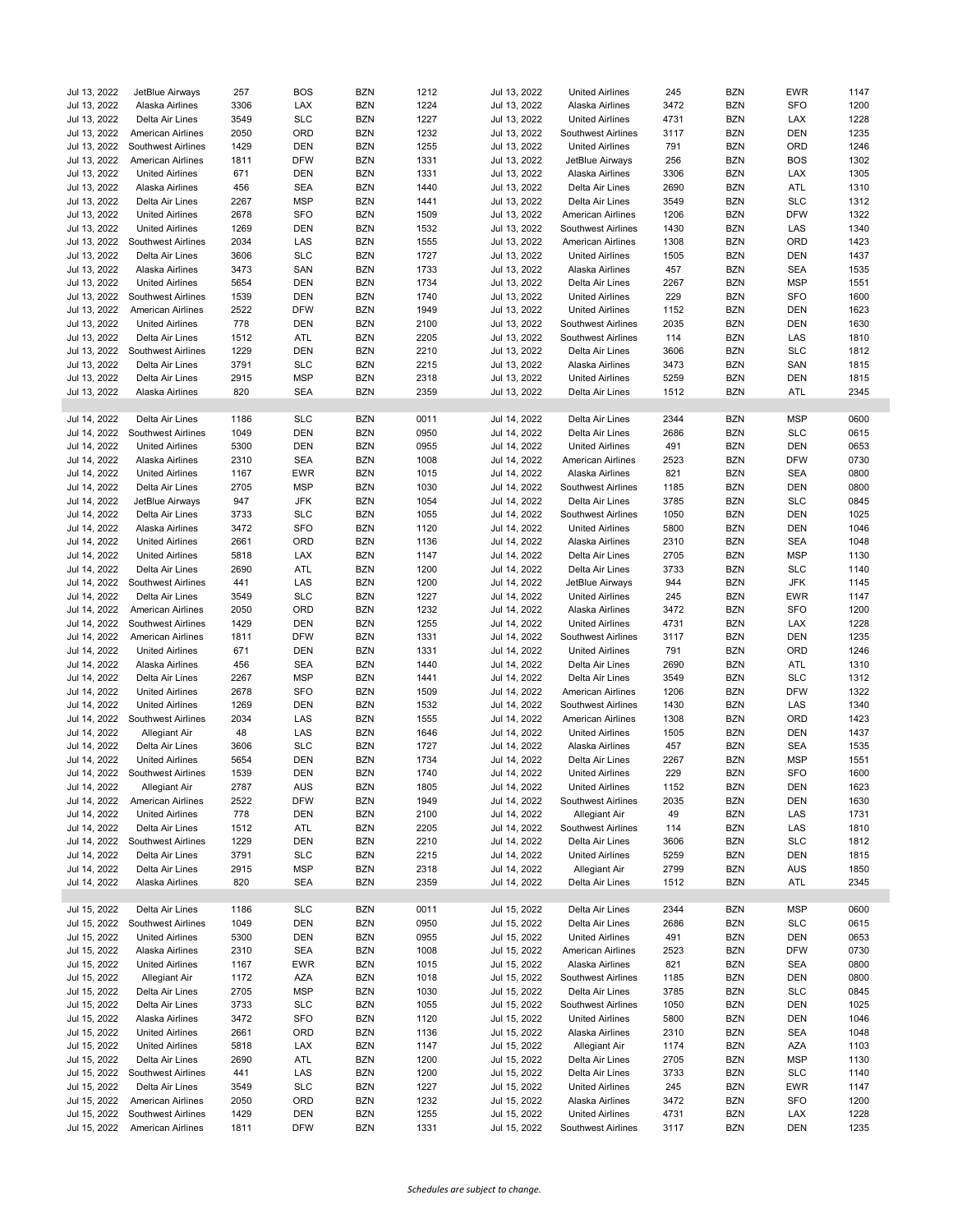| Date | Airline | Flight | From | To | Arrival | Date | Airline | Flight | From | To | Departure |
|---|---|---|---|---|---|---|---|---|---|---|---|
| Jul 13, 2022 | JetBlue Airways | 257 | BOS | BZN | 1212 | Jul 13, 2022 | United Airlines | 245 | BZN | EWR | 1147 |
| Jul 13, 2022 | Alaska Airlines | 3306 | LAX | BZN | 1224 | Jul 13, 2022 | Alaska Airlines | 3472 | BZN | SFO | 1200 |
| Jul 13, 2022 | Delta Air Lines | 3549 | SLC | BZN | 1227 | Jul 13, 2022 | United Airlines | 4731 | BZN | LAX | 1228 |
| Jul 13, 2022 | American Airlines | 2050 | ORD | BZN | 1232 | Jul 13, 2022 | Southwest Airlines | 3117 | BZN | DEN | 1235 |
| Jul 13, 2022 | Southwest Airlines | 1429 | DEN | BZN | 1255 | Jul 13, 2022 | United Airlines | 791 | BZN | ORD | 1246 |
| Jul 13, 2022 | American Airlines | 1811 | DFW | BZN | 1331 | Jul 13, 2022 | JetBlue Airways | 256 | BZN | BOS | 1302 |
| Jul 13, 2022 | United Airlines | 671 | DEN | BZN | 1331 | Jul 13, 2022 | Alaska Airlines | 3306 | BZN | LAX | 1305 |
| Jul 13, 2022 | Alaska Airlines | 456 | SEA | BZN | 1440 | Jul 13, 2022 | Delta Air Lines | 2690 | BZN | ATL | 1310 |
| Jul 13, 2022 | Delta Air Lines | 2267 | MSP | BZN | 1441 | Jul 13, 2022 | Delta Air Lines | 3549 | BZN | SLC | 1312 |
| Jul 13, 2022 | United Airlines | 2678 | SFO | BZN | 1509 | Jul 13, 2022 | American Airlines | 1206 | BZN | DFW | 1322 |
| Jul 13, 2022 | United Airlines | 1269 | DEN | BZN | 1532 | Jul 13, 2022 | Southwest Airlines | 1430 | BZN | LAS | 1340 |
| Jul 13, 2022 | Southwest Airlines | 2034 | LAS | BZN | 1555 | Jul 13, 2022 | American Airlines | 1308 | BZN | ORD | 1423 |
| Jul 13, 2022 | Delta Air Lines | 3606 | SLC | BZN | 1727 | Jul 13, 2022 | United Airlines | 1505 | BZN | DEN | 1437 |
| Jul 13, 2022 | Alaska Airlines | 3473 | SAN | BZN | 1733 | Jul 13, 2022 | Alaska Airlines | 457 | BZN | SEA | 1535 |
| Jul 13, 2022 | United Airlines | 5654 | DEN | BZN | 1734 | Jul 13, 2022 | Delta Air Lines | 2267 | BZN | MSP | 1551 |
| Jul 13, 2022 | Southwest Airlines | 1539 | DEN | BZN | 1740 | Jul 13, 2022 | United Airlines | 229 | BZN | SFO | 1600 |
| Jul 13, 2022 | American Airlines | 2522 | DFW | BZN | 1949 | Jul 13, 2022 | United Airlines | 1152 | BZN | DEN | 1623 |
| Jul 13, 2022 | United Airlines | 778 | DEN | BZN | 2100 | Jul 13, 2022 | Southwest Airlines | 2035 | BZN | DEN | 1630 |
| Jul 13, 2022 | Delta Air Lines | 1512 | ATL | BZN | 2205 | Jul 13, 2022 | Southwest Airlines | 114 | BZN | LAS | 1810 |
| Jul 13, 2022 | Southwest Airlines | 1229 | DEN | BZN | 2210 | Jul 13, 2022 | Delta Air Lines | 3606 | BZN | SLC | 1812 |
| Jul 13, 2022 | Delta Air Lines | 3791 | SLC | BZN | 2215 | Jul 13, 2022 | Alaska Airlines | 3473 | BZN | SAN | 1815 |
| Jul 13, 2022 | Delta Air Lines | 2915 | MSP | BZN | 2318 | Jul 13, 2022 | United Airlines | 5259 | BZN | DEN | 1815 |
| Jul 13, 2022 | Alaska Airlines | 820 | SEA | BZN | 2359 | Jul 13, 2022 | Delta Air Lines | 1512 | BZN | ATL | 2345 |
| | | | | | | | | | | | |
| Jul 14, 2022 | Delta Air Lines | 1186 | SLC | BZN | 0011 | Jul 14, 2022 | Delta Air Lines | 2344 | BZN | MSP | 0600 |
| Jul 14, 2022 | Southwest Airlines | 1049 | DEN | BZN | 0950 | Jul 14, 2022 | Delta Air Lines | 2686 | BZN | SLC | 0615 |
| Jul 14, 2022 | United Airlines | 5300 | DEN | BZN | 0955 | Jul 14, 2022 | United Airlines | 491 | BZN | DEN | 0653 |
| Jul 14, 2022 | Alaska Airlines | 2310 | SEA | BZN | 1008 | Jul 14, 2022 | American Airlines | 2523 | BZN | DFW | 0730 |
| Jul 14, 2022 | United Airlines | 1167 | EWR | BZN | 1015 | Jul 14, 2022 | Alaska Airlines | 821 | BZN | SEA | 0800 |
| Jul 14, 2022 | Delta Air Lines | 2705 | MSP | BZN | 1030 | Jul 14, 2022 | Southwest Airlines | 1185 | BZN | DEN | 0800 |
| Jul 14, 2022 | JetBlue Airways | 947 | JFK | BZN | 1054 | Jul 14, 2022 | Delta Air Lines | 3785 | BZN | SLC | 0845 |
| Jul 14, 2022 | Delta Air Lines | 3733 | SLC | BZN | 1055 | Jul 14, 2022 | Southwest Airlines | 1050 | BZN | DEN | 1025 |
| Jul 14, 2022 | Alaska Airlines | 3472 | SFO | BZN | 1120 | Jul 14, 2022 | United Airlines | 5800 | BZN | DEN | 1046 |
| Jul 14, 2022 | United Airlines | 2661 | ORD | BZN | 1136 | Jul 14, 2022 | Alaska Airlines | 2310 | BZN | SEA | 1048 |
| Jul 14, 2022 | United Airlines | 5818 | LAX | BZN | 1147 | Jul 14, 2022 | Delta Air Lines | 2705 | BZN | MSP | 1130 |
| Jul 14, 2022 | Delta Air Lines | 2690 | ATL | BZN | 1200 | Jul 14, 2022 | Delta Air Lines | 3733 | BZN | SLC | 1140 |
| Jul 14, 2022 | Southwest Airlines | 441 | LAS | BZN | 1200 | Jul 14, 2022 | JetBlue Airways | 944 | BZN | JFK | 1145 |
| Jul 14, 2022 | Delta Air Lines | 3549 | SLC | BZN | 1227 | Jul 14, 2022 | United Airlines | 245 | BZN | EWR | 1147 |
| Jul 14, 2022 | American Airlines | 2050 | ORD | BZN | 1232 | Jul 14, 2022 | Alaska Airlines | 3472 | BZN | SFO | 1200 |
| Jul 14, 2022 | Southwest Airlines | 1429 | DEN | BZN | 1255 | Jul 14, 2022 | United Airlines | 4731 | BZN | LAX | 1228 |
| Jul 14, 2022 | American Airlines | 1811 | DFW | BZN | 1331 | Jul 14, 2022 | Southwest Airlines | 3117 | BZN | DEN | 1235 |
| Jul 14, 2022 | United Airlines | 671 | DEN | BZN | 1331 | Jul 14, 2022 | United Airlines | 791 | BZN | ORD | 1246 |
| Jul 14, 2022 | Alaska Airlines | 456 | SEA | BZN | 1440 | Jul 14, 2022 | Delta Air Lines | 2690 | BZN | ATL | 1310 |
| Jul 14, 2022 | Delta Air Lines | 2267 | MSP | BZN | 1441 | Jul 14, 2022 | Delta Air Lines | 3549 | BZN | SLC | 1312 |
| Jul 14, 2022 | United Airlines | 2678 | SFO | BZN | 1509 | Jul 14, 2022 | American Airlines | 1206 | BZN | DFW | 1322 |
| Jul 14, 2022 | United Airlines | 1269 | DEN | BZN | 1532 | Jul 14, 2022 | Southwest Airlines | 1430 | BZN | LAS | 1340 |
| Jul 14, 2022 | Southwest Airlines | 2034 | LAS | BZN | 1555 | Jul 14, 2022 | American Airlines | 1308 | BZN | ORD | 1423 |
| Jul 14, 2022 | Allegiant Air | 48 | LAS | BZN | 1646 | Jul 14, 2022 | United Airlines | 1505 | BZN | DEN | 1437 |
| Jul 14, 2022 | Delta Air Lines | 3606 | SLC | BZN | 1727 | Jul 14, 2022 | Alaska Airlines | 457 | BZN | SEA | 1535 |
| Jul 14, 2022 | United Airlines | 5654 | DEN | BZN | 1734 | Jul 14, 2022 | Delta Air Lines | 2267 | BZN | MSP | 1551 |
| Jul 14, 2022 | Southwest Airlines | 1539 | DEN | BZN | 1740 | Jul 14, 2022 | United Airlines | 229 | BZN | SFO | 1600 |
| Jul 14, 2022 | Allegiant Air | 2787 | AUS | BZN | 1805 | Jul 14, 2022 | United Airlines | 1152 | BZN | DEN | 1623 |
| Jul 14, 2022 | American Airlines | 2522 | DFW | BZN | 1949 | Jul 14, 2022 | Southwest Airlines | 2035 | BZN | DEN | 1630 |
| Jul 14, 2022 | United Airlines | 778 | DEN | BZN | 2100 | Jul 14, 2022 | Allegiant Air | 49 | BZN | LAS | 1731 |
| Jul 14, 2022 | Delta Air Lines | 1512 | ATL | BZN | 2205 | Jul 14, 2022 | Southwest Airlines | 114 | BZN | LAS | 1810 |
| Jul 14, 2022 | Southwest Airlines | 1229 | DEN | BZN | 2210 | Jul 14, 2022 | Delta Air Lines | 3606 | BZN | SLC | 1812 |
| Jul 14, 2022 | Delta Air Lines | 3791 | SLC | BZN | 2215 | Jul 14, 2022 | United Airlines | 5259 | BZN | DEN | 1815 |
| Jul 14, 2022 | Delta Air Lines | 2915 | MSP | BZN | 2318 | Jul 14, 2022 | Allegiant Air | 2799 | BZN | AUS | 1850 |
| Jul 14, 2022 | Alaska Airlines | 820 | SEA | BZN | 2359 | Jul 14, 2022 | Delta Air Lines | 1512 | BZN | ATL | 2345 |
| | | | | | | | | | | | |
| Jul 15, 2022 | Delta Air Lines | 1186 | SLC | BZN | 0011 | Jul 15, 2022 | Delta Air Lines | 2344 | BZN | MSP | 0600 |
| Jul 15, 2022 | Southwest Airlines | 1049 | DEN | BZN | 0950 | Jul 15, 2022 | Delta Air Lines | 2686 | BZN | SLC | 0615 |
| Jul 15, 2022 | United Airlines | 5300 | DEN | BZN | 0955 | Jul 15, 2022 | United Airlines | 491 | BZN | DEN | 0653 |
| Jul 15, 2022 | Alaska Airlines | 2310 | SEA | BZN | 1008 | Jul 15, 2022 | American Airlines | 2523 | BZN | DFW | 0730 |
| Jul 15, 2022 | United Airlines | 1167 | EWR | BZN | 1015 | Jul 15, 2022 | Alaska Airlines | 821 | BZN | SEA | 0800 |
| Jul 15, 2022 | Allegiant Air | 1172 | AZA | BZN | 1018 | Jul 15, 2022 | Southwest Airlines | 1185 | BZN | DEN | 0800 |
| Jul 15, 2022 | Delta Air Lines | 2705 | MSP | BZN | 1030 | Jul 15, 2022 | Delta Air Lines | 3785 | BZN | SLC | 0845 |
| Jul 15, 2022 | Delta Air Lines | 3733 | SLC | BZN | 1055 | Jul 15, 2022 | Southwest Airlines | 1050 | BZN | DEN | 1025 |
| Jul 15, 2022 | Alaska Airlines | 3472 | SFO | BZN | 1120 | Jul 15, 2022 | United Airlines | 5800 | BZN | DEN | 1046 |
| Jul 15, 2022 | United Airlines | 2661 | ORD | BZN | 1136 | Jul 15, 2022 | Alaska Airlines | 2310 | BZN | SEA | 1048 |
| Jul 15, 2022 | United Airlines | 5818 | LAX | BZN | 1147 | Jul 15, 2022 | Allegiant Air | 1174 | BZN | AZA | 1103 |
| Jul 15, 2022 | Delta Air Lines | 2690 | ATL | BZN | 1200 | Jul 15, 2022 | Delta Air Lines | 2705 | BZN | MSP | 1130 |
| Jul 15, 2022 | Southwest Airlines | 441 | LAS | BZN | 1200 | Jul 15, 2022 | Delta Air Lines | 3733 | BZN | SLC | 1140 |
| Jul 15, 2022 | Delta Air Lines | 3549 | SLC | BZN | 1227 | Jul 15, 2022 | United Airlines | 245 | BZN | EWR | 1147 |
| Jul 15, 2022 | American Airlines | 2050 | ORD | BZN | 1232 | Jul 15, 2022 | Alaska Airlines | 3472 | BZN | SFO | 1200 |
| Jul 15, 2022 | Southwest Airlines | 1429 | DEN | BZN | 1255 | Jul 15, 2022 | United Airlines | 4731 | BZN | LAX | 1228 |
| Jul 15, 2022 | American Airlines | 1811 | DFW | BZN | 1331 | Jul 15, 2022 | Southwest Airlines | 3117 | BZN | DEN | 1235 |

*Schedules are subject to change.*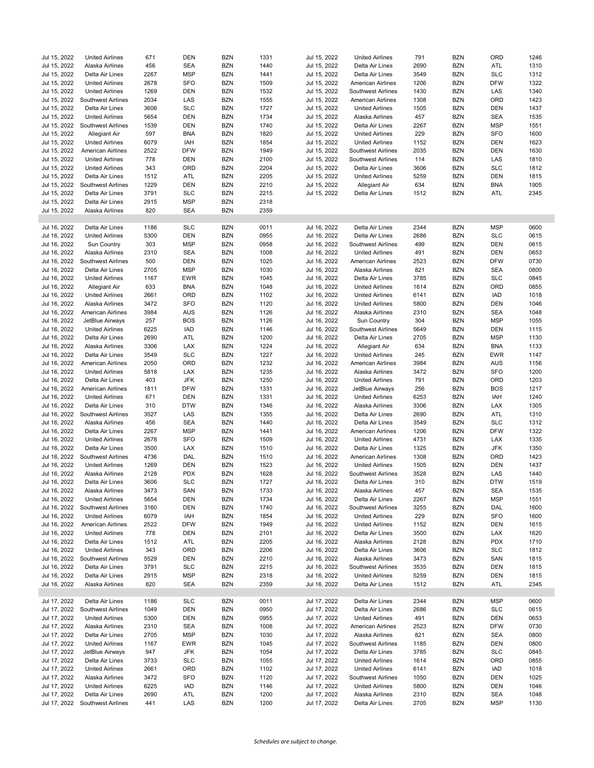| Jul 15, 2022 | United Airlines | 671 | DEN | BZN | 1331 |
|---|---|---|---|---|---|
| Jul 15, 2022 | Alaska Airlines | 456 | SEA | BZN | 1440 |
| Jul 15, 2022 | Delta Air Lines | 2267 | MSP | BZN | 1441 |
| Jul 15, 2022 | United Airlines | 2678 | SFO | BZN | 1509 |
| Jul 15, 2022 | United Airlines | 1269 | DEN | BZN | 1532 |
| Jul 15, 2022 | Southwest Airlines | 2034 | LAS | BZN | 1555 |
| Jul 15, 2022 | Delta Air Lines | 3606 | SLC | BZN | 1727 |
| Jul 15, 2022 | United Airlines | 5654 | DEN | BZN | 1734 |
| Jul 15, 2022 | Southwest Airlines | 1539 | DEN | BZN | 1740 |
| Jul 15, 2022 | Allegiant Air | 597 | BNA | BZN | 1820 |
| Jul 15, 2022 | United Airlines | 6079 | IAH | BZN | 1854 |
| Jul 15, 2022 | American Airlines | 2522 | DFW | BZN | 1949 |
| Jul 15, 2022 | United Airlines | 778 | DEN | BZN | 2100 |
| Jul 15, 2022 | United Airlines | 343 | ORD | BZN | 2204 |
| Jul 15, 2022 | Delta Air Lines | 1512 | ATL | BZN | 2205 |
| Jul 15, 2022 | Southwest Airlines | 1229 | DEN | BZN | 2210 |
| Jul 15, 2022 | Delta Air Lines | 3791 | SLC | BZN | 2215 |
| Jul 15, 2022 | Delta Air Lines | 2915 | MSP | BZN | 2318 |
| Jul 15, 2022 | Alaska Airlines | 820 | SEA | BZN | 2359 |

| Jul 15, 2022 | United Airlines | 791 | BZN | ORD | 1246 |
|---|---|---|---|---|---|
| Jul 15, 2022 | Delta Air Lines | 2690 | BZN | ATL | 1310 |
| Jul 15, 2022 | Delta Air Lines | 3549 | BZN | SLC | 1312 |
| Jul 15, 2022 | American Airlines | 1206 | BZN | DFW | 1322 |
| Jul 15, 2022 | Southwest Airlines | 1430 | BZN | LAS | 1340 |
| Jul 15, 2022 | American Airlines | 1308 | BZN | ORD | 1423 |
| Jul 15, 2022 | United Airlines | 1505 | BZN | DEN | 1437 |
| Jul 15, 2022 | Alaska Airlines | 457 | BZN | SEA | 1535 |
| Jul 15, 2022 | Delta Air Lines | 2267 | BZN | MSP | 1551 |
| Jul 15, 2022 | United Airlines | 229 | BZN | SFO | 1600 |
| Jul 15, 2022 | United Airlines | 1152 | BZN | DEN | 1623 |
| Jul 15, 2022 | Southwest Airlines | 2035 | BZN | DEN | 1630 |
| Jul 15, 2022 | Southwest Airlines | 114 | BZN | LAS | 1810 |
| Jul 15, 2022 | Delta Air Lines | 3606 | BZN | SLC | 1812 |
| Jul 15, 2022 | United Airlines | 5259 | BZN | DEN | 1815 |
| Jul 15, 2022 | Allegiant Air | 634 | BZN | BNA | 1905 |
| Jul 15, 2022 | Delta Air Lines | 1512 | BZN | ATL | 2345 |

| Jul 16, 2022 | Delta Air Lines | 1186 | SLC | BZN | 0011 |
|---|---|---|---|---|---|
| Jul 16, 2022 | United Airlines | 5300 | DEN | BZN | 0955 |
| Jul 16, 2022 | Sun Country | 303 | MSP | BZN | 0958 |
| Jul 16, 2022 | Alaska Airlines | 2310 | SEA | BZN | 1008 |
| Jul 16, 2022 | Southwest Airlines | 500 | DEN | BZN | 1025 |
| Jul 16, 2022 | Delta Air Lines | 2705 | MSP | BZN | 1030 |
| Jul 16, 2022 | United Airlines | 1167 | EWR | BZN | 1045 |
| Jul 16, 2022 | Allegiant Air | 633 | BNA | BZN | 1048 |
| Jul 16, 2022 | United Airlines | 2661 | ORD | BZN | 1102 |
| Jul 16, 2022 | Alaska Airlines | 3472 | SFO | BZN | 1120 |
| Jul 16, 2022 | American Airlines | 3984 | AUS | BZN | 1126 |
| Jul 16, 2022 | JetBlue Airways | 257 | BOS | BZN | 1126 |
| Jul 16, 2022 | United Airlines | 6225 | IAD | BZN | 1146 |
| Jul 16, 2022 | Delta Air Lines | 2690 | ATL | BZN | 1200 |
| Jul 16, 2022 | Alaska Airlines | 3306 | LAX | BZN | 1224 |
| Jul 16, 2022 | Delta Air Lines | 3549 | SLC | BZN | 1227 |
| Jul 16, 2022 | American Airlines | 2050 | ORD | BZN | 1232 |
| Jul 16, 2022 | United Airlines | 5818 | LAX | BZN | 1235 |
| Jul 16, 2022 | Delta Air Lines | 403 | JFK | BZN | 1250 |
| Jul 16, 2022 | American Airlines | 1811 | DFW | BZN | 1331 |
| Jul 16, 2022 | United Airlines | 671 | DEN | BZN | 1331 |
| Jul 16, 2022 | Delta Air Lines | 310 | DTW | BZN | 1346 |
| Jul 16, 2022 | Southwest Airlines | 3527 | LAS | BZN | 1355 |
| Jul 16, 2022 | Alaska Airlines | 456 | SEA | BZN | 1440 |
| Jul 16, 2022 | Delta Air Lines | 2267 | MSP | BZN | 1441 |
| Jul 16, 2022 | United Airlines | 2678 | SFO | BZN | 1509 |
| Jul 16, 2022 | Delta Air Lines | 3500 | LAX | BZN | 1510 |
| Jul 16, 2022 | Southwest Airlines | 4736 | DAL | BZN | 1510 |
| Jul 16, 2022 | United Airlines | 1269 | DEN | BZN | 1523 |
| Jul 16, 2022 | Alaska Airlines | 2128 | PDX | BZN | 1628 |
| Jul 16, 2022 | Delta Air Lines | 3606 | SLC | BZN | 1727 |
| Jul 16, 2022 | Alaska Airlines | 3473 | SAN | BZN | 1733 |
| Jul 16, 2022 | United Airlines | 5654 | DEN | BZN | 1734 |
| Jul 16, 2022 | Southwest Airlines | 3160 | DEN | BZN | 1740 |
| Jul 16, 2022 | United Airlines | 6079 | IAH | BZN | 1854 |
| Jul 16, 2022 | American Airlines | 2522 | DFW | BZN | 1949 |
| Jul 16, 2022 | United Airlines | 778 | DEN | BZN | 2101 |
| Jul 16, 2022 | Delta Air Lines | 1512 | ATL | BZN | 2205 |
| Jul 16, 2022 | United Airlines | 343 | ORD | BZN | 2206 |
| Jul 16, 2022 | Southwest Airlines | 5529 | DEN | BZN | 2210 |
| Jul 16, 2022 | Delta Air Lines | 3791 | SLC | BZN | 2215 |
| Jul 16, 2022 | Delta Air Lines | 2915 | MSP | BZN | 2318 |
| Jul 16, 2022 | Alaska Airlines | 820 | SEA | BZN | 2359 |

| Jul 16, 2022 | Delta Air Lines | 2344 | BZN | MSP | 0600 |
|---|---|---|---|---|---|
| Jul 16, 2022 | Delta Air Lines | 2686 | BZN | SLC | 0615 |
| Jul 16, 2022 | Southwest Airlines | 499 | BZN | DEN | 0615 |
| Jul 16, 2022 | United Airlines | 491 | BZN | DEN | 0653 |
| Jul 16, 2022 | American Airlines | 2523 | BZN | DFW | 0730 |
| Jul 16, 2022 | Alaska Airlines | 821 | BZN | SEA | 0800 |
| Jul 16, 2022 | Delta Air Lines | 3785 | BZN | SLC | 0845 |
| Jul 16, 2022 | United Airlines | 1614 | BZN | ORD | 0855 |
| Jul 16, 2022 | United Airlines | 6141 | BZN | IAD | 1018 |
| Jul 16, 2022 | United Airlines | 5800 | BZN | DEN | 1046 |
| Jul 16, 2022 | Alaska Airlines | 2310 | BZN | SEA | 1048 |
| Jul 16, 2022 | Sun Country | 304 | BZN | MSP | 1055 |
| Jul 16, 2022 | Southwest Airlines | 5649 | BZN | DEN | 1115 |
| Jul 16, 2022 | Delta Air Lines | 2705 | BZN | MSP | 1130 |
| Jul 16, 2022 | Allegiant Air | 634 | BZN | BNA | 1133 |
| Jul 16, 2022 | United Airlines | 245 | BZN | EWR | 1147 |
| Jul 16, 2022 | American Airlines | 3984 | BZN | AUS | 1156 |
| Jul 16, 2022 | Alaska Airlines | 3472 | BZN | SFO | 1200 |
| Jul 16, 2022 | United Airlines | 791 | BZN | ORD | 1203 |
| Jul 16, 2022 | JetBlue Airways | 256 | BZN | BOS | 1217 |
| Jul 16, 2022 | United Airlines | 6253 | BZN | IAH | 1240 |
| Jul 16, 2022 | Alaska Airlines | 3306 | BZN | LAX | 1305 |
| Jul 16, 2022 | Delta Air Lines | 2690 | BZN | ATL | 1310 |
| Jul 16, 2022 | Delta Air Lines | 3549 | BZN | SLC | 1312 |
| Jul 16, 2022 | American Airlines | 1206 | BZN | DFW | 1322 |
| Jul 16, 2022 | United Airlines | 4731 | BZN | LAX | 1335 |
| Jul 16, 2022 | Delta Air Lines | 1325 | BZN | JFK | 1350 |
| Jul 16, 2022 | American Airlines | 1308 | BZN | ORD | 1423 |
| Jul 16, 2022 | United Airlines | 1505 | BZN | DEN | 1437 |
| Jul 16, 2022 | Southwest Airlines | 3528 | BZN | LAS | 1440 |
| Jul 16, 2022 | Delta Air Lines | 310 | BZN | DTW | 1519 |
| Jul 16, 2022 | Alaska Airlines | 457 | BZN | SEA | 1535 |
| Jul 16, 2022 | Delta Air Lines | 2267 | BZN | MSP | 1551 |
| Jul 16, 2022 | Southwest Airlines | 3255 | BZN | DAL | 1600 |
| Jul 16, 2022 | United Airlines | 229 | BZN | SFO | 1600 |
| Jul 16, 2022 | United Airlines | 1152 | BZN | DEN | 1615 |
| Jul 16, 2022 | Delta Air Lines | 3500 | BZN | LAX | 1620 |
| Jul 16, 2022 | Alaska Airlines | 2128 | BZN | PDX | 1710 |
| Jul 16, 2022 | Delta Air Lines | 3606 | BZN | SLC | 1812 |
| Jul 16, 2022 | Alaska Airlines | 3473 | BZN | SAN | 1815 |
| Jul 16, 2022 | Southwest Airlines | 3535 | BZN | DEN | 1815 |
| Jul 16, 2022 | United Airlines | 5259 | BZN | DEN | 1815 |
| Jul 16, 2022 | Delta Air Lines | 1512 | BZN | ATL | 2345 |

| Jul 17, 2022 | Delta Air Lines | 1186 | SLC | BZN | 0011 |
|---|---|---|---|---|---|
| Jul 17, 2022 | Southwest Airlines | 1049 | DEN | BZN | 0950 |
| Jul 17, 2022 | United Airlines | 5300 | DEN | BZN | 0955 |
| Jul 17, 2022 | Alaska Airlines | 2310 | SEA | BZN | 1008 |
| Jul 17, 2022 | Delta Air Lines | 2705 | MSP | BZN | 1030 |
| Jul 17, 2022 | United Airlines | 1167 | EWR | BZN | 1045 |
| Jul 17, 2022 | JetBlue Airways | 947 | JFK | BZN | 1054 |
| Jul 17, 2022 | Delta Air Lines | 3733 | SLC | BZN | 1055 |
| Jul 17, 2022 | United Airlines | 2661 | ORD | BZN | 1102 |
| Jul 17, 2022 | Alaska Airlines | 3472 | SFO | BZN | 1120 |
| Jul 17, 2022 | United Airlines | 6225 | IAD | BZN | 1146 |
| Jul 17, 2022 | Delta Air Lines | 2690 | ATL | BZN | 1200 |
| Jul 17, 2022 | Southwest Airlines | 441 | LAS | BZN | 1200 |

| Jul 17, 2022 | Delta Air Lines | 2344 | BZN | MSP | 0600 |
|---|---|---|---|---|---|
| Jul 17, 2022 | Delta Air Lines | 2686 | BZN | SLC | 0615 |
| Jul 17, 2022 | United Airlines | 491 | BZN | DEN | 0653 |
| Jul 17, 2022 | American Airlines | 2523 | BZN | DFW | 0730 |
| Jul 17, 2022 | Alaska Airlines | 821 | BZN | SEA | 0800 |
| Jul 17, 2022 | Southwest Airlines | 1185 | BZN | DEN | 0800 |
| Jul 17, 2022 | Delta Air Lines | 3785 | BZN | SLC | 0845 |
| Jul 17, 2022 | United Airlines | 1614 | BZN | ORD | 0855 |
| Jul 17, 2022 | United Airlines | 6141 | BZN | IAD | 1018 |
| Jul 17, 2022 | Southwest Airlines | 1050 | BZN | DEN | 1025 |
| Jul 17, 2022 | United Airlines | 5800 | BZN | DEN | 1046 |
| Jul 17, 2022 | Alaska Airlines | 2310 | BZN | SEA | 1048 |
| Jul 17, 2022 | Delta Air Lines | 2705 | BZN | MSP | 1130 |

*Schedules are subject to change.*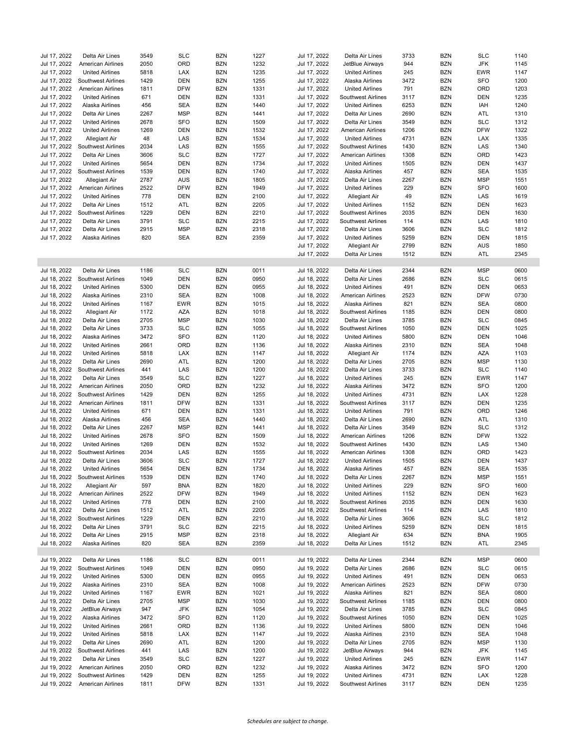| Date | Airline | Flight | From | To | Time | Date | Airline | Flight | From | To | Time |
|---|---|---|---|---|---|---|---|---|---|---|---|
| Jul 17, 2022 | Delta Air Lines | 3549 | SLC | BZN | 1227 | Jul 17, 2022 | Delta Air Lines | 3733 | BZN | SLC | 1140 |
| Jul 17, 2022 | American Airlines | 2050 | ORD | BZN | 1232 | Jul 17, 2022 | JetBlue Airways | 944 | BZN | JFK | 1145 |
| Jul 17, 2022 | United Airlines | 5818 | LAX | BZN | 1235 | Jul 17, 2022 | United Airlines | 245 | BZN | EWR | 1147 |
| Jul 17, 2022 | Southwest Airlines | 1429 | DEN | BZN | 1255 | Jul 17, 2022 | Alaska Airlines | 3472 | BZN | SFO | 1200 |
| Jul 17, 2022 | American Airlines | 1811 | DFW | BZN | 1331 | Jul 17, 2022 | United Airlines | 791 | BZN | ORD | 1203 |
| Jul 17, 2022 | United Airlines | 671 | DEN | BZN | 1331 | Jul 17, 2022 | Southwest Airlines | 3117 | BZN | DEN | 1235 |
| Jul 17, 2022 | Alaska Airlines | 456 | SEA | BZN | 1440 | Jul 17, 2022 | United Airlines | 6253 | BZN | IAH | 1240 |
| Jul 17, 2022 | Delta Air Lines | 2267 | MSP | BZN | 1441 | Jul 17, 2022 | Delta Air Lines | 2690 | BZN | ATL | 1310 |
| Jul 17, 2022 | United Airlines | 2678 | SFO | BZN | 1509 | Jul 17, 2022 | Delta Air Lines | 3549 | BZN | SLC | 1312 |
| Jul 17, 2022 | United Airlines | 1269 | DEN | BZN | 1532 | Jul 17, 2022 | American Airlines | 1206 | BZN | DFW | 1322 |
| Jul 17, 2022 | Allegiant Air | 48 | LAS | BZN | 1534 | Jul 17, 2022 | United Airlines | 4731 | BZN | LAX | 1335 |
| Jul 17, 2022 | Southwest Airlines | 2034 | LAS | BZN | 1555 | Jul 17, 2022 | Southwest Airlines | 1430 | BZN | LAS | 1340 |
| Jul 17, 2022 | Delta Air Lines | 3606 | SLC | BZN | 1727 | Jul 17, 2022 | American Airlines | 1308 | BZN | ORD | 1423 |
| Jul 17, 2022 | United Airlines | 5654 | DEN | BZN | 1734 | Jul 17, 2022 | United Airlines | 1505 | BZN | DEN | 1437 |
| Jul 17, 2022 | Southwest Airlines | 1539 | DEN | BZN | 1740 | Jul 17, 2022 | Alaska Airlines | 457 | BZN | SEA | 1535 |
| Jul 17, 2022 | Allegiant Air | 2787 | AUS | BZN | 1805 | Jul 17, 2022 | Delta Air Lines | 2267 | BZN | MSP | 1551 |
| Jul 17, 2022 | American Airlines | 2522 | DFW | BZN | 1949 | Jul 17, 2022 | United Airlines | 229 | BZN | SFO | 1600 |
| Jul 17, 2022 | United Airlines | 778 | DEN | BZN | 2100 | Jul 17, 2022 | Allegiant Air | 49 | BZN | LAS | 1619 |
| Jul 17, 2022 | Delta Air Lines | 1512 | ATL | BZN | 2205 | Jul 17, 2022 | United Airlines | 1152 | BZN | DEN | 1623 |
| Jul 17, 2022 | Southwest Airlines | 1229 | DEN | BZN | 2210 | Jul 17, 2022 | Southwest Airlines | 2035 | BZN | DEN | 1630 |
| Jul 17, 2022 | Delta Air Lines | 3791 | SLC | BZN | 2215 | Jul 17, 2022 | Southwest Airlines | 114 | BZN | LAS | 1810 |
| Jul 17, 2022 | Delta Air Lines | 2915 | MSP | BZN | 2318 | Jul 17, 2022 | Delta Air Lines | 3606 | BZN | SLC | 1812 |
| Jul 17, 2022 | Alaska Airlines | 820 | SEA | BZN | 2359 | Jul 17, 2022 | United Airlines | 5259 | BZN | DEN | 1815 |
| | | | | | | Jul 17, 2022 | Allegiant Air | 2799 | BZN | AUS | 1850 |
| | | | | | | Jul 17, 2022 | Delta Air Lines | 1512 | BZN | ATL | 2345 |
| Jul 18, 2022 | Delta Air Lines | 1186 | SLC | BZN | 0011 | Jul 18, 2022 | Delta Air Lines | 2344 | BZN | MSP | 0600 |
| Jul 18, 2022 | Southwest Airlines | 1049 | DEN | BZN | 0950 | Jul 18, 2022 | Delta Air Lines | 2686 | BZN | SLC | 0615 |
| Jul 18, 2022 | United Airlines | 5300 | DEN | BZN | 0955 | Jul 18, 2022 | United Airlines | 491 | BZN | DEN | 0653 |
| Jul 18, 2022 | Alaska Airlines | 2310 | SEA | BZN | 1008 | Jul 18, 2022 | American Airlines | 2523 | BZN | DFW | 0730 |
| Jul 18, 2022 | United Airlines | 1167 | EWR | BZN | 1015 | Jul 18, 2022 | Alaska Airlines | 821 | BZN | SEA | 0800 |
| Jul 18, 2022 | Allegiant Air | 1172 | AZA | BZN | 1018 | Jul 18, 2022 | Southwest Airlines | 1185 | BZN | DEN | 0800 |
| Jul 18, 2022 | Delta Air Lines | 2705 | MSP | BZN | 1030 | Jul 18, 2022 | Delta Air Lines | 3785 | BZN | SLC | 0845 |
| Jul 18, 2022 | Delta Air Lines | 3733 | SLC | BZN | 1055 | Jul 18, 2022 | Southwest Airlines | 1050 | BZN | DEN | 1025 |
| Jul 18, 2022 | Alaska Airlines | 3472 | SFO | BZN | 1120 | Jul 18, 2022 | United Airlines | 5800 | BZN | DEN | 1046 |
| Jul 18, 2022 | United Airlines | 2661 | ORD | BZN | 1136 | Jul 18, 2022 | Alaska Airlines | 2310 | BZN | SEA | 1048 |
| Jul 18, 2022 | United Airlines | 5818 | LAX | BZN | 1147 | Jul 18, 2022 | Allegiant Air | 1174 | BZN | AZA | 1103 |
| Jul 18, 2022 | Delta Air Lines | 2690 | ATL | BZN | 1200 | Jul 18, 2022 | Delta Air Lines | 2705 | BZN | MSP | 1130 |
| Jul 18, 2022 | Southwest Airlines | 441 | LAS | BZN | 1200 | Jul 18, 2022 | Delta Air Lines | 3733 | BZN | SLC | 1140 |
| Jul 18, 2022 | Delta Air Lines | 3549 | SLC | BZN | 1227 | Jul 18, 2022 | United Airlines | 245 | BZN | EWR | 1147 |
| Jul 18, 2022 | American Airlines | 2050 | ORD | BZN | 1232 | Jul 18, 2022 | Alaska Airlines | 3472 | BZN | SFO | 1200 |
| Jul 18, 2022 | Southwest Airlines | 1429 | DEN | BZN | 1255 | Jul 18, 2022 | United Airlines | 4731 | BZN | LAX | 1228 |
| Jul 18, 2022 | American Airlines | 1811 | DFW | BZN | 1331 | Jul 18, 2022 | Southwest Airlines | 3117 | BZN | DEN | 1235 |
| Jul 18, 2022 | United Airlines | 671 | DEN | BZN | 1331 | Jul 18, 2022 | United Airlines | 791 | BZN | ORD | 1246 |
| Jul 18, 2022 | Alaska Airlines | 456 | SEA | BZN | 1440 | Jul 18, 2022 | Delta Air Lines | 2690 | BZN | ATL | 1310 |
| Jul 18, 2022 | Delta Air Lines | 2267 | MSP | BZN | 1441 | Jul 18, 2022 | Delta Air Lines | 3549 | BZN | SLC | 1312 |
| Jul 18, 2022 | United Airlines | 2678 | SFO | BZN | 1509 | Jul 18, 2022 | American Airlines | 1206 | BZN | DFW | 1322 |
| Jul 18, 2022 | United Airlines | 1269 | DEN | BZN | 1532 | Jul 18, 2022 | Southwest Airlines | 1430 | BZN | LAS | 1340 |
| Jul 18, 2022 | Southwest Airlines | 2034 | LAS | BZN | 1555 | Jul 18, 2022 | American Airlines | 1308 | BZN | ORD | 1423 |
| Jul 18, 2022 | Delta Air Lines | 3606 | SLC | BZN | 1727 | Jul 18, 2022 | United Airlines | 1505 | BZN | DEN | 1437 |
| Jul 18, 2022 | United Airlines | 5654 | DEN | BZN | 1734 | Jul 18, 2022 | Alaska Airlines | 457 | BZN | SEA | 1535 |
| Jul 18, 2022 | Southwest Airlines | 1539 | DEN | BZN | 1740 | Jul 18, 2022 | Delta Air Lines | 2267 | BZN | MSP | 1551 |
| Jul 18, 2022 | Allegiant Air | 597 | BNA | BZN | 1820 | Jul 18, 2022 | United Airlines | 229 | BZN | SFO | 1600 |
| Jul 18, 2022 | American Airlines | 2522 | DFW | BZN | 1949 | Jul 18, 2022 | United Airlines | 1152 | BZN | DEN | 1623 |
| Jul 18, 2022 | United Airlines | 778 | DEN | BZN | 2100 | Jul 18, 2022 | Southwest Airlines | 2035 | BZN | DEN | 1630 |
| Jul 18, 2022 | Delta Air Lines | 1512 | ATL | BZN | 2205 | Jul 18, 2022 | Southwest Airlines | 114 | BZN | LAS | 1810 |
| Jul 18, 2022 | Southwest Airlines | 1229 | DEN | BZN | 2210 | Jul 18, 2022 | Delta Air Lines | 3606 | BZN | SLC | 1812 |
| Jul 18, 2022 | Delta Air Lines | 3791 | SLC | BZN | 2215 | Jul 18, 2022 | United Airlines | 5259 | BZN | DEN | 1815 |
| Jul 18, 2022 | Delta Air Lines | 2915 | MSP | BZN | 2318 | Jul 18, 2022 | Allegiant Air | 634 | BZN | BNA | 1905 |
| Jul 18, 2022 | Alaska Airlines | 820 | SEA | BZN | 2359 | Jul 18, 2022 | Delta Air Lines | 1512 | BZN | ATL | 2345 |
| Jul 19, 2022 | Delta Air Lines | 1186 | SLC | BZN | 0011 | Jul 19, 2022 | Delta Air Lines | 2344 | BZN | MSP | 0600 |
| Jul 19, 2022 | Southwest Airlines | 1049 | DEN | BZN | 0950 | Jul 19, 2022 | Delta Air Lines | 2686 | BZN | SLC | 0615 |
| Jul 19, 2022 | United Airlines | 5300 | DEN | BZN | 0955 | Jul 19, 2022 | United Airlines | 491 | BZN | DEN | 0653 |
| Jul 19, 2022 | Alaska Airlines | 2310 | SEA | BZN | 1008 | Jul 19, 2022 | American Airlines | 2523 | BZN | DFW | 0730 |
| Jul 19, 2022 | United Airlines | 1167 | EWR | BZN | 1021 | Jul 19, 2022 | Alaska Airlines | 821 | BZN | SEA | 0800 |
| Jul 19, 2022 | Delta Air Lines | 2705 | MSP | BZN | 1030 | Jul 19, 2022 | Southwest Airlines | 1185 | BZN | DEN | 0800 |
| Jul 19, 2022 | JetBlue Airways | 947 | JFK | BZN | 1054 | Jul 19, 2022 | Delta Air Lines | 3785 | BZN | SLC | 0845 |
| Jul 19, 2022 | Alaska Airlines | 3472 | SFO | BZN | 1120 | Jul 19, 2022 | Southwest Airlines | 1050 | BZN | DEN | 1025 |
| Jul 19, 2022 | United Airlines | 2661 | ORD | BZN | 1136 | Jul 19, 2022 | United Airlines | 5800 | BZN | DEN | 1046 |
| Jul 19, 2022 | United Airlines | 5818 | LAX | BZN | 1147 | Jul 19, 2022 | Alaska Airlines | 2310 | BZN | SEA | 1048 |
| Jul 19, 2022 | Delta Air Lines | 2690 | ATL | BZN | 1200 | Jul 19, 2022 | Delta Air Lines | 2705 | BZN | MSP | 1130 |
| Jul 19, 2022 | Southwest Airlines | 441 | LAS | BZN | 1200 | Jul 19, 2022 | JetBlue Airways | 944 | BZN | JFK | 1145 |
| Jul 19, 2022 | Delta Air Lines | 3549 | SLC | BZN | 1227 | Jul 19, 2022 | United Airlines | 245 | BZN | EWR | 1147 |
| Jul 19, 2022 | American Airlines | 2050 | ORD | BZN | 1232 | Jul 19, 2022 | Alaska Airlines | 3472 | BZN | SFO | 1200 |
| Jul 19, 2022 | Southwest Airlines | 1429 | DEN | BZN | 1255 | Jul 19, 2022 | United Airlines | 4731 | BZN | LAX | 1228 |
| Jul 19, 2022 | American Airlines | 1811 | DFW | BZN | 1331 | Jul 19, 2022 | Southwest Airlines | 3117 | BZN | DEN | 1235 |

*Schedules are subject to change.*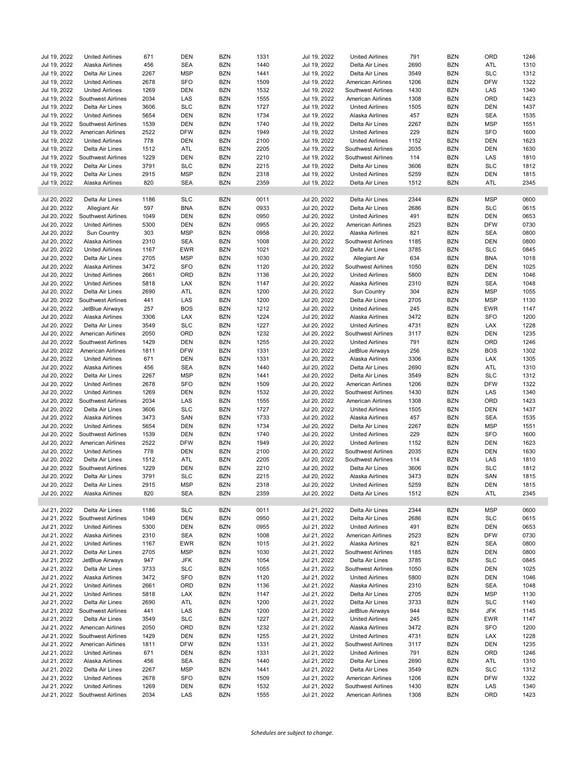| | | | | | | | | | | | |
|---|---|---|---|---|---|---|---|---|---|---|---|
| Jul 19, 2022 | United Airlines | 671 | DEN | BZN | 1331 | Jul 19, 2022 | United Airlines | 791 | BZN | ORD | 1246 |
| Jul 19, 2022 | Alaska Airlines | 456 | SEA | BZN | 1440 | Jul 19, 2022 | Delta Air Lines | 2690 | BZN | ATL | 1310 |
| Jul 19, 2022 | Delta Air Lines | 2267 | MSP | BZN | 1441 | Jul 19, 2022 | Delta Air Lines | 3549 | BZN | SLC | 1312 |
| Jul 19, 2022 | United Airlines | 2678 | SFO | BZN | 1509 | Jul 19, 2022 | American Airlines | 1206 | BZN | DFW | 1322 |
| Jul 19, 2022 | United Airlines | 1269 | DEN | BZN | 1532 | Jul 19, 2022 | Southwest Airlines | 1430 | BZN | LAS | 1340 |
| Jul 19, 2022 | Southwest Airlines | 2034 | LAS | BZN | 1555 | Jul 19, 2022 | American Airlines | 1308 | BZN | ORD | 1423 |
| Jul 19, 2022 | Delta Air Lines | 3606 | SLC | BZN | 1727 | Jul 19, 2022 | United Airlines | 1505 | BZN | DEN | 1437 |
| Jul 19, 2022 | United Airlines | 5654 | DEN | BZN | 1734 | Jul 19, 2022 | Alaska Airlines | 457 | BZN | SEA | 1535 |
| Jul 19, 2022 | Southwest Airlines | 1539 | DEN | BZN | 1740 | Jul 19, 2022 | Delta Air Lines | 2267 | BZN | MSP | 1551 |
| Jul 19, 2022 | American Airlines | 2522 | DFW | BZN | 1949 | Jul 19, 2022 | United Airlines | 229 | BZN | SFO | 1600 |
| Jul 19, 2022 | United Airlines | 778 | DEN | BZN | 2100 | Jul 19, 2022 | United Airlines | 1152 | BZN | DEN | 1623 |
| Jul 19, 2022 | Delta Air Lines | 1512 | ATL | BZN | 2205 | Jul 19, 2022 | Southwest Airlines | 2035 | BZN | DEN | 1630 |
| Jul 19, 2022 | Southwest Airlines | 1229 | DEN | BZN | 2210 | Jul 19, 2022 | Southwest Airlines | 114 | BZN | LAS | 1810 |
| Jul 19, 2022 | Delta Air Lines | 3791 | SLC | BZN | 2215 | Jul 19, 2022 | Delta Air Lines | 3606 | BZN | SLC | 1812 |
| Jul 19, 2022 | Delta Air Lines | 2915 | MSP | BZN | 2318 | Jul 19, 2022 | United Airlines | 5259 | BZN | DEN | 1815 |
| Jul 19, 2022 | Alaska Airlines | 820 | SEA | BZN | 2359 | Jul 19, 2022 | Delta Air Lines | 1512 | BZN | ATL | 2345 |
| | | | | | | | | | | | |
| Jul 20, 2022 | Delta Air Lines | 1186 | SLC | BZN | 0011 | Jul 20, 2022 | Delta Air Lines | 2344 | BZN | MSP | 0600 |
| Jul 20, 2022 | Allegiant Air | 597 | BNA | BZN | 0933 | Jul 20, 2022 | Delta Air Lines | 2686 | BZN | SLC | 0615 |
| Jul 20, 2022 | Southwest Airlines | 1049 | DEN | BZN | 0950 | Jul 20, 2022 | United Airlines | 491 | BZN | DEN | 0653 |
| Jul 20, 2022 | United Airlines | 5300 | DEN | BZN | 0955 | Jul 20, 2022 | American Airlines | 2523 | BZN | DFW | 0730 |
| Jul 20, 2022 | Sun Country | 303 | MSP | BZN | 0958 | Jul 20, 2022 | Alaska Airlines | 821 | BZN | SEA | 0800 |
| Jul 20, 2022 | Alaska Airlines | 2310 | SEA | BZN | 1008 | Jul 20, 2022 | Southwest Airlines | 1185 | BZN | DEN | 0800 |
| Jul 20, 2022 | United Airlines | 1167 | EWR | BZN | 1021 | Jul 20, 2022 | Delta Air Lines | 3785 | BZN | SLC | 0845 |
| Jul 20, 2022 | Delta Air Lines | 2705 | MSP | BZN | 1030 | Jul 20, 2022 | Allegiant Air | 634 | BZN | BNA | 1018 |
| Jul 20, 2022 | Alaska Airlines | 3472 | SFO | BZN | 1120 | Jul 20, 2022 | Southwest Airlines | 1050 | BZN | DEN | 1025 |
| Jul 20, 2022 | United Airlines | 2661 | ORD | BZN | 1136 | Jul 20, 2022 | United Airlines | 5800 | BZN | DEN | 1046 |
| Jul 20, 2022 | United Airlines | 5818 | LAX | BZN | 1147 | Jul 20, 2022 | Alaska Airlines | 2310 | BZN | SEA | 1048 |
| Jul 20, 2022 | Delta Air Lines | 2690 | ATL | BZN | 1200 | Jul 20, 2022 | Sun Country | 304 | BZN | MSP | 1055 |
| Jul 20, 2022 | Southwest Airlines | 441 | LAS | BZN | 1200 | Jul 20, 2022 | Delta Air Lines | 2705 | BZN | MSP | 1130 |
| Jul 20, 2022 | JetBlue Airways | 257 | BOS | BZN | 1212 | Jul 20, 2022 | United Airlines | 245 | BZN | EWR | 1147 |
| Jul 20, 2022 | Alaska Airlines | 3306 | LAX | BZN | 1224 | Jul 20, 2022 | Alaska Airlines | 3472 | BZN | SFO | 1200 |
| Jul 20, 2022 | Delta Air Lines | 3549 | SLC | BZN | 1227 | Jul 20, 2022 | United Airlines | 4731 | BZN | LAX | 1228 |
| Jul 20, 2022 | American Airlines | 2050 | ORD | BZN | 1232 | Jul 20, 2022 | Southwest Airlines | 3117 | BZN | DEN | 1235 |
| Jul 20, 2022 | Southwest Airlines | 1429 | DEN | BZN | 1255 | Jul 20, 2022 | United Airlines | 791 | BZN | ORD | 1246 |
| Jul 20, 2022 | American Airlines | 1811 | DFW | BZN | 1331 | Jul 20, 2022 | JetBlue Airways | 256 | BZN | BOS | 1302 |
| Jul 20, 2022 | United Airlines | 671 | DEN | BZN | 1331 | Jul 20, 2022 | Alaska Airlines | 3306 | BZN | LAX | 1305 |
| Jul 20, 2022 | Alaska Airlines | 456 | SEA | BZN | 1440 | Jul 20, 2022 | Delta Air Lines | 2690 | BZN | ATL | 1310 |
| Jul 20, 2022 | Delta Air Lines | 2267 | MSP | BZN | 1441 | Jul 20, 2022 | Delta Air Lines | 3549 | BZN | SLC | 1312 |
| Jul 20, 2022 | United Airlines | 2678 | SFO | BZN | 1509 | Jul 20, 2022 | American Airlines | 1206 | BZN | DFW | 1322 |
| Jul 20, 2022 | United Airlines | 1269 | DEN | BZN | 1532 | Jul 20, 2022 | Southwest Airlines | 1430 | BZN | LAS | 1340 |
| Jul 20, 2022 | Southwest Airlines | 2034 | LAS | BZN | 1555 | Jul 20, 2022 | American Airlines | 1308 | BZN | ORD | 1423 |
| Jul 20, 2022 | Delta Air Lines | 3606 | SLC | BZN | 1727 | Jul 20, 2022 | United Airlines | 1505 | BZN | DEN | 1437 |
| Jul 20, 2022 | Alaska Airlines | 3473 | SAN | BZN | 1733 | Jul 20, 2022 | Alaska Airlines | 457 | BZN | SEA | 1535 |
| Jul 20, 2022 | United Airlines | 5654 | DEN | BZN | 1734 | Jul 20, 2022 | Delta Air Lines | 2267 | BZN | MSP | 1551 |
| Jul 20, 2022 | Southwest Airlines | 1539 | DEN | BZN | 1740 | Jul 20, 2022 | United Airlines | 229 | BZN | SFO | 1600 |
| Jul 20, 2022 | American Airlines | 2522 | DFW | BZN | 1949 | Jul 20, 2022 | United Airlines | 1152 | BZN | DEN | 1623 |
| Jul 20, 2022 | United Airlines | 778 | DEN | BZN | 2100 | Jul 20, 2022 | Southwest Airlines | 2035 | BZN | DEN | 1630 |
| Jul 20, 2022 | Delta Air Lines | 1512 | ATL | BZN | 2205 | Jul 20, 2022 | Southwest Airlines | 114 | BZN | LAS | 1810 |
| Jul 20, 2022 | Southwest Airlines | 1229 | DEN | BZN | 2210 | Jul 20, 2022 | Delta Air Lines | 3606 | BZN | SLC | 1812 |
| Jul 20, 2022 | Delta Air Lines | 3791 | SLC | BZN | 2215 | Jul 20, 2022 | Alaska Airlines | 3473 | BZN | SAN | 1815 |
| Jul 20, 2022 | Delta Air Lines | 2915 | MSP | BZN | 2318 | Jul 20, 2022 | United Airlines | 5259 | BZN | DEN | 1815 |
| Jul 20, 2022 | Alaska Airlines | 820 | SEA | BZN | 2359 | Jul 20, 2022 | Delta Air Lines | 1512 | BZN | ATL | 2345 |
| | | | | | | | | | | | |
| Jul 21, 2022 | Delta Air Lines | 1186 | SLC | BZN | 0011 | Jul 21, 2022 | Delta Air Lines | 2344 | BZN | MSP | 0600 |
| Jul 21, 2022 | Southwest Airlines | 1049 | DEN | BZN | 0950 | Jul 21, 2022 | Delta Air Lines | 2686 | BZN | SLC | 0615 |
| Jul 21, 2022 | United Airlines | 5300 | DEN | BZN | 0955 | Jul 21, 2022 | United Airlines | 491 | BZN | DEN | 0653 |
| Jul 21, 2022 | Alaska Airlines | 2310 | SEA | BZN | 1008 | Jul 21, 2022 | American Airlines | 2523 | BZN | DFW | 0730 |
| Jul 21, 2022 | United Airlines | 1167 | EWR | BZN | 1015 | Jul 21, 2022 | Alaska Airlines | 821 | BZN | SEA | 0800 |
| Jul 21, 2022 | Delta Air Lines | 2705 | MSP | BZN | 1030 | Jul 21, 2022 | Southwest Airlines | 1185 | BZN | DEN | 0800 |
| Jul 21, 2022 | JetBlue Airways | 947 | JFK | BZN | 1054 | Jul 21, 2022 | Delta Air Lines | 3785 | BZN | SLC | 0845 |
| Jul 21, 2022 | Delta Air Lines | 3733 | SLC | BZN | 1055 | Jul 21, 2022 | Southwest Airlines | 1050 | BZN | DEN | 1025 |
| Jul 21, 2022 | Alaska Airlines | 3472 | SFO | BZN | 1120 | Jul 21, 2022 | United Airlines | 5800 | BZN | DEN | 1046 |
| Jul 21, 2022 | United Airlines | 2661 | ORD | BZN | 1136 | Jul 21, 2022 | Alaska Airlines | 2310 | BZN | SEA | 1048 |
| Jul 21, 2022 | United Airlines | 5818 | LAX | BZN | 1147 | Jul 21, 2022 | Delta Air Lines | 2705 | BZN | MSP | 1130 |
| Jul 21, 2022 | Delta Air Lines | 2690 | ATL | BZN | 1200 | Jul 21, 2022 | Delta Air Lines | 3733 | BZN | SLC | 1140 |
| Jul 21, 2022 | Southwest Airlines | 441 | LAS | BZN | 1200 | Jul 21, 2022 | JetBlue Airways | 944 | BZN | JFK | 1145 |
| Jul 21, 2022 | Delta Air Lines | 3549 | SLC | BZN | 1227 | Jul 21, 2022 | United Airlines | 245 | BZN | EWR | 1147 |
| Jul 21, 2022 | American Airlines | 2050 | ORD | BZN | 1232 | Jul 21, 2022 | Alaska Airlines | 3472 | BZN | SFO | 1200 |
| Jul 21, 2022 | Southwest Airlines | 1429 | DEN | BZN | 1255 | Jul 21, 2022 | United Airlines | 4731 | BZN | LAX | 1228 |
| Jul 21, 2022 | American Airlines | 1811 | DFW | BZN | 1331 | Jul 21, 2022 | Southwest Airlines | 3117 | BZN | DEN | 1235 |
| Jul 21, 2022 | United Airlines | 671 | DEN | BZN | 1331 | Jul 21, 2022 | United Airlines | 791 | BZN | ORD | 1246 |
| Jul 21, 2022 | Alaska Airlines | 456 | SEA | BZN | 1440 | Jul 21, 2022 | Delta Air Lines | 2690 | BZN | ATL | 1310 |
| Jul 21, 2022 | Delta Air Lines | 2267 | MSP | BZN | 1441 | Jul 21, 2022 | Delta Air Lines | 3549 | BZN | SLC | 1312 |
| Jul 21, 2022 | United Airlines | 2678 | SFO | BZN | 1509 | Jul 21, 2022 | American Airlines | 1206 | BZN | DFW | 1322 |
| Jul 21, 2022 | United Airlines | 1269 | DEN | BZN | 1532 | Jul 21, 2022 | Southwest Airlines | 1430 | BZN | LAS | 1340 |
| Jul 21, 2022 | Southwest Airlines | 2034 | LAS | BZN | 1555 | Jul 21, 2022 | American Airlines | 1308 | BZN | ORD | 1423 |

*Schedules are subject to change.*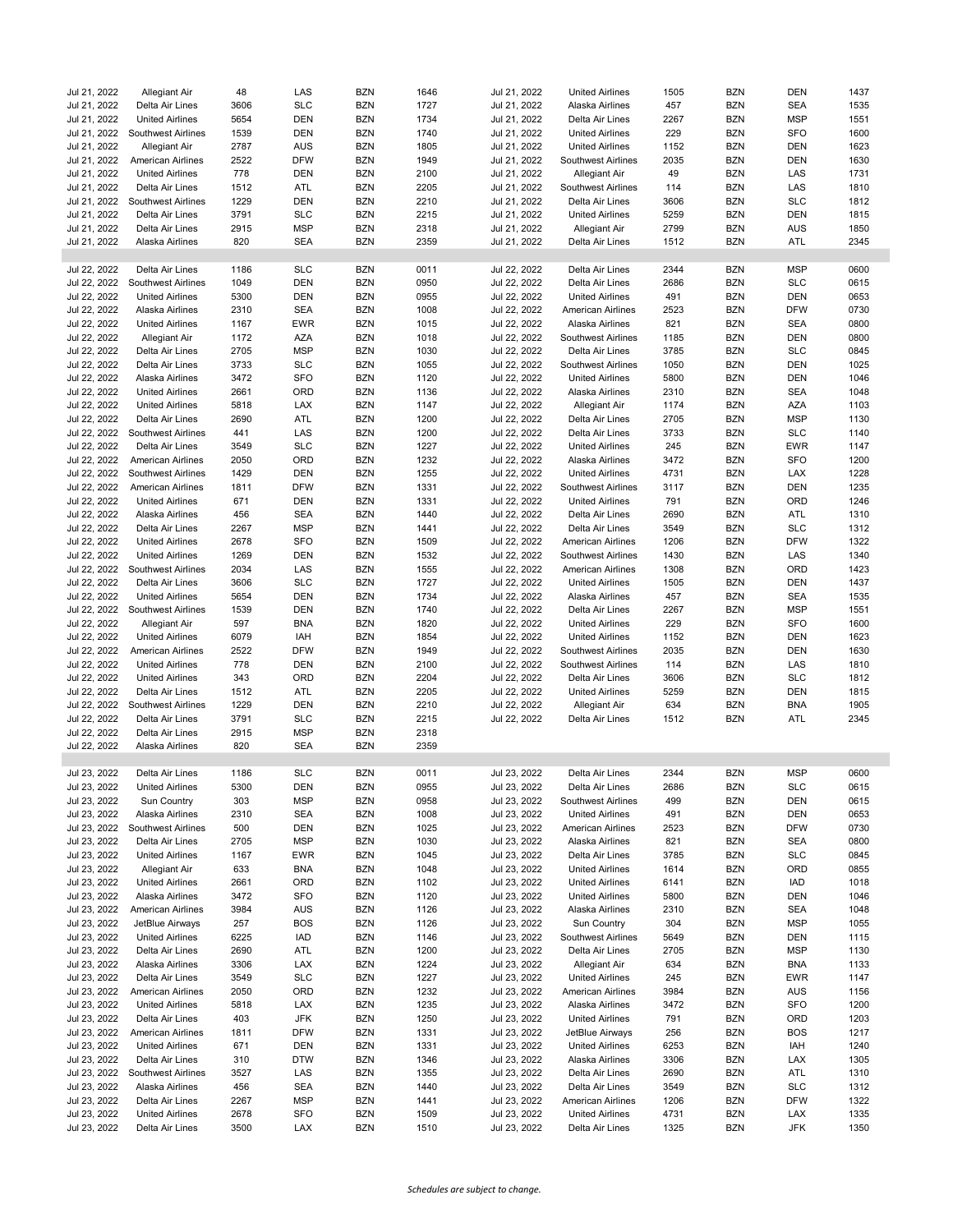| Date | Airline | Flight | From | To | Time | Date | Airline | Flight | From | To | Time |
|---|---|---|---|---|---|---|---|---|---|---|---|
| Jul 21, 2022 | Allegiant Air | 48 | LAS | BZN | 1646 | Jul 21, 2022 | United Airlines | 1505 | BZN | DEN | 1437 |
| Jul 21, 2022 | Delta Air Lines | 3606 | SLC | BZN | 1727 | Jul 21, 2022 | Alaska Airlines | 457 | BZN | SEA | 1535 |
| Jul 21, 2022 | United Airlines | 5654 | DEN | BZN | 1734 | Jul 21, 2022 | Delta Air Lines | 2267 | BZN | MSP | 1551 |
| Jul 21, 2022 | Southwest Airlines | 1539 | DEN | BZN | 1740 | Jul 21, 2022 | United Airlines | 229 | BZN | SFO | 1600 |
| Jul 21, 2022 | Allegiant Air | 2787 | AUS | BZN | 1805 | Jul 21, 2022 | United Airlines | 1152 | BZN | DEN | 1623 |
| Jul 21, 2022 | American Airlines | 2522 | DFW | BZN | 1949 | Jul 21, 2022 | Southwest Airlines | 2035 | BZN | DEN | 1630 |
| Jul 21, 2022 | United Airlines | 778 | DEN | BZN | 2100 | Jul 21, 2022 | Allegiant Air | 49 | BZN | LAS | 1731 |
| Jul 21, 2022 | Delta Air Lines | 1512 | ATL | BZN | 2205 | Jul 21, 2022 | Southwest Airlines | 114 | BZN | LAS | 1810 |
| Jul 21, 2022 | Southwest Airlines | 1229 | DEN | BZN | 2210 | Jul 21, 2022 | Delta Air Lines | 3606 | BZN | SLC | 1812 |
| Jul 21, 2022 | Delta Air Lines | 3791 | SLC | BZN | 2215 | Jul 21, 2022 | United Airlines | 5259 | BZN | DEN | 1815 |
| Jul 21, 2022 | Delta Air Lines | 2915 | MSP | BZN | 2318 | Jul 21, 2022 | Allegiant Air | 2799 | BZN | AUS | 1850 |
| Jul 21, 2022 | Alaska Airlines | 820 | SEA | BZN | 2359 | Jul 21, 2022 | Delta Air Lines | 1512 | BZN | ATL | 2345 |
| | | | | | | | | | | | |
| Jul 22, 2022 | Delta Air Lines | 1186 | SLC | BZN | 0011 | Jul 22, 2022 | Delta Air Lines | 2344 | BZN | MSP | 0600 |
| Jul 22, 2022 | Southwest Airlines | 1049 | DEN | BZN | 0950 | Jul 22, 2022 | Delta Air Lines | 2686 | BZN | SLC | 0615 |
| Jul 22, 2022 | United Airlines | 5300 | DEN | BZN | 0955 | Jul 22, 2022 | United Airlines | 491 | BZN | DEN | 0653 |
| Jul 22, 2022 | Alaska Airlines | 2310 | SEA | BZN | 1008 | Jul 22, 2022 | American Airlines | 2523 | BZN | DFW | 0730 |
| Jul 22, 2022 | United Airlines | 1167 | EWR | BZN | 1015 | Jul 22, 2022 | Alaska Airlines | 821 | BZN | SEA | 0800 |
| Jul 22, 2022 | Allegiant Air | 1172 | AZA | BZN | 1018 | Jul 22, 2022 | Southwest Airlines | 1185 | BZN | DEN | 0800 |
| Jul 22, 2022 | Delta Air Lines | 2705 | MSP | BZN | 1030 | Jul 22, 2022 | Delta Air Lines | 3785 | BZN | SLC | 0845 |
| Jul 22, 2022 | Delta Air Lines | 3733 | SLC | BZN | 1055 | Jul 22, 2022 | Southwest Airlines | 1050 | BZN | DEN | 1025 |
| Jul 22, 2022 | Alaska Airlines | 3472 | SFO | BZN | 1120 | Jul 22, 2022 | United Airlines | 5800 | BZN | DEN | 1046 |
| Jul 22, 2022 | United Airlines | 2661 | ORD | BZN | 1136 | Jul 22, 2022 | Alaska Airlines | 2310 | BZN | SEA | 1048 |
| Jul 22, 2022 | United Airlines | 5818 | LAX | BZN | 1147 | Jul 22, 2022 | Allegiant Air | 1174 | BZN | AZA | 1103 |
| Jul 22, 2022 | Delta Air Lines | 2690 | ATL | BZN | 1200 | Jul 22, 2022 | Delta Air Lines | 2705 | BZN | MSP | 1130 |
| Jul 22, 2022 | Southwest Airlines | 441 | LAS | BZN | 1200 | Jul 22, 2022 | Delta Air Lines | 3733 | BZN | SLC | 1140 |
| Jul 22, 2022 | Delta Air Lines | 3549 | SLC | BZN | 1227 | Jul 22, 2022 | United Airlines | 245 | BZN | EWR | 1147 |
| Jul 22, 2022 | American Airlines | 2050 | ORD | BZN | 1232 | Jul 22, 2022 | Alaska Airlines | 3472 | BZN | SFO | 1200 |
| Jul 22, 2022 | Southwest Airlines | 1429 | DEN | BZN | 1255 | Jul 22, 2022 | United Airlines | 4731 | BZN | LAX | 1228 |
| Jul 22, 2022 | American Airlines | 1811 | DFW | BZN | 1331 | Jul 22, 2022 | Southwest Airlines | 3117 | BZN | DEN | 1235 |
| Jul 22, 2022 | United Airlines | 671 | DEN | BZN | 1331 | Jul 22, 2022 | United Airlines | 791 | BZN | ORD | 1246 |
| Jul 22, 2022 | Alaska Airlines | 456 | SEA | BZN | 1440 | Jul 22, 2022 | Delta Air Lines | 2690 | BZN | ATL | 1310 |
| Jul 22, 2022 | Delta Air Lines | 2267 | MSP | BZN | 1441 | Jul 22, 2022 | Delta Air Lines | 3549 | BZN | SLC | 1312 |
| Jul 22, 2022 | United Airlines | 2678 | SFO | BZN | 1509 | Jul 22, 2022 | American Airlines | 1206 | BZN | DFW | 1322 |
| Jul 22, 2022 | United Airlines | 1269 | DEN | BZN | 1532 | Jul 22, 2022 | Southwest Airlines | 1430 | BZN | LAS | 1340 |
| Jul 22, 2022 | Southwest Airlines | 2034 | LAS | BZN | 1555 | Jul 22, 2022 | American Airlines | 1308 | BZN | ORD | 1423 |
| Jul 22, 2022 | Delta Air Lines | 3606 | SLC | BZN | 1727 | Jul 22, 2022 | United Airlines | 1505 | BZN | DEN | 1437 |
| Jul 22, 2022 | United Airlines | 5654 | DEN | BZN | 1734 | Jul 22, 2022 | Alaska Airlines | 457 | BZN | SEA | 1535 |
| Jul 22, 2022 | Southwest Airlines | 1539 | DEN | BZN | 1740 | Jul 22, 2022 | Delta Air Lines | 2267 | BZN | MSP | 1551 |
| Jul 22, 2022 | Allegiant Air | 597 | BNA | BZN | 1820 | Jul 22, 2022 | United Airlines | 229 | BZN | SFO | 1600 |
| Jul 22, 2022 | United Airlines | 6079 | IAH | BZN | 1854 | Jul 22, 2022 | United Airlines | 1152 | BZN | DEN | 1623 |
| Jul 22, 2022 | American Airlines | 2522 | DFW | BZN | 1949 | Jul 22, 2022 | Southwest Airlines | 2035 | BZN | DEN | 1630 |
| Jul 22, 2022 | United Airlines | 778 | DEN | BZN | 2100 | Jul 22, 2022 | Southwest Airlines | 114 | BZN | LAS | 1810 |
| Jul 22, 2022 | United Airlines | 343 | ORD | BZN | 2204 | Jul 22, 2022 | Delta Air Lines | 3606 | BZN | SLC | 1812 |
| Jul 22, 2022 | Delta Air Lines | 1512 | ATL | BZN | 2205 | Jul 22, 2022 | United Airlines | 5259 | BZN | DEN | 1815 |
| Jul 22, 2022 | Southwest Airlines | 1229 | DEN | BZN | 2210 | Jul 22, 2022 | Allegiant Air | 634 | BZN | BNA | 1905 |
| Jul 22, 2022 | Delta Air Lines | 3791 | SLC | BZN | 2215 | Jul 22, 2022 | Delta Air Lines | 1512 | BZN | ATL | 2345 |
| Jul 22, 2022 | Delta Air Lines | 2915 | MSP | BZN | 2318 | | | | | | |
| Jul 22, 2022 | Alaska Airlines | 820 | SEA | BZN | 2359 | | | | | | |
| | | | | | | | | | | | |
| Jul 23, 2022 | Delta Air Lines | 1186 | SLC | BZN | 0011 | Jul 23, 2022 | Delta Air Lines | 2344 | BZN | MSP | 0600 |
| Jul 23, 2022 | United Airlines | 5300 | DEN | BZN | 0955 | Jul 23, 2022 | Delta Air Lines | 2686 | BZN | SLC | 0615 |
| Jul 23, 2022 | Sun Country | 303 | MSP | BZN | 0958 | Jul 23, 2022 | Southwest Airlines | 499 | BZN | DEN | 0615 |
| Jul 23, 2022 | Alaska Airlines | 2310 | SEA | BZN | 1008 | Jul 23, 2022 | United Airlines | 491 | BZN | DEN | 0653 |
| Jul 23, 2022 | Southwest Airlines | 500 | DEN | BZN | 1025 | Jul 23, 2022 | American Airlines | 2523 | BZN | DFW | 0730 |
| Jul 23, 2022 | Delta Air Lines | 2705 | MSP | BZN | 1030 | Jul 23, 2022 | Alaska Airlines | 821 | BZN | SEA | 0800 |
| Jul 23, 2022 | United Airlines | 1167 | EWR | BZN | 1045 | Jul 23, 2022 | Delta Air Lines | 3785 | BZN | SLC | 0845 |
| Jul 23, 2022 | Allegiant Air | 633 | BNA | BZN | 1048 | Jul 23, 2022 | United Airlines | 1614 | BZN | ORD | 0855 |
| Jul 23, 2022 | United Airlines | 2661 | ORD | BZN | 1102 | Jul 23, 2022 | United Airlines | 6141 | BZN | IAD | 1018 |
| Jul 23, 2022 | Alaska Airlines | 3472 | SFO | BZN | 1120 | Jul 23, 2022 | United Airlines | 5800 | BZN | DEN | 1046 |
| Jul 23, 2022 | American Airlines | 3984 | AUS | BZN | 1126 | Jul 23, 2022 | Alaska Airlines | 2310 | BZN | SEA | 1048 |
| Jul 23, 2022 | JetBlue Airways | 257 | BOS | BZN | 1126 | Jul 23, 2022 | Sun Country | 304 | BZN | MSP | 1055 |
| Jul 23, 2022 | United Airlines | 6225 | IAD | BZN | 1146 | Jul 23, 2022 | Southwest Airlines | 5649 | BZN | DEN | 1115 |
| Jul 23, 2022 | Delta Air Lines | 2690 | ATL | BZN | 1200 | Jul 23, 2022 | Delta Air Lines | 2705 | BZN | MSP | 1130 |
| Jul 23, 2022 | Alaska Airlines | 3306 | LAX | BZN | 1224 | Jul 23, 2022 | Allegiant Air | 634 | BZN | BNA | 1133 |
| Jul 23, 2022 | Delta Air Lines | 3549 | SLC | BZN | 1227 | Jul 23, 2022 | United Airlines | 245 | BZN | EWR | 1147 |
| Jul 23, 2022 | American Airlines | 2050 | ORD | BZN | 1232 | Jul 23, 2022 | American Airlines | 3984 | BZN | AUS | 1156 |
| Jul 23, 2022 | United Airlines | 5818 | LAX | BZN | 1235 | Jul 23, 2022 | Alaska Airlines | 3472 | BZN | SFO | 1200 |
| Jul 23, 2022 | Delta Air Lines | 403 | JFK | BZN | 1250 | Jul 23, 2022 | United Airlines | 791 | BZN | ORD | 1203 |
| Jul 23, 2022 | American Airlines | 1811 | DFW | BZN | 1331 | Jul 23, 2022 | JetBlue Airways | 256 | BZN | BOS | 1217 |
| Jul 23, 2022 | United Airlines | 671 | DEN | BZN | 1331 | Jul 23, 2022 | United Airlines | 6253 | BZN | IAH | 1240 |
| Jul 23, 2022 | Delta Air Lines | 310 | DTW | BZN | 1346 | Jul 23, 2022 | Alaska Airlines | 3306 | BZN | LAX | 1305 |
| Jul 23, 2022 | Southwest Airlines | 3527 | LAS | BZN | 1355 | Jul 23, 2022 | Delta Air Lines | 2690 | BZN | ATL | 1310 |
| Jul 23, 2022 | Alaska Airlines | 456 | SEA | BZN | 1440 | Jul 23, 2022 | Delta Air Lines | 3549 | BZN | SLC | 1312 |
| Jul 23, 2022 | Delta Air Lines | 2267 | MSP | BZN | 1441 | Jul 23, 2022 | American Airlines | 1206 | BZN | DFW | 1322 |
| Jul 23, 2022 | United Airlines | 2678 | SFO | BZN | 1509 | Jul 23, 2022 | United Airlines | 4731 | BZN | LAX | 1335 |
| Jul 23, 2022 | Delta Air Lines | 3500 | LAX | BZN | 1510 | Jul 23, 2022 | Delta Air Lines | 1325 | BZN | JFK | 1350 |

*Schedules are subject to change.*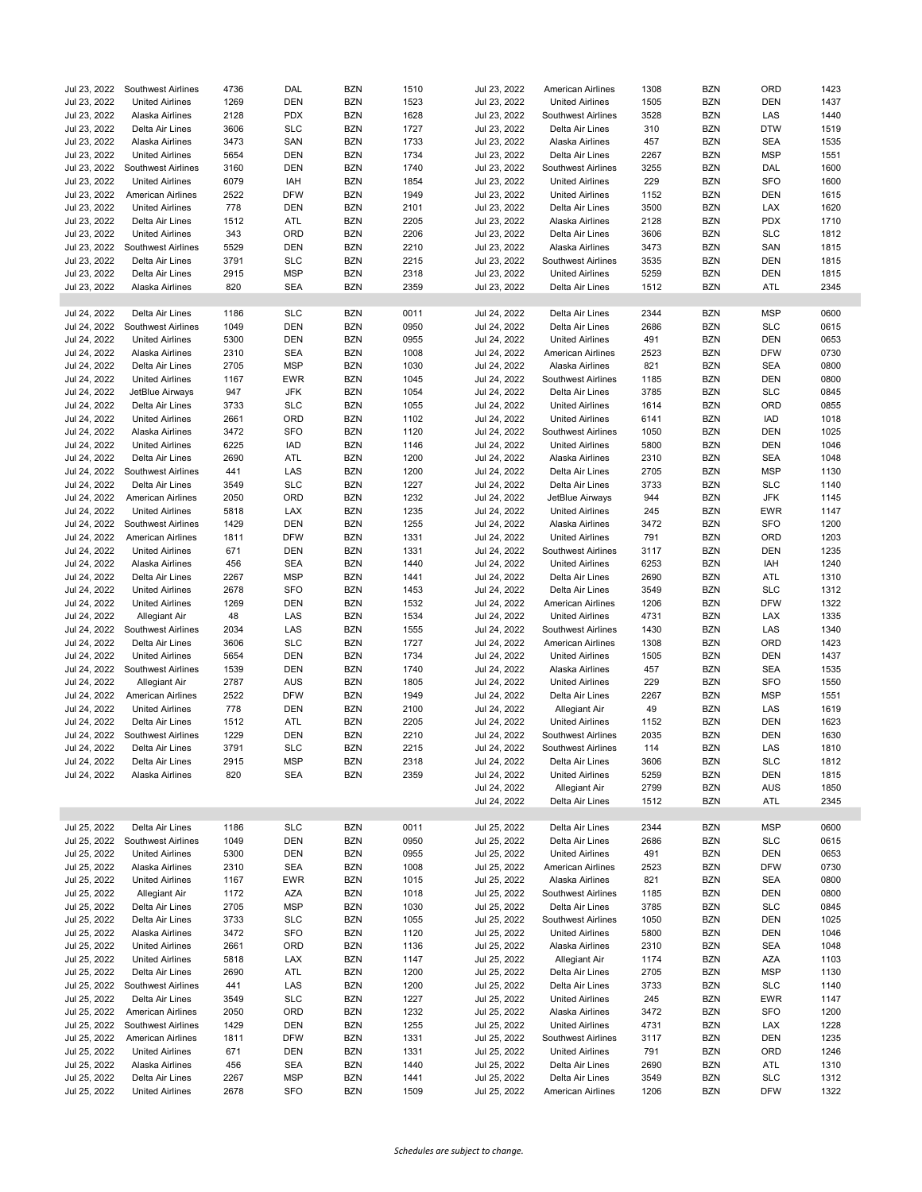| | | | | | | | | | | | |
|---|---|---|---|---|---|---|---|---|---|---|---|
| Jul 23, 2022 | Southwest Airlines | 4736 | DAL | BZN | 1510 | Jul 23, 2022 | American Airlines | 1308 | BZN | ORD | 1423 |
| Jul 23, 2022 | United Airlines | 1269 | DEN | BZN | 1523 | Jul 23, 2022 | United Airlines | 1505 | BZN | DEN | 1437 |
| Jul 23, 2022 | Alaska Airlines | 2128 | PDX | BZN | 1628 | Jul 23, 2022 | Southwest Airlines | 3528 | BZN | LAS | 1440 |
| Jul 23, 2022 | Delta Air Lines | 3606 | SLC | BZN | 1727 | Jul 23, 2022 | Delta Air Lines | 310 | BZN | DTW | 1519 |
| Jul 23, 2022 | Alaska Airlines | 3473 | SAN | BZN | 1733 | Jul 23, 2022 | Alaska Airlines | 457 | BZN | SEA | 1535 |
| Jul 23, 2022 | United Airlines | 5654 | DEN | BZN | 1734 | Jul 23, 2022 | Delta Air Lines | 2267 | BZN | MSP | 1551 |
| Jul 23, 2022 | Southwest Airlines | 3160 | DEN | BZN | 1740 | Jul 23, 2022 | Southwest Airlines | 3255 | BZN | DAL | 1600 |
| Jul 23, 2022 | United Airlines | 6079 | IAH | BZN | 1854 | Jul 23, 2022 | United Airlines | 229 | BZN | SFO | 1600 |
| Jul 23, 2022 | American Airlines | 2522 | DFW | BZN | 1949 | Jul 23, 2022 | United Airlines | 1152 | BZN | DEN | 1615 |
| Jul 23, 2022 | United Airlines | 778 | DEN | BZN | 2101 | Jul 23, 2022 | Delta Air Lines | 3500 | BZN | LAX | 1620 |
| Jul 23, 2022 | Delta Air Lines | 1512 | ATL | BZN | 2205 | Jul 23, 2022 | Alaska Airlines | 2128 | BZN | PDX | 1710 |
| Jul 23, 2022 | United Airlines | 343 | ORD | BZN | 2206 | Jul 23, 2022 | Delta Air Lines | 3606 | BZN | SLC | 1812 |
| Jul 23, 2022 | Southwest Airlines | 5529 | DEN | BZN | 2210 | Jul 23, 2022 | Alaska Airlines | 3473 | BZN | SAN | 1815 |
| Jul 23, 2022 | Delta Air Lines | 3791 | SLC | BZN | 2215 | Jul 23, 2022 | Southwest Airlines | 3535 | BZN | DEN | 1815 |
| Jul 23, 2022 | Delta Air Lines | 2915 | MSP | BZN | 2318 | Jul 23, 2022 | United Airlines | 5259 | BZN | DEN | 1815 |
| Jul 23, 2022 | Alaska Airlines | 820 | SEA | BZN | 2359 | Jul 23, 2022 | Delta Air Lines | 1512 | BZN | ATL | 2345 |

| | | | | | | | | | | | |
|---|---|---|---|---|---|---|---|---|---|---|---|
| Jul 24, 2022 | Delta Air Lines | 1186 | SLC | BZN | 0011 | Jul 24, 2022 | Delta Air Lines | 2344 | BZN | MSP | 0600 |
| Jul 24, 2022 | Southwest Airlines | 1049 | DEN | BZN | 0950 | Jul 24, 2022 | Delta Air Lines | 2686 | BZN | SLC | 0615 |
| Jul 24, 2022 | United Airlines | 5300 | DEN | BZN | 0955 | Jul 24, 2022 | United Airlines | 491 | BZN | DEN | 0653 |
| Jul 24, 2022 | Alaska Airlines | 2310 | SEA | BZN | 1008 | Jul 24, 2022 | American Airlines | 2523 | BZN | DFW | 0730 |
| Jul 24, 2022 | Delta Air Lines | 2705 | MSP | BZN | 1030 | Jul 24, 2022 | Alaska Airlines | 821 | BZN | SEA | 0800 |
| Jul 24, 2022 | United Airlines | 1167 | EWR | BZN | 1045 | Jul 24, 2022 | Southwest Airlines | 1185 | BZN | DEN | 0800 |
| Jul 24, 2022 | JetBlue Airways | 947 | JFK | BZN | 1054 | Jul 24, 2022 | Delta Air Lines | 3785 | BZN | SLC | 0845 |
| Jul 24, 2022 | Delta Air Lines | 3733 | SLC | BZN | 1055 | Jul 24, 2022 | United Airlines | 1614 | BZN | ORD | 0855 |
| Jul 24, 2022 | United Airlines | 2661 | ORD | BZN | 1102 | Jul 24, 2022 | United Airlines | 6141 | BZN | IAD | 1018 |
| Jul 24, 2022 | Alaska Airlines | 3472 | SFO | BZN | 1120 | Jul 24, 2022 | Southwest Airlines | 1050 | BZN | DEN | 1025 |
| Jul 24, 2022 | United Airlines | 6225 | IAD | BZN | 1146 | Jul 24, 2022 | United Airlines | 5800 | BZN | DEN | 1046 |
| Jul 24, 2022 | Delta Air Lines | 2690 | ATL | BZN | 1200 | Jul 24, 2022 | Alaska Airlines | 2310 | BZN | SEA | 1048 |
| Jul 24, 2022 | Southwest Airlines | 441 | LAS | BZN | 1200 | Jul 24, 2022 | Delta Air Lines | 2705 | BZN | MSP | 1130 |
| Jul 24, 2022 | Delta Air Lines | 3549 | SLC | BZN | 1227 | Jul 24, 2022 | Delta Air Lines | 3733 | BZN | SLC | 1140 |
| Jul 24, 2022 | American Airlines | 2050 | ORD | BZN | 1232 | Jul 24, 2022 | JetBlue Airways | 944 | BZN | JFK | 1145 |
| Jul 24, 2022 | United Airlines | 5818 | LAX | BZN | 1235 | Jul 24, 2022 | United Airlines | 245 | BZN | EWR | 1147 |
| Jul 24, 2022 | Southwest Airlines | 1429 | DEN | BZN | 1255 | Jul 24, 2022 | Alaska Airlines | 3472 | BZN | SFO | 1200 |
| Jul 24, 2022 | American Airlines | 1811 | DFW | BZN | 1331 | Jul 24, 2022 | United Airlines | 791 | BZN | ORD | 1203 |
| Jul 24, 2022 | United Airlines | 671 | DEN | BZN | 1331 | Jul 24, 2022 | Southwest Airlines | 3117 | BZN | DEN | 1235 |
| Jul 24, 2022 | Alaska Airlines | 456 | SEA | BZN | 1440 | Jul 24, 2022 | United Airlines | 6253 | BZN | IAH | 1240 |
| Jul 24, 2022 | Delta Air Lines | 2267 | MSP | BZN | 1441 | Jul 24, 2022 | Delta Air Lines | 2690 | BZN | ATL | 1310 |
| Jul 24, 2022 | United Airlines | 2678 | SFO | BZN | 1453 | Jul 24, 2022 | Delta Air Lines | 3549 | BZN | SLC | 1312 |
| Jul 24, 2022 | United Airlines | 1269 | DEN | BZN | 1532 | Jul 24, 2022 | American Airlines | 1206 | BZN | DFW | 1322 |
| Jul 24, 2022 | Allegiant Air | 48 | LAS | BZN | 1534 | Jul 24, 2022 | United Airlines | 4731 | BZN | LAX | 1335 |
| Jul 24, 2022 | Southwest Airlines | 2034 | LAS | BZN | 1555 | Jul 24, 2022 | Southwest Airlines | 1430 | BZN | LAS | 1340 |
| Jul 24, 2022 | Delta Air Lines | 3606 | SLC | BZN | 1727 | Jul 24, 2022 | American Airlines | 1308 | BZN | ORD | 1423 |
| Jul 24, 2022 | United Airlines | 5654 | DEN | BZN | 1734 | Jul 24, 2022 | United Airlines | 1505 | BZN | DEN | 1437 |
| Jul 24, 2022 | Southwest Airlines | 1539 | DEN | BZN | 1740 | Jul 24, 2022 | Alaska Airlines | 457 | BZN | SEA | 1535 |
| Jul 24, 2022 | Allegiant Air | 2787 | AUS | BZN | 1805 | Jul 24, 2022 | United Airlines | 229 | BZN | SFO | 1550 |
| Jul 24, 2022 | American Airlines | 2522 | DFW | BZN | 1949 | Jul 24, 2022 | Delta Air Lines | 2267 | BZN | MSP | 1551 |
| Jul 24, 2022 | United Airlines | 778 | DEN | BZN | 2100 | Jul 24, 2022 | Allegiant Air | 49 | BZN | LAS | 1619 |
| Jul 24, 2022 | Delta Air Lines | 1512 | ATL | BZN | 2205 | Jul 24, 2022 | United Airlines | 1152 | BZN | DEN | 1623 |
| Jul 24, 2022 | Southwest Airlines | 1229 | DEN | BZN | 2210 | Jul 24, 2022 | Southwest Airlines | 2035 | BZN | DEN | 1630 |
| Jul 24, 2022 | Delta Air Lines | 3791 | SLC | BZN | 2215 | Jul 24, 2022 | Southwest Airlines | 114 | BZN | LAS | 1810 |
| Jul 24, 2022 | Delta Air Lines | 2915 | MSP | BZN | 2318 | Jul 24, 2022 | Delta Air Lines | 3606 | BZN | SLC | 1812 |
| Jul 24, 2022 | Alaska Airlines | 820 | SEA | BZN | 2359 | Jul 24, 2022 | United Airlines | 5259 | BZN | DEN | 1815 |
| | | | | | | Jul 24, 2022 | Allegiant Air | 2799 | BZN | AUS | 1850 |
| | | | | | | Jul 24, 2022 | Delta Air Lines | 1512 | BZN | ATL | 2345 |

| | | | | | | | | | | | |
|---|---|---|---|---|---|---|---|---|---|---|---|
| Jul 25, 2022 | Delta Air Lines | 1186 | SLC | BZN | 0011 | Jul 25, 2022 | Delta Air Lines | 2344 | BZN | MSP | 0600 |
| Jul 25, 2022 | Southwest Airlines | 1049 | DEN | BZN | 0950 | Jul 25, 2022 | Delta Air Lines | 2686 | BZN | SLC | 0615 |
| Jul 25, 2022 | United Airlines | 5300 | DEN | BZN | 0955 | Jul 25, 2022 | United Airlines | 491 | BZN | DEN | 0653 |
| Jul 25, 2022 | Alaska Airlines | 2310 | SEA | BZN | 1008 | Jul 25, 2022 | American Airlines | 2523 | BZN | DFW | 0730 |
| Jul 25, 2022 | United Airlines | 1167 | EWR | BZN | 1015 | Jul 25, 2022 | Alaska Airlines | 821 | BZN | SEA | 0800 |
| Jul 25, 2022 | Allegiant Air | 1172 | AZA | BZN | 1018 | Jul 25, 2022 | Southwest Airlines | 1185 | BZN | DEN | 0800 |
| Jul 25, 2022 | Delta Air Lines | 2705 | MSP | BZN | 1030 | Jul 25, 2022 | Delta Air Lines | 3785 | BZN | SLC | 0845 |
| Jul 25, 2022 | Delta Air Lines | 3733 | SLC | BZN | 1055 | Jul 25, 2022 | Southwest Airlines | 1050 | BZN | DEN | 1025 |
| Jul 25, 2022 | Alaska Airlines | 3472 | SFO | BZN | 1120 | Jul 25, 2022 | United Airlines | 5800 | BZN | DEN | 1046 |
| Jul 25, 2022 | United Airlines | 2661 | ORD | BZN | 1136 | Jul 25, 2022 | Alaska Airlines | 2310 | BZN | SEA | 1048 |
| Jul 25, 2022 | United Airlines | 5818 | LAX | BZN | 1147 | Jul 25, 2022 | Allegiant Air | 1174 | BZN | AZA | 1103 |
| Jul 25, 2022 | Delta Air Lines | 2690 | ATL | BZN | 1200 | Jul 25, 2022 | Delta Air Lines | 2705 | BZN | MSP | 1130 |
| Jul 25, 2022 | Southwest Airlines | 441 | LAS | BZN | 1200 | Jul 25, 2022 | Delta Air Lines | 3733 | BZN | SLC | 1140 |
| Jul 25, 2022 | Delta Air Lines | 3549 | SLC | BZN | 1227 | Jul 25, 2022 | United Airlines | 245 | BZN | EWR | 1147 |
| Jul 25, 2022 | American Airlines | 2050 | ORD | BZN | 1232 | Jul 25, 2022 | Alaska Airlines | 3472 | BZN | SFO | 1200 |
| Jul 25, 2022 | Southwest Airlines | 1429 | DEN | BZN | 1255 | Jul 25, 2022 | United Airlines | 4731 | BZN | LAX | 1228 |
| Jul 25, 2022 | American Airlines | 1811 | DFW | BZN | 1331 | Jul 25, 2022 | Southwest Airlines | 3117 | BZN | DEN | 1235 |
| Jul 25, 2022 | United Airlines | 671 | DEN | BZN | 1331 | Jul 25, 2022 | United Airlines | 791 | BZN | ORD | 1246 |
| Jul 25, 2022 | Alaska Airlines | 456 | SEA | BZN | 1440 | Jul 25, 2022 | Delta Air Lines | 2690 | BZN | ATL | 1310 |
| Jul 25, 2022 | Delta Air Lines | 2267 | MSP | BZN | 1441 | Jul 25, 2022 | Delta Air Lines | 3549 | BZN | SLC | 1312 |
| Jul 25, 2022 | United Airlines | 2678 | SFO | BZN | 1509 | Jul 25, 2022 | American Airlines | 1206 | BZN | DFW | 1322 |

*Schedules are subject to change.*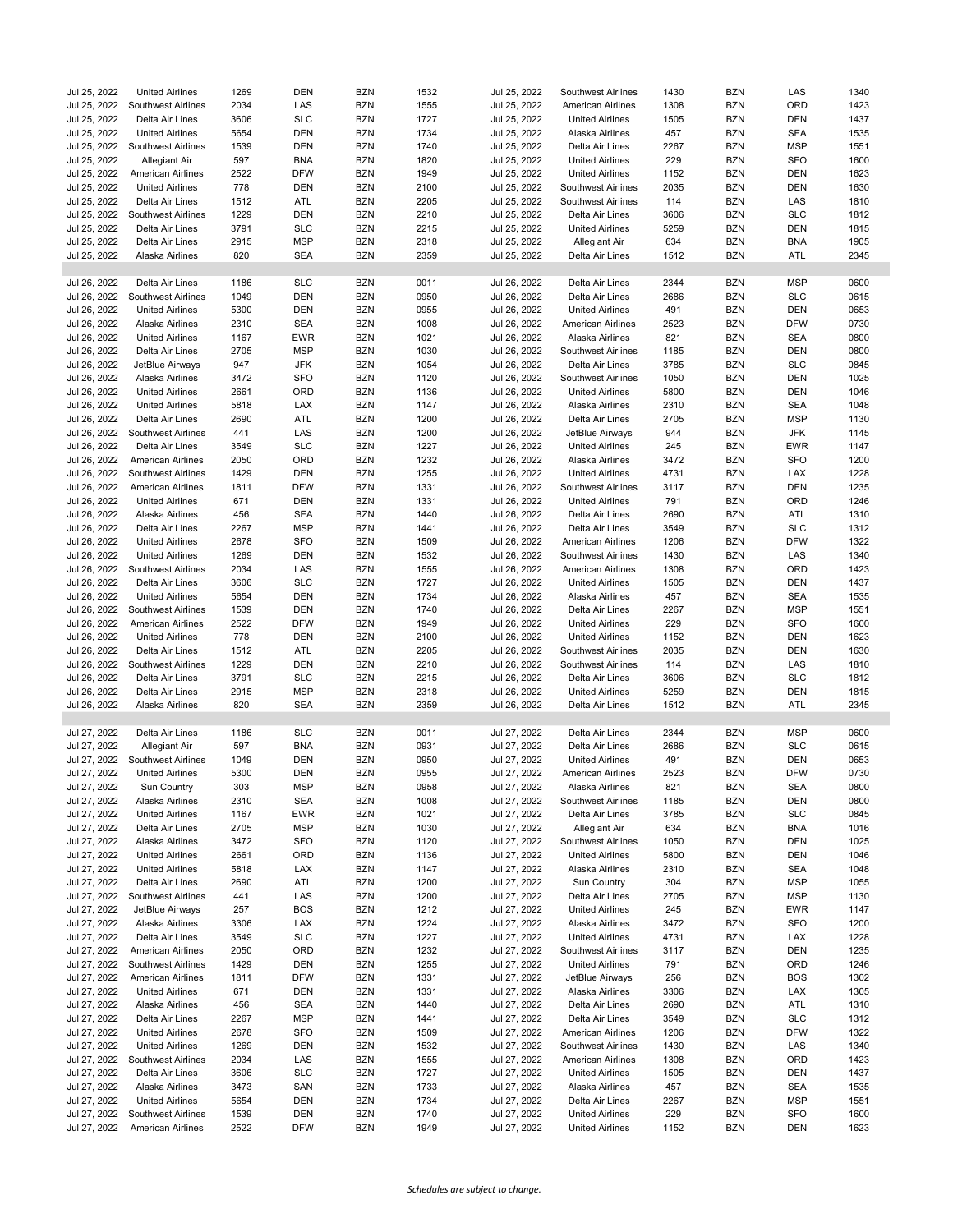| Date | Airline | Flight | From | To | Arrival | Date | Airline | Flight | From | To | Departure |
|---|---|---|---|---|---|---|---|---|---|---|---|
| Jul 25, 2022 | United Airlines | 1269 | DEN | BZN | 1532 | Jul 25, 2022 | Southwest Airlines | 1430 | BZN | LAS | 1340 |
| Jul 25, 2022 | Southwest Airlines | 2034 | LAS | BZN | 1555 | Jul 25, 2022 | American Airlines | 1308 | BZN | ORD | 1423 |
| Jul 25, 2022 | Delta Air Lines | 3606 | SLC | BZN | 1727 | Jul 25, 2022 | United Airlines | 1505 | BZN | DEN | 1437 |
| Jul 25, 2022 | United Airlines | 5654 | DEN | BZN | 1734 | Jul 25, 2022 | Alaska Airlines | 457 | BZN | SEA | 1535 |
| Jul 25, 2022 | Southwest Airlines | 1539 | DEN | BZN | 1740 | Jul 25, 2022 | Delta Air Lines | 2267 | BZN | MSP | 1551 |
| Jul 25, 2022 | Allegiant Air | 597 | BNA | BZN | 1820 | Jul 25, 2022 | United Airlines | 229 | BZN | SFO | 1600 |
| Jul 25, 2022 | American Airlines | 2522 | DFW | BZN | 1949 | Jul 25, 2022 | United Airlines | 1152 | BZN | DEN | 1623 |
| Jul 25, 2022 | United Airlines | 778 | DEN | BZN | 2100 | Jul 25, 2022 | Southwest Airlines | 2035 | BZN | DEN | 1630 |
| Jul 25, 2022 | Delta Air Lines | 1512 | ATL | BZN | 2205 | Jul 25, 2022 | Southwest Airlines | 114 | BZN | LAS | 1810 |
| Jul 25, 2022 | Southwest Airlines | 1229 | DEN | BZN | 2210 | Jul 25, 2022 | Delta Air Lines | 3606 | BZN | SLC | 1812 |
| Jul 25, 2022 | Delta Air Lines | 3791 | SLC | BZN | 2215 | Jul 25, 2022 | United Airlines | 5259 | BZN | DEN | 1815 |
| Jul 25, 2022 | Delta Air Lines | 2915 | MSP | BZN | 2318 | Jul 25, 2022 | Allegiant Air | 634 | BZN | BNA | 1905 |
| Jul 25, 2022 | Alaska Airlines | 820 | SEA | BZN | 2359 | Jul 25, 2022 | Delta Air Lines | 1512 | BZN | ATL | 2345 |
| | | | | | | | | | | | |
| Jul 26, 2022 | Delta Air Lines | 1186 | SLC | BZN | 0011 | Jul 26, 2022 | Delta Air Lines | 2344 | BZN | MSP | 0600 |
| Jul 26, 2022 | Southwest Airlines | 1049 | DEN | BZN | 0950 | Jul 26, 2022 | Delta Air Lines | 2686 | BZN | SLC | 0615 |
| Jul 26, 2022 | United Airlines | 5300 | DEN | BZN | 0955 | Jul 26, 2022 | United Airlines | 491 | BZN | DEN | 0653 |
| Jul 26, 2022 | Alaska Airlines | 2310 | SEA | BZN | 1008 | Jul 26, 2022 | American Airlines | 2523 | BZN | DFW | 0730 |
| Jul 26, 2022 | United Airlines | 1167 | EWR | BZN | 1021 | Jul 26, 2022 | Alaska Airlines | 821 | BZN | SEA | 0800 |
| Jul 26, 2022 | Delta Air Lines | 2705 | MSP | BZN | 1030 | Jul 26, 2022 | Southwest Airlines | 1185 | BZN | DEN | 0800 |
| Jul 26, 2022 | JetBlue Airways | 947 | JFK | BZN | 1054 | Jul 26, 2022 | Delta Air Lines | 3785 | BZN | SLC | 0845 |
| Jul 26, 2022 | Alaska Airlines | 3472 | SFO | BZN | 1120 | Jul 26, 2022 | Southwest Airlines | 1050 | BZN | DEN | 1025 |
| Jul 26, 2022 | United Airlines | 2661 | ORD | BZN | 1136 | Jul 26, 2022 | United Airlines | 5800 | BZN | DEN | 1046 |
| Jul 26, 2022 | United Airlines | 5818 | LAX | BZN | 1147 | Jul 26, 2022 | Alaska Airlines | 2310 | BZN | SEA | 1048 |
| Jul 26, 2022 | Delta Air Lines | 2690 | ATL | BZN | 1200 | Jul 26, 2022 | Delta Air Lines | 2705 | BZN | MSP | 1130 |
| Jul 26, 2022 | Southwest Airlines | 441 | LAS | BZN | 1200 | Jul 26, 2022 | JetBlue Airways | 944 | BZN | JFK | 1145 |
| Jul 26, 2022 | Delta Air Lines | 3549 | SLC | BZN | 1227 | Jul 26, 2022 | United Airlines | 245 | BZN | EWR | 1147 |
| Jul 26, 2022 | American Airlines | 2050 | ORD | BZN | 1232 | Jul 26, 2022 | Alaska Airlines | 3472 | BZN | SFO | 1200 |
| Jul 26, 2022 | Southwest Airlines | 1429 | DEN | BZN | 1255 | Jul 26, 2022 | United Airlines | 4731 | BZN | LAX | 1228 |
| Jul 26, 2022 | American Airlines | 1811 | DFW | BZN | 1331 | Jul 26, 2022 | Southwest Airlines | 3117 | BZN | DEN | 1235 |
| Jul 26, 2022 | United Airlines | 671 | DEN | BZN | 1331 | Jul 26, 2022 | United Airlines | 791 | BZN | ORD | 1246 |
| Jul 26, 2022 | Alaska Airlines | 456 | SEA | BZN | 1440 | Jul 26, 2022 | Delta Air Lines | 2690 | BZN | ATL | 1310 |
| Jul 26, 2022 | Delta Air Lines | 2267 | MSP | BZN | 1441 | Jul 26, 2022 | Delta Air Lines | 3549 | BZN | SLC | 1312 |
| Jul 26, 2022 | United Airlines | 2678 | SFO | BZN | 1509 | Jul 26, 2022 | American Airlines | 1206 | BZN | DFW | 1322 |
| Jul 26, 2022 | United Airlines | 1269 | DEN | BZN | 1532 | Jul 26, 2022 | Southwest Airlines | 1430 | BZN | LAS | 1340 |
| Jul 26, 2022 | Southwest Airlines | 2034 | LAS | BZN | 1555 | Jul 26, 2022 | American Airlines | 1308 | BZN | ORD | 1423 |
| Jul 26, 2022 | Delta Air Lines | 3606 | SLC | BZN | 1727 | Jul 26, 2022 | United Airlines | 1505 | BZN | DEN | 1437 |
| Jul 26, 2022 | United Airlines | 5654 | DEN | BZN | 1734 | Jul 26, 2022 | Alaska Airlines | 457 | BZN | SEA | 1535 |
| Jul 26, 2022 | Southwest Airlines | 1539 | DEN | BZN | 1740 | Jul 26, 2022 | Delta Air Lines | 2267 | BZN | MSP | 1551 |
| Jul 26, 2022 | American Airlines | 2522 | DFW | BZN | 1949 | Jul 26, 2022 | United Airlines | 229 | BZN | SFO | 1600 |
| Jul 26, 2022 | United Airlines | 778 | DEN | BZN | 2100 | Jul 26, 2022 | United Airlines | 1152 | BZN | DEN | 1623 |
| Jul 26, 2022 | Delta Air Lines | 1512 | ATL | BZN | 2205 | Jul 26, 2022 | Southwest Airlines | 2035 | BZN | DEN | 1630 |
| Jul 26, 2022 | Southwest Airlines | 1229 | DEN | BZN | 2210 | Jul 26, 2022 | Southwest Airlines | 114 | BZN | LAS | 1810 |
| Jul 26, 2022 | Delta Air Lines | 3791 | SLC | BZN | 2215 | Jul 26, 2022 | Delta Air Lines | 3606 | BZN | SLC | 1812 |
| Jul 26, 2022 | Delta Air Lines | 2915 | MSP | BZN | 2318 | Jul 26, 2022 | United Airlines | 5259 | BZN | DEN | 1815 |
| Jul 26, 2022 | Alaska Airlines | 820 | SEA | BZN | 2359 | Jul 26, 2022 | Delta Air Lines | 1512 | BZN | ATL | 2345 |
| | | | | | | | | | | | |
| Jul 27, 2022 | Delta Air Lines | 1186 | SLC | BZN | 0011 | Jul 27, 2022 | Delta Air Lines | 2344 | BZN | MSP | 0600 |
| Jul 27, 2022 | Allegiant Air | 597 | BNA | BZN | 0931 | Jul 27, 2022 | Delta Air Lines | 2686 | BZN | SLC | 0615 |
| Jul 27, 2022 | Southwest Airlines | 1049 | DEN | BZN | 0950 | Jul 27, 2022 | United Airlines | 491 | BZN | DEN | 0653 |
| Jul 27, 2022 | United Airlines | 5300 | DEN | BZN | 0955 | Jul 27, 2022 | American Airlines | 2523 | BZN | DFW | 0730 |
| Jul 27, 2022 | Sun Country | 303 | MSP | BZN | 0958 | Jul 27, 2022 | Alaska Airlines | 821 | BZN | SEA | 0800 |
| Jul 27, 2022 | Alaska Airlines | 2310 | SEA | BZN | 1008 | Jul 27, 2022 | Southwest Airlines | 1185 | BZN | DEN | 0800 |
| Jul 27, 2022 | United Airlines | 1167 | EWR | BZN | 1021 | Jul 27, 2022 | Delta Air Lines | 3785 | BZN | SLC | 0845 |
| Jul 27, 2022 | Delta Air Lines | 2705 | MSP | BZN | 1030 | Jul 27, 2022 | Allegiant Air | 634 | BZN | BNA | 1016 |
| Jul 27, 2022 | Alaska Airlines | 3472 | SFO | BZN | 1120 | Jul 27, 2022 | Southwest Airlines | 1050 | BZN | DEN | 1025 |
| Jul 27, 2022 | United Airlines | 2661 | ORD | BZN | 1136 | Jul 27, 2022 | United Airlines | 5800 | BZN | DEN | 1046 |
| Jul 27, 2022 | United Airlines | 5818 | LAX | BZN | 1147 | Jul 27, 2022 | Alaska Airlines | 2310 | BZN | SEA | 1048 |
| Jul 27, 2022 | Delta Air Lines | 2690 | ATL | BZN | 1200 | Jul 27, 2022 | Sun Country | 304 | BZN | MSP | 1055 |
| Jul 27, 2022 | Southwest Airlines | 441 | LAS | BZN | 1200 | Jul 27, 2022 | Delta Air Lines | 2705 | BZN | MSP | 1130 |
| Jul 27, 2022 | JetBlue Airways | 257 | BOS | BZN | 1212 | Jul 27, 2022 | United Airlines | 245 | BZN | EWR | 1147 |
| Jul 27, 2022 | Alaska Airlines | 3306 | LAX | BZN | 1224 | Jul 27, 2022 | Alaska Airlines | 3472 | BZN | SFO | 1200 |
| Jul 27, 2022 | Delta Air Lines | 3549 | SLC | BZN | 1227 | Jul 27, 2022 | United Airlines | 4731 | BZN | LAX | 1228 |
| Jul 27, 2022 | American Airlines | 2050 | ORD | BZN | 1232 | Jul 27, 2022 | Southwest Airlines | 3117 | BZN | DEN | 1235 |
| Jul 27, 2022 | Southwest Airlines | 1429 | DEN | BZN | 1255 | Jul 27, 2022 | United Airlines | 791 | BZN | ORD | 1246 |
| Jul 27, 2022 | American Airlines | 1811 | DFW | BZN | 1331 | Jul 27, 2022 | JetBlue Airways | 256 | BZN | BOS | 1302 |
| Jul 27, 2022 | United Airlines | 671 | DEN | BZN | 1331 | Jul 27, 2022 | Alaska Airlines | 3306 | BZN | LAX | 1305 |
| Jul 27, 2022 | Alaska Airlines | 456 | SEA | BZN | 1440 | Jul 27, 2022 | Delta Air Lines | 2690 | BZN | ATL | 1310 |
| Jul 27, 2022 | Delta Air Lines | 2267 | MSP | BZN | 1441 | Jul 27, 2022 | Delta Air Lines | 3549 | BZN | SLC | 1312 |
| Jul 27, 2022 | United Airlines | 2678 | SFO | BZN | 1509 | Jul 27, 2022 | American Airlines | 1206 | BZN | DFW | 1322 |
| Jul 27, 2022 | United Airlines | 1269 | DEN | BZN | 1532 | Jul 27, 2022 | Southwest Airlines | 1430 | BZN | LAS | 1340 |
| Jul 27, 2022 | Southwest Airlines | 2034 | LAS | BZN | 1555 | Jul 27, 2022 | American Airlines | 1308 | BZN | ORD | 1423 |
| Jul 27, 2022 | Delta Air Lines | 3606 | SLC | BZN | 1727 | Jul 27, 2022 | United Airlines | 1505 | BZN | DEN | 1437 |
| Jul 27, 2022 | Alaska Airlines | 3473 | SAN | BZN | 1733 | Jul 27, 2022 | Alaska Airlines | 457 | BZN | SEA | 1535 |
| Jul 27, 2022 | United Airlines | 5654 | DEN | BZN | 1734 | Jul 27, 2022 | Delta Air Lines | 2267 | BZN | MSP | 1551 |
| Jul 27, 2022 | Southwest Airlines | 1539 | DEN | BZN | 1740 | Jul 27, 2022 | United Airlines | 229 | BZN | SFO | 1600 |
| Jul 27, 2022 | American Airlines | 2522 | DFW | BZN | 1949 | Jul 27, 2022 | United Airlines | 1152 | BZN | DEN | 1623 |

*Schedules are subject to change.*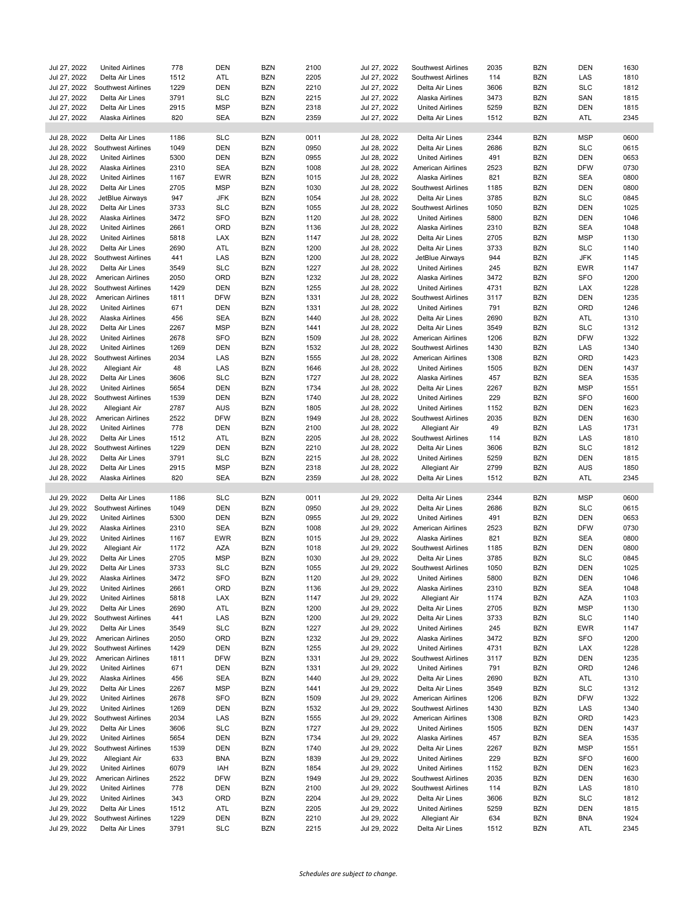| | | | | | | | | | | | |
|---|---|---|---|---|---|---|---|---|---|---|---|
| Jul 27, 2022 | United Airlines | 778 | DEN | BZN | 2100 | Jul 27, 2022 | Southwest Airlines | 2035 | BZN | DEN | 1630 |
| Jul 27, 2022 | Delta Air Lines | 1512 | ATL | BZN | 2205 | Jul 27, 2022 | Southwest Airlines | 114 | BZN | LAS | 1810 |
| Jul 27, 2022 | Southwest Airlines | 1229 | DEN | BZN | 2210 | Jul 27, 2022 | Delta Air Lines | 3606 | BZN | SLC | 1812 |
| Jul 27, 2022 | Delta Air Lines | 3791 | SLC | BZN | 2215 | Jul 27, 2022 | Alaska Airlines | 3473 | BZN | SAN | 1815 |
| Jul 27, 2022 | Delta Air Lines | 2915 | MSP | BZN | 2318 | Jul 27, 2022 | United Airlines | 5259 | BZN | DEN | 1815 |
| Jul 27, 2022 | Alaska Airlines | 820 | SEA | BZN | 2359 | Jul 27, 2022 | Delta Air Lines | 1512 | BZN | ATL | 2345 |
| | | | | | | | | | | | |
| Jul 28, 2022 | Delta Air Lines | 1186 | SLC | BZN | 0011 | Jul 28, 2022 | Delta Air Lines | 2344 | BZN | MSP | 0600 |
| Jul 28, 2022 | Southwest Airlines | 1049 | DEN | BZN | 0950 | Jul 28, 2022 | Delta Air Lines | 2686 | BZN | SLC | 0615 |
| Jul 28, 2022 | United Airlines | 5300 | DEN | BZN | 0955 | Jul 28, 2022 | United Airlines | 491 | BZN | DEN | 0653 |
| Jul 28, 2022 | Alaska Airlines | 2310 | SEA | BZN | 1008 | Jul 28, 2022 | American Airlines | 2523 | BZN | DFW | 0730 |
| Jul 28, 2022 | United Airlines | 1167 | EWR | BZN | 1015 | Jul 28, 2022 | Alaska Airlines | 821 | BZN | SEA | 0800 |
| Jul 28, 2022 | Delta Air Lines | 2705 | MSP | BZN | 1030 | Jul 28, 2022 | Southwest Airlines | 1185 | BZN | DEN | 0800 |
| Jul 28, 2022 | JetBlue Airways | 947 | JFK | BZN | 1054 | Jul 28, 2022 | Delta Air Lines | 3785 | BZN | SLC | 0845 |
| Jul 28, 2022 | Delta Air Lines | 3733 | SLC | BZN | 1055 | Jul 28, 2022 | Southwest Airlines | 1050 | BZN | DEN | 1025 |
| Jul 28, 2022 | Alaska Airlines | 3472 | SFO | BZN | 1120 | Jul 28, 2022 | United Airlines | 5800 | BZN | DEN | 1046 |
| Jul 28, 2022 | United Airlines | 2661 | ORD | BZN | 1136 | Jul 28, 2022 | Alaska Airlines | 2310 | BZN | SEA | 1048 |
| Jul 28, 2022 | United Airlines | 5818 | LAX | BZN | 1147 | Jul 28, 2022 | Delta Air Lines | 2705 | BZN | MSP | 1130 |
| Jul 28, 2022 | Delta Air Lines | 2690 | ATL | BZN | 1200 | Jul 28, 2022 | Delta Air Lines | 3733 | BZN | SLC | 1140 |
| Jul 28, 2022 | Southwest Airlines | 441 | LAS | BZN | 1200 | Jul 28, 2022 | JetBlue Airways | 944 | BZN | JFK | 1145 |
| Jul 28, 2022 | Delta Air Lines | 3549 | SLC | BZN | 1227 | Jul 28, 2022 | United Airlines | 245 | BZN | EWR | 1147 |
| Jul 28, 2022 | American Airlines | 2050 | ORD | BZN | 1232 | Jul 28, 2022 | Alaska Airlines | 3472 | BZN | SFO | 1200 |
| Jul 28, 2022 | Southwest Airlines | 1429 | DEN | BZN | 1255 | Jul 28, 2022 | United Airlines | 4731 | BZN | LAX | 1228 |
| Jul 28, 2022 | American Airlines | 1811 | DFW | BZN | 1331 | Jul 28, 2022 | Southwest Airlines | 3117 | BZN | DEN | 1235 |
| Jul 28, 2022 | United Airlines | 671 | DEN | BZN | 1331 | Jul 28, 2022 | United Airlines | 791 | BZN | ORD | 1246 |
| Jul 28, 2022 | Alaska Airlines | 456 | SEA | BZN | 1440 | Jul 28, 2022 | Delta Air Lines | 2690 | BZN | ATL | 1310 |
| Jul 28, 2022 | Delta Air Lines | 2267 | MSP | BZN | 1441 | Jul 28, 2022 | Delta Air Lines | 3549 | BZN | SLC | 1312 |
| Jul 28, 2022 | United Airlines | 2678 | SFO | BZN | 1509 | Jul 28, 2022 | American Airlines | 1206 | BZN | DFW | 1322 |
| Jul 28, 2022 | United Airlines | 1269 | DEN | BZN | 1532 | Jul 28, 2022 | Southwest Airlines | 1430 | BZN | LAS | 1340 |
| Jul 28, 2022 | Southwest Airlines | 2034 | LAS | BZN | 1555 | Jul 28, 2022 | American Airlines | 1308 | BZN | ORD | 1423 |
| Jul 28, 2022 | Allegiant Air | 48 | LAS | BZN | 1646 | Jul 28, 2022 | United Airlines | 1505 | BZN | DEN | 1437 |
| Jul 28, 2022 | Delta Air Lines | 3606 | SLC | BZN | 1727 | Jul 28, 2022 | Alaska Airlines | 457 | BZN | SEA | 1535 |
| Jul 28, 2022 | United Airlines | 5654 | DEN | BZN | 1734 | Jul 28, 2022 | Delta Air Lines | 2267 | BZN | MSP | 1551 |
| Jul 28, 2022 | Southwest Airlines | 1539 | DEN | BZN | 1740 | Jul 28, 2022 | United Airlines | 229 | BZN | SFO | 1600 |
| Jul 28, 2022 | Allegiant Air | 2787 | AUS | BZN | 1805 | Jul 28, 2022 | United Airlines | 1152 | BZN | DEN | 1623 |
| Jul 28, 2022 | American Airlines | 2522 | DFW | BZN | 1949 | Jul 28, 2022 | Southwest Airlines | 2035 | BZN | DEN | 1630 |
| Jul 28, 2022 | United Airlines | 778 | DEN | BZN | 2100 | Jul 28, 2022 | Allegiant Air | 49 | BZN | LAS | 1731 |
| Jul 28, 2022 | Delta Air Lines | 1512 | ATL | BZN | 2205 | Jul 28, 2022 | Southwest Airlines | 114 | BZN | LAS | 1810 |
| Jul 28, 2022 | Southwest Airlines | 1229 | DEN | BZN | 2210 | Jul 28, 2022 | Delta Air Lines | 3606 | BZN | SLC | 1812 |
| Jul 28, 2022 | Delta Air Lines | 3791 | SLC | BZN | 2215 | Jul 28, 2022 | United Airlines | 5259 | BZN | DEN | 1815 |
| Jul 28, 2022 | Delta Air Lines | 2915 | MSP | BZN | 2318 | Jul 28, 2022 | Allegiant Air | 2799 | BZN | AUS | 1850 |
| Jul 28, 2022 | Alaska Airlines | 820 | SEA | BZN | 2359 | Jul 28, 2022 | Delta Air Lines | 1512 | BZN | ATL | 2345 |
| | | | | | | | | | | | |
| Jul 29, 2022 | Delta Air Lines | 1186 | SLC | BZN | 0011 | Jul 29, 2022 | Delta Air Lines | 2344 | BZN | MSP | 0600 |
| Jul 29, 2022 | Southwest Airlines | 1049 | DEN | BZN | 0950 | Jul 29, 2022 | Delta Air Lines | 2686 | BZN | SLC | 0615 |
| Jul 29, 2022 | United Airlines | 5300 | DEN | BZN | 0955 | Jul 29, 2022 | United Airlines | 491 | BZN | DEN | 0653 |
| Jul 29, 2022 | Alaska Airlines | 2310 | SEA | BZN | 1008 | Jul 29, 2022 | American Airlines | 2523 | BZN | DFW | 0730 |
| Jul 29, 2022 | United Airlines | 1167 | EWR | BZN | 1015 | Jul 29, 2022 | Alaska Airlines | 821 | BZN | SEA | 0800 |
| Jul 29, 2022 | Allegiant Air | 1172 | AZA | BZN | 1018 | Jul 29, 2022 | Southwest Airlines | 1185 | BZN | DEN | 0800 |
| Jul 29, 2022 | Delta Air Lines | 2705 | MSP | BZN | 1030 | Jul 29, 2022 | Delta Air Lines | 3785 | BZN | SLC | 0845 |
| Jul 29, 2022 | Delta Air Lines | 3733 | SLC | BZN | 1055 | Jul 29, 2022 | Southwest Airlines | 1050 | BZN | DEN | 1025 |
| Jul 29, 2022 | Alaska Airlines | 3472 | SFO | BZN | 1120 | Jul 29, 2022 | United Airlines | 5800 | BZN | DEN | 1046 |
| Jul 29, 2022 | United Airlines | 2661 | ORD | BZN | 1136 | Jul 29, 2022 | Alaska Airlines | 2310 | BZN | SEA | 1048 |
| Jul 29, 2022 | United Airlines | 5818 | LAX | BZN | 1147 | Jul 29, 2022 | Allegiant Air | 1174 | BZN | AZA | 1103 |
| Jul 29, 2022 | Delta Air Lines | 2690 | ATL | BZN | 1200 | Jul 29, 2022 | Delta Air Lines | 2705 | BZN | MSP | 1130 |
| Jul 29, 2022 | Southwest Airlines | 441 | LAS | BZN | 1200 | Jul 29, 2022 | Delta Air Lines | 3733 | BZN | SLC | 1140 |
| Jul 29, 2022 | Delta Air Lines | 3549 | SLC | BZN | 1227 | Jul 29, 2022 | United Airlines | 245 | BZN | EWR | 1147 |
| Jul 29, 2022 | American Airlines | 2050 | ORD | BZN | 1232 | Jul 29, 2022 | Alaska Airlines | 3472 | BZN | SFO | 1200 |
| Jul 29, 2022 | Southwest Airlines | 1429 | DEN | BZN | 1255 | Jul 29, 2022 | United Airlines | 4731 | BZN | LAX | 1228 |
| Jul 29, 2022 | American Airlines | 1811 | DFW | BZN | 1331 | Jul 29, 2022 | Southwest Airlines | 3117 | BZN | DEN | 1235 |
| Jul 29, 2022 | United Airlines | 671 | DEN | BZN | 1331 | Jul 29, 2022 | United Airlines | 791 | BZN | ORD | 1246 |
| Jul 29, 2022 | Alaska Airlines | 456 | SEA | BZN | 1440 | Jul 29, 2022 | Delta Air Lines | 2690 | BZN | ATL | 1310 |
| Jul 29, 2022 | Delta Air Lines | 2267 | MSP | BZN | 1441 | Jul 29, 2022 | Delta Air Lines | 3549 | BZN | SLC | 1312 |
| Jul 29, 2022 | United Airlines | 2678 | SFO | BZN | 1509 | Jul 29, 2022 | American Airlines | 1206 | BZN | DFW | 1322 |
| Jul 29, 2022 | United Airlines | 1269 | DEN | BZN | 1532 | Jul 29, 2022 | Southwest Airlines | 1430 | BZN | LAS | 1340 |
| Jul 29, 2022 | Southwest Airlines | 2034 | LAS | BZN | 1555 | Jul 29, 2022 | American Airlines | 1308 | BZN | ORD | 1423 |
| Jul 29, 2022 | Delta Air Lines | 3606 | SLC | BZN | 1727 | Jul 29, 2022 | United Airlines | 1505 | BZN | DEN | 1437 |
| Jul 29, 2022 | United Airlines | 5654 | DEN | BZN | 1734 | Jul 29, 2022 | Alaska Airlines | 457 | BZN | SEA | 1535 |
| Jul 29, 2022 | Southwest Airlines | 1539 | DEN | BZN | 1740 | Jul 29, 2022 | Delta Air Lines | 2267 | BZN | MSP | 1551 |
| Jul 29, 2022 | Allegiant Air | 633 | BNA | BZN | 1839 | Jul 29, 2022 | United Airlines | 229 | BZN | SFO | 1600 |
| Jul 29, 2022 | United Airlines | 6079 | IAH | BZN | 1854 | Jul 29, 2022 | United Airlines | 1152 | BZN | DEN | 1623 |
| Jul 29, 2022 | American Airlines | 2522 | DFW | BZN | 1949 | Jul 29, 2022 | Southwest Airlines | 2035 | BZN | DEN | 1630 |
| Jul 29, 2022 | United Airlines | 778 | DEN | BZN | 2100 | Jul 29, 2022 | Southwest Airlines | 114 | BZN | LAS | 1810 |
| Jul 29, 2022 | United Airlines | 343 | ORD | BZN | 2204 | Jul 29, 2022 | Delta Air Lines | 3606 | BZN | SLC | 1812 |
| Jul 29, 2022 | Delta Air Lines | 1512 | ATL | BZN | 2205 | Jul 29, 2022 | United Airlines | 5259 | BZN | DEN | 1815 |
| Jul 29, 2022 | Southwest Airlines | 1229 | DEN | BZN | 2210 | Jul 29, 2022 | Allegiant Air | 634 | BZN | BNA | 1924 |
| Jul 29, 2022 | Delta Air Lines | 3791 | SLC | BZN | 2215 | Jul 29, 2022 | Delta Air Lines | 1512 | BZN | ATL | 2345 |

*Schedules are subject to change.*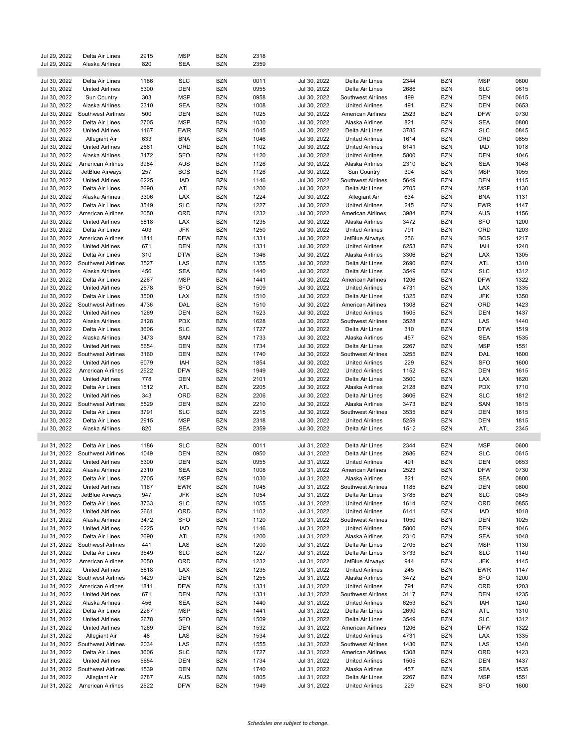| Date | Airline | Flight | From | To | Time | Date | Airline | Flight | From | To | Time |
|---|---|---|---|---|---|---|---|---|---|---|---|
| Jul 29, 2022 | Delta Air Lines | 2915 | MSP | BZN | 2318 | | | | | | |
| Jul 29, 2022 | Alaska Airlines | 820 | SEA | BZN | 2359 | | | | | | |
| | | | | | | | | | | | |
| Jul 30, 2022 | Delta Air Lines | 1186 | SLC | BZN | 0011 | Jul 30, 2022 | Delta Air Lines | 2344 | BZN | MSP | 0600 |
| Jul 30, 2022 | United Airlines | 5300 | DEN | BZN | 0955 | Jul 30, 2022 | Delta Air Lines | 2686 | BZN | SLC | 0615 |
| Jul 30, 2022 | Sun Country | 303 | MSP | BZN | 0958 | Jul 30, 2022 | Southwest Airlines | 499 | BZN | DEN | 0615 |
| Jul 30, 2022 | Alaska Airlines | 2310 | SEA | BZN | 1008 | Jul 30, 2022 | United Airlines | 491 | BZN | DEN | 0653 |
| Jul 30, 2022 | Southwest Airlines | 500 | DEN | BZN | 1025 | Jul 30, 2022 | American Airlines | 2523 | BZN | DFW | 0730 |
| Jul 30, 2022 | Delta Air Lines | 2705 | MSP | BZN | 1030 | Jul 30, 2022 | Alaska Airlines | 821 | BZN | SEA | 0800 |
| Jul 30, 2022 | United Airlines | 1167 | EWR | BZN | 1045 | Jul 30, 2022 | Delta Air Lines | 3785 | BZN | SLC | 0845 |
| Jul 30, 2022 | Allegiant Air | 633 | BNA | BZN | 1046 | Jul 30, 2022 | United Airlines | 1614 | BZN | ORD | 0855 |
| Jul 30, 2022 | United Airlines | 2661 | ORD | BZN | 1102 | Jul 30, 2022 | United Airlines | 6141 | BZN | IAD | 1018 |
| Jul 30, 2022 | Alaska Airlines | 3472 | SFO | BZN | 1120 | Jul 30, 2022 | United Airlines | 5800 | BZN | DEN | 1046 |
| Jul 30, 2022 | American Airlines | 3984 | AUS | BZN | 1126 | Jul 30, 2022 | Alaska Airlines | 2310 | BZN | SEA | 1048 |
| Jul 30, 2022 | JetBlue Airways | 257 | BOS | BZN | 1126 | Jul 30, 2022 | Sun Country | 304 | BZN | MSP | 1055 |
| Jul 30, 2022 | United Airlines | 6225 | IAD | BZN | 1146 | Jul 30, 2022 | Southwest Airlines | 5649 | BZN | DEN | 1115 |
| Jul 30, 2022 | Delta Air Lines | 2690 | ATL | BZN | 1200 | Jul 30, 2022 | Delta Air Lines | 2705 | BZN | MSP | 1130 |
| Jul 30, 2022 | Alaska Airlines | 3306 | LAX | BZN | 1224 | Jul 30, 2022 | Allegiant Air | 634 | BZN | BNA | 1131 |
| Jul 30, 2022 | Delta Air Lines | 3549 | SLC | BZN | 1227 | Jul 30, 2022 | United Airlines | 245 | BZN | EWR | 1147 |
| Jul 30, 2022 | American Airlines | 2050 | ORD | BZN | 1232 | Jul 30, 2022 | American Airlines | 3984 | BZN | AUS | 1156 |
| Jul 30, 2022 | United Airlines | 5818 | LAX | BZN | 1235 | Jul 30, 2022 | Alaska Airlines | 3472 | BZN | SFO | 1200 |
| Jul 30, 2022 | Delta Air Lines | 403 | JFK | BZN | 1250 | Jul 30, 2022 | United Airlines | 791 | BZN | ORD | 1203 |
| Jul 30, 2022 | American Airlines | 1811 | DFW | BZN | 1331 | Jul 30, 2022 | JetBlue Airways | 256 | BZN | BOS | 1217 |
| Jul 30, 2022 | United Airlines | 671 | DEN | BZN | 1331 | Jul 30, 2022 | United Airlines | 6253 | BZN | IAH | 1240 |
| Jul 30, 2022 | Delta Air Lines | 310 | DTW | BZN | 1346 | Jul 30, 2022 | Alaska Airlines | 3306 | BZN | LAX | 1305 |
| Jul 30, 2022 | Southwest Airlines | 3527 | LAS | BZN | 1355 | Jul 30, 2022 | Delta Air Lines | 2690 | BZN | ATL | 1310 |
| Jul 30, 2022 | Alaska Airlines | 456 | SEA | BZN | 1440 | Jul 30, 2022 | Delta Air Lines | 3549 | BZN | SLC | 1312 |
| Jul 30, 2022 | Delta Air Lines | 2267 | MSP | BZN | 1441 | Jul 30, 2022 | American Airlines | 1206 | BZN | DFW | 1322 |
| Jul 30, 2022 | United Airlines | 2678 | SFO | BZN | 1509 | Jul 30, 2022 | United Airlines | 4731 | BZN | LAX | 1335 |
| Jul 30, 2022 | Delta Air Lines | 3500 | LAX | BZN | 1510 | Jul 30, 2022 | Delta Air Lines | 1325 | BZN | JFK | 1350 |
| Jul 30, 2022 | Southwest Airlines | 4736 | DAL | BZN | 1510 | Jul 30, 2022 | American Airlines | 1308 | BZN | ORD | 1423 |
| Jul 30, 2022 | United Airlines | 1269 | DEN | BZN | 1523 | Jul 30, 2022 | United Airlines | 1505 | BZN | DEN | 1437 |
| Jul 30, 2022 | Alaska Airlines | 2128 | PDX | BZN | 1628 | Jul 30, 2022 | Southwest Airlines | 3528 | BZN | LAS | 1440 |
| Jul 30, 2022 | Delta Air Lines | 3606 | SLC | BZN | 1727 | Jul 30, 2022 | Delta Air Lines | 310 | BZN | DTW | 1519 |
| Jul 30, 2022 | Alaska Airlines | 3473 | SAN | BZN | 1733 | Jul 30, 2022 | Alaska Airlines | 457 | BZN | SEA | 1535 |
| Jul 30, 2022 | United Airlines | 5654 | DEN | BZN | 1734 | Jul 30, 2022 | Delta Air Lines | 2267 | BZN | MSP | 1551 |
| Jul 30, 2022 | Southwest Airlines | 3160 | DEN | BZN | 1740 | Jul 30, 2022 | Southwest Airlines | 3255 | BZN | DAL | 1600 |
| Jul 30, 2022 | United Airlines | 6079 | IAH | BZN | 1854 | Jul 30, 2022 | United Airlines | 229 | BZN | SFO | 1600 |
| Jul 30, 2022 | American Airlines | 2522 | DFW | BZN | 1949 | Jul 30, 2022 | United Airlines | 1152 | BZN | DEN | 1615 |
| Jul 30, 2022 | United Airlines | 778 | DEN | BZN | 2101 | Jul 30, 2022 | Delta Air Lines | 3500 | BZN | LAX | 1620 |
| Jul 30, 2022 | Delta Air Lines | 1512 | ATL | BZN | 2205 | Jul 30, 2022 | Alaska Airlines | 2128 | BZN | PDX | 1710 |
| Jul 30, 2022 | United Airlines | 343 | ORD | BZN | 2206 | Jul 30, 2022 | Delta Air Lines | 3606 | BZN | SLC | 1812 |
| Jul 30, 2022 | Southwest Airlines | 5529 | DEN | BZN | 2210 | Jul 30, 2022 | Alaska Airlines | 3473 | BZN | SAN | 1815 |
| Jul 30, 2022 | Delta Air Lines | 3791 | SLC | BZN | 2215 | Jul 30, 2022 | Southwest Airlines | 3535 | BZN | DEN | 1815 |
| Jul 30, 2022 | Delta Air Lines | 2915 | MSP | BZN | 2318 | Jul 30, 2022 | United Airlines | 5259 | BZN | DEN | 1815 |
| Jul 30, 2022 | Alaska Airlines | 820 | SEA | BZN | 2359 | Jul 30, 2022 | Delta Air Lines | 1512 | BZN | ATL | 2345 |
| | | | | | | | | | | | |
| Jul 31, 2022 | Delta Air Lines | 1186 | SLC | BZN | 0011 | Jul 31, 2022 | Delta Air Lines | 2344 | BZN | MSP | 0600 |
| Jul 31, 2022 | Southwest Airlines | 1049 | DEN | BZN | 0950 | Jul 31, 2022 | Delta Air Lines | 2686 | BZN | SLC | 0615 |
| Jul 31, 2022 | United Airlines | 5300 | DEN | BZN | 0955 | Jul 31, 2022 | United Airlines | 491 | BZN | DEN | 0653 |
| Jul 31, 2022 | Alaska Airlines | 2310 | SEA | BZN | 1008 | Jul 31, 2022 | American Airlines | 2523 | BZN | DFW | 0730 |
| Jul 31, 2022 | Delta Air Lines | 2705 | MSP | BZN | 1030 | Jul 31, 2022 | Alaska Airlines | 821 | BZN | SEA | 0800 |
| Jul 31, 2022 | United Airlines | 1167 | EWR | BZN | 1045 | Jul 31, 2022 | Southwest Airlines | 1185 | BZN | DEN | 0800 |
| Jul 31, 2022 | JetBlue Airways | 947 | JFK | BZN | 1054 | Jul 31, 2022 | Delta Air Lines | 3785 | BZN | SLC | 0845 |
| Jul 31, 2022 | Delta Air Lines | 3733 | SLC | BZN | 1055 | Jul 31, 2022 | United Airlines | 1614 | BZN | ORD | 0855 |
| Jul 31, 2022 | United Airlines | 2661 | ORD | BZN | 1102 | Jul 31, 2022 | United Airlines | 6141 | BZN | IAD | 1018 |
| Jul 31, 2022 | Alaska Airlines | 3472 | SFO | BZN | 1120 | Jul 31, 2022 | Southwest Airlines | 1050 | BZN | DEN | 1025 |
| Jul 31, 2022 | United Airlines | 6225 | IAD | BZN | 1146 | Jul 31, 2022 | United Airlines | 5800 | BZN | DEN | 1046 |
| Jul 31, 2022 | Delta Air Lines | 2690 | ATL | BZN | 1200 | Jul 31, 2022 | Alaska Airlines | 2310 | BZN | SEA | 1048 |
| Jul 31, 2022 | Southwest Airlines | 441 | LAS | BZN | 1200 | Jul 31, 2022 | Delta Air Lines | 2705 | BZN | MSP | 1130 |
| Jul 31, 2022 | Delta Air Lines | 3549 | SLC | BZN | 1227 | Jul 31, 2022 | Delta Air Lines | 3733 | BZN | SLC | 1140 |
| Jul 31, 2022 | American Airlines | 2050 | ORD | BZN | 1232 | Jul 31, 2022 | JetBlue Airways | 944 | BZN | JFK | 1145 |
| Jul 31, 2022 | United Airlines | 5818 | LAX | BZN | 1235 | Jul 31, 2022 | United Airlines | 245 | BZN | EWR | 1147 |
| Jul 31, 2022 | Southwest Airlines | 1429 | DEN | BZN | 1255 | Jul 31, 2022 | Alaska Airlines | 3472 | BZN | SFO | 1200 |
| Jul 31, 2022 | American Airlines | 1811 | DFW | BZN | 1331 | Jul 31, 2022 | United Airlines | 791 | BZN | ORD | 1203 |
| Jul 31, 2022 | United Airlines | 671 | DEN | BZN | 1331 | Jul 31, 2022 | Southwest Airlines | 3117 | BZN | DEN | 1235 |
| Jul 31, 2022 | Alaska Airlines | 456 | SEA | BZN | 1440 | Jul 31, 2022 | United Airlines | 6253 | BZN | IAH | 1240 |
| Jul 31, 2022 | Delta Air Lines | 2267 | MSP | BZN | 1441 | Jul 31, 2022 | Delta Air Lines | 2690 | BZN | ATL | 1310 |
| Jul 31, 2022 | United Airlines | 2678 | SFO | BZN | 1509 | Jul 31, 2022 | Delta Air Lines | 3549 | BZN | SLC | 1312 |
| Jul 31, 2022 | United Airlines | 1269 | DEN | BZN | 1532 | Jul 31, 2022 | American Airlines | 1206 | BZN | DFW | 1322 |
| Jul 31, 2022 | Allegiant Air | 48 | LAS | BZN | 1534 | Jul 31, 2022 | United Airlines | 4731 | BZN | LAX | 1335 |
| Jul 31, 2022 | Southwest Airlines | 2034 | LAS | BZN | 1555 | Jul 31, 2022 | Southwest Airlines | 1430 | BZN | LAS | 1340 |
| Jul 31, 2022 | Delta Air Lines | 3606 | SLC | BZN | 1727 | Jul 31, 2022 | American Airlines | 1308 | BZN | ORD | 1423 |
| Jul 31, 2022 | United Airlines | 5654 | DEN | BZN | 1734 | Jul 31, 2022 | United Airlines | 1505 | BZN | DEN | 1437 |
| Jul 31, 2022 | Southwest Airlines | 1539 | DEN | BZN | 1740 | Jul 31, 2022 | Alaska Airlines | 457 | BZN | SEA | 1535 |
| Jul 31, 2022 | Allegiant Air | 2787 | AUS | BZN | 1805 | Jul 31, 2022 | Delta Air Lines | 2267 | BZN | MSP | 1551 |
| Jul 31, 2022 | American Airlines | 2522 | DFW | BZN | 1949 | Jul 31, 2022 | United Airlines | 229 | BZN | SFO | 1600 |

*Schedules are subject to change.*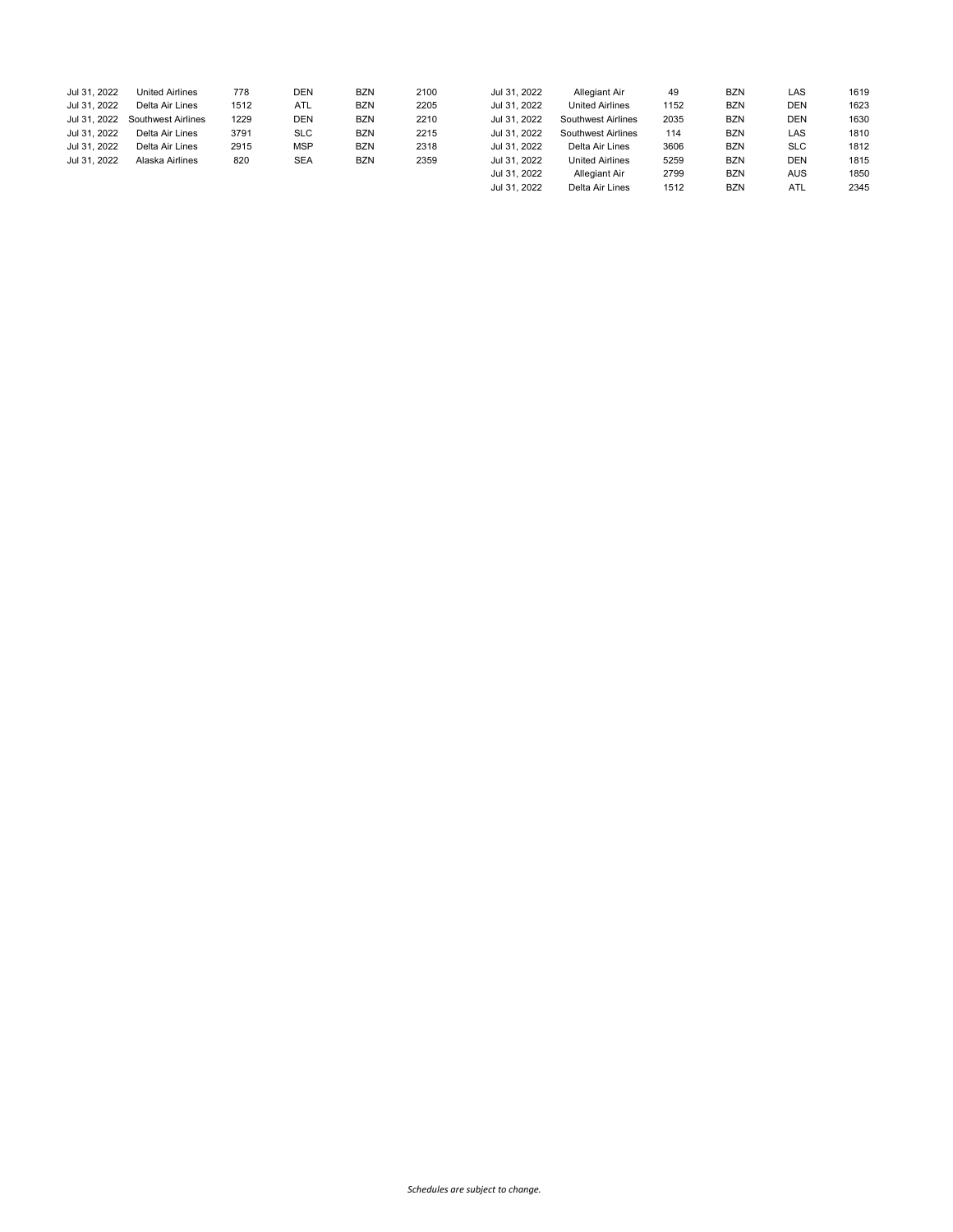| | | | | | |
|---|---|---|---|---|---|
| Jul 31, 2022 | United Airlines | 778 | DEN | BZN | 2100 |
| Jul 31, 2022 | Delta Air Lines | 1512 | ATL | BZN | 2205 |
| Jul 31, 2022 | Southwest Airlines | 1229 | DEN | BZN | 2210 |
| Jul 31, 2022 | Delta Air Lines | 3791 | SLC | BZN | 2215 |
| Jul 31, 2022 | Delta Air Lines | 2915 | MSP | BZN | 2318 |
| Jul 31, 2022 | Alaska Airlines | 820 | SEA | BZN | 2359 |

| | | | | | |
|---|---|---|---|---|---|
| Jul 31, 2022 | Allegiant Air | 49 | BZN | LAS | 1619 |
| Jul 31, 2022 | United Airlines | 1152 | BZN | DEN | 1623 |
| Jul 31, 2022 | Southwest Airlines | 2035 | BZN | DEN | 1630 |
| Jul 31, 2022 | Southwest Airlines | 114 | BZN | LAS | 1810 |
| Jul 31, 2022 | Delta Air Lines | 3606 | BZN | SLC | 1812 |
| Jul 31, 2022 | United Airlines | 5259 | BZN | DEN | 1815 |
| Jul 31, 2022 | Allegiant Air | 2799 | BZN | AUS | 1850 |
| Jul 31, 2022 | Delta Air Lines | 1512 | BZN | ATL | 2345 |

*Schedules are subject to change.*